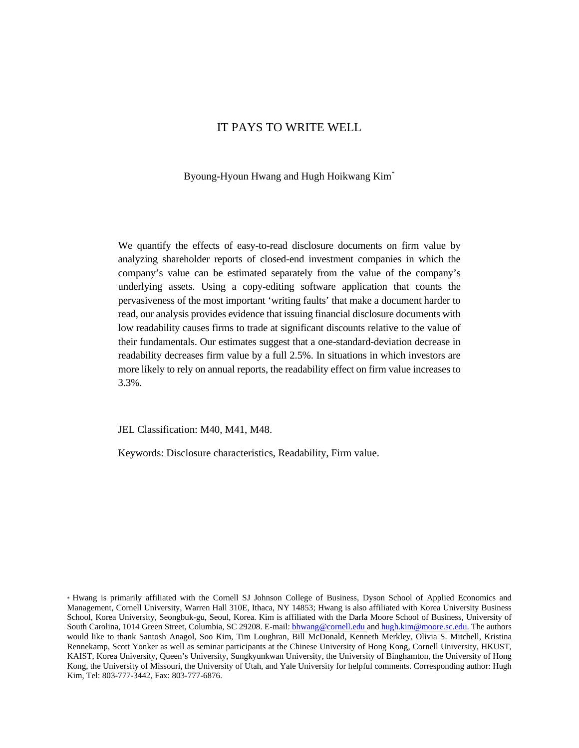# IT PAYS TO WRITE WELL

Byoung-Hyoun Hwang and Hugh Hoikwang Kim*

We quantify the effects of easy-to-read disclosure documents on firm value by analyzing shareholder reports of closed-end investment companies in which the company's value can be estimated separately from the value of the company's underlying assets. Using a copy-editing software application that counts the pervasiveness of the most important 'writing faults' that make a document harder to read, our analysis provides evidence that issuing financial disclosure documents with low readability causes firms to trade at significant discounts relative to the value of their fundamentals. Our estimates suggest that a one-standard-deviation decrease in readability decreases firm value by a full 2.5%. In situations in which investors are more likely to rely on annual reports, the readability effect on firm value increases to 3.3%.

JEL Classification: M40, M41, M48.

Keywords: Disclosure characteristics, Readability, Firm value.

* Hwang is primarily affiliated with the Cornell SJ Johnson College of Business, Dyson School of Applied Economics and Management, Cornell University, Warren Hall 310E, Ithaca, NY 14853; Hwang is also affiliated with Korea University Business School, Korea University, Seongbuk-gu, Seoul, Korea. Kim is affiliated with the Darla Moore School of Business, University of South Carolina, 1014 Green Street, Columbia, SC 29208. E-mail: bhwang@cornell.edu and hugh.kim@moore.sc.edu. The authors would like to thank Santosh Anagol, Soo Kim, Tim Loughran, Bill McDonald, Kenneth Merkley, Olivia S. Mitchell, Kristina Rennekamp, Scott Yonker as well as seminar participants at the Chinese University of Hong Kong, Cornell University, HKUST, KAIST, Korea University, Queen's University, Sungkyunkwan University, the University of Binghamton, the University of Hong Kong, the University of Missouri, the University of Utah, and Yale University for helpful comments. Corresponding author: Hugh Kim, Tel: 803-777-3442, Fax: 803-777-6876.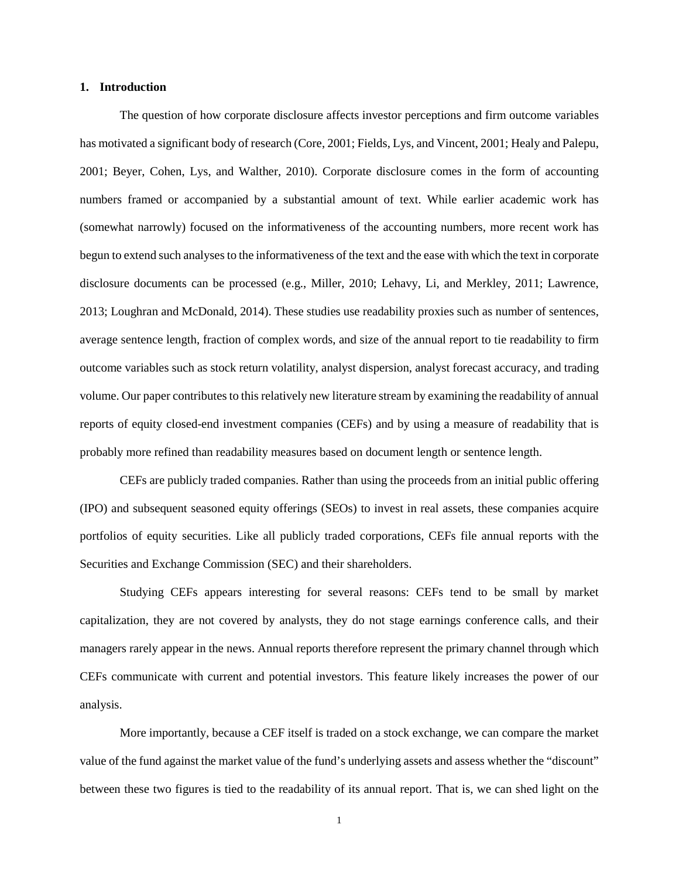## 1. Introduction

The question of how corporate disclosure affects investor perceptions and firm outcome variables has motivated a significant body of research (Core, 2001; Fields, Lys, and Vincent, 2001; Healy and Palepu, 2001; Beyer, Cohen, Lys, and Walther, 2010). Corporate disclosure comes in the form of accounting numbers framed or accompanied by a substantial amount of text. While earlier academic work has (somewhat narrowly) focused on the informativeness of the accounting numbers, more recent work has begun to extend such analyses to the informativeness of the text and the ease with which the text in corporate disclosure documents can be processed (e.g., Miller, 2010; Lehavy, Li, and Merkley, 2011; Lawrence, 2013; Loughran and McDonald, 2014). These studies use readability proxies such as number of sentences, average sentence length, fraction of complex words, and size of the annual report to tie readability to firm outcome variables such as stock return volatility, analyst dispersion, analyst forecast accuracy, and trading volume. Our paper contributes to this relatively new literature stream by examining the readability of annual reports of equity closed-end investment companies (CEFs) and by using a measure of readability that is probably more refined than readability measures based on document length or sentence length.

CEFs are publicly traded companies. Rather than using the proceeds from an initial public offering (IPO) and subsequent seasoned equity offerings (SEOs) to invest in real assets, these companies acquire portfolios of equity securities. Like all publicly traded corporations, CEFs file annual reports with the Securities and Exchange Commission (SEC) and their shareholders.

Studying CEFs appears interesting for several reasons: CEFs tend to be small by market capitalization, they are not covered by analysts, they do not stage earnings conference calls, and their managers rarely appear in the news. Annual reports therefore represent the primary channel through which CEFs communicate with current and potential investors. This feature likely increases the power of our analysis.

More importantly, because a CEF itself is traded on a stock exchange, we can compare the market value of the fund against the market value of the fund's underlying assets and assess whether the "discount" between these two figures is tied to the readability of its annual report. That is, we can shed light on the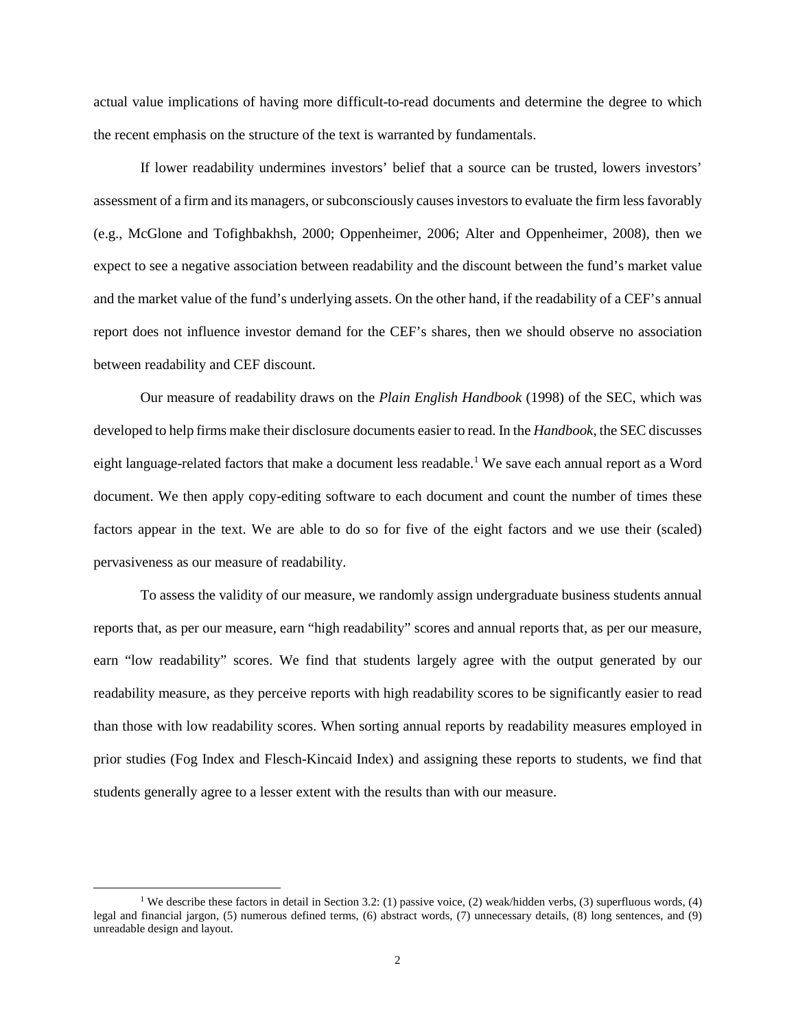actual value implications of having more difficult-to-read documents and determine the degree to which the recent emphasis on the structure of the text is warranted by fundamentals.

If lower readability undermines investors' belief that a source can be trusted, lowers investors' assessment of a firm and its managers, or subconsciously causes investors to evaluate the firm less favorably (e.g., McGlone and Tofighbakhsh, 2000; Oppenheimer, 2006; Alter and Oppenheimer, 2008), then we expect to see a negative association between readability and the discount between the fund's market value and the market value of the fund's underlying assets. On the other hand, if the readability of a CEF's annual report does not influence investor demand for the CEF's shares, then we should observe no association between readability and CEF discount.

Our measure of readability draws on the *Plain English Handbook* (1998) of the SEC, which was developed to help firms make their disclosure documents easier to read. In the *Handbook*, the SEC discusses eight language-related factors that make a document less readable.[1] We save each annual report as a Word document. We then apply copy-editing software to each document and count the number of times these factors appear in the text. We are able to do so for five of the eight factors and we use their (scaled) pervasiveness as our measure of readability.

To assess the validity of our measure, we randomly assign undergraduate business students annual reports that, as per our measure, earn "high readability" scores and annual reports that, as per our measure, earn "low readability" scores. We find that students largely agree with the output generated by our readability measure, as they perceive reports with high readability scores to be significantly easier to read than those with low readability scores. When sorting annual reports by readability measures employed in prior studies (Fog Index and Flesch-Kincaid Index) and assigning these reports to students, we find that students generally agree to a lesser extent with the results than with our measure.

---

[1] We describe these factors in detail in Section 3.2: (1) passive voice, (2) weak/hidden verbs, (3) superfluous words, (4) legal and financial jargon, (5) numerous defined terms, (6) abstract words, (7) unnecessary details, (8) long sentences, and (9) unreadable design and layout.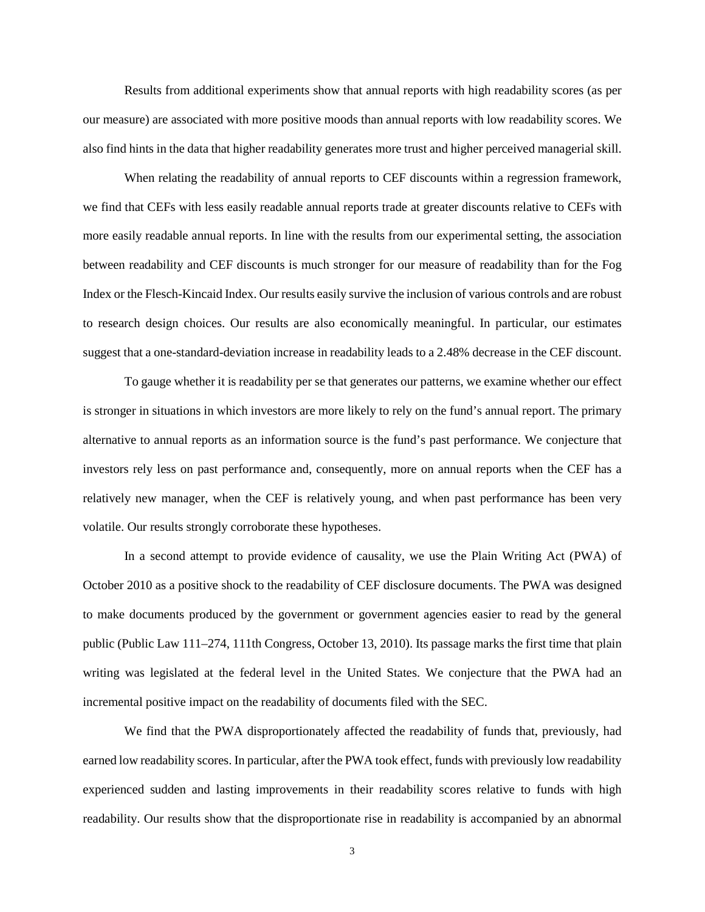Results from additional experiments show that annual reports with high readability scores (as per our measure) are associated with more positive moods than annual reports with low readability scores. We also find hints in the data that higher readability generates more trust and higher perceived managerial skill.

When relating the readability of annual reports to CEF discounts within a regression framework, we find that CEFs with less easily readable annual reports trade at greater discounts relative to CEFs with more easily readable annual reports. In line with the results from our experimental setting, the association between readability and CEF discounts is much stronger for our measure of readability than for the Fog Index or the Flesch-Kincaid Index. Our results easily survive the inclusion of various controls and are robust to research design choices. Our results are also economically meaningful. In particular, our estimates suggest that a one-standard-deviation increase in readability leads to a 2.48% decrease in the CEF discount.

To gauge whether it is readability per se that generates our patterns, we examine whether our effect is stronger in situations in which investors are more likely to rely on the fund's annual report. The primary alternative to annual reports as an information source is the fund's past performance. We conjecture that investors rely less on past performance and, consequently, more on annual reports when the CEF has a relatively new manager, when the CEF is relatively young, and when past performance has been very volatile. Our results strongly corroborate these hypotheses.

In a second attempt to provide evidence of causality, we use the Plain Writing Act (PWA) of October 2010 as a positive shock to the readability of CEF disclosure documents. The PWA was designed to make documents produced by the government or government agencies easier to read by the general public (Public Law 111–274, 111th Congress, October 13, 2010). Its passage marks the first time that plain writing was legislated at the federal level in the United States. We conjecture that the PWA had an incremental positive impact on the readability of documents filed with the SEC.

We find that the PWA disproportionately affected the readability of funds that, previously, had earned low readability scores. In particular, after the PWA took effect, funds with previously low readability experienced sudden and lasting improvements in their readability scores relative to funds with high readability. Our results show that the disproportionate rise in readability is accompanied by an abnormal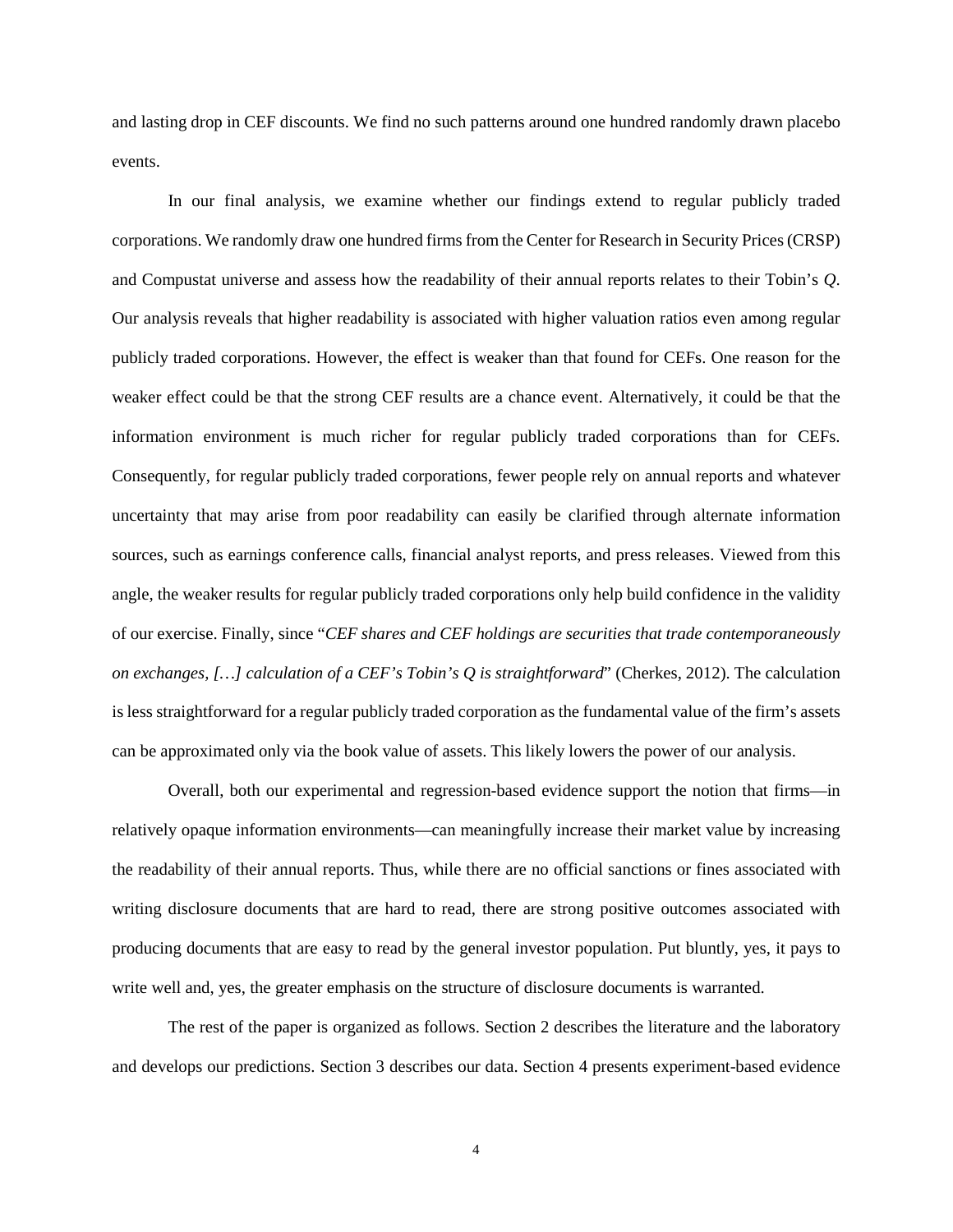and lasting drop in CEF discounts. We find no such patterns around one hundred randomly drawn placebo events.

In our final analysis, we examine whether our findings extend to regular publicly traded corporations. We randomly draw one hundred firms from the Center for Research in Security Prices (CRSP) and Compustat universe and assess how the readability of their annual reports relates to their Tobin's *Q*. Our analysis reveals that higher readability is associated with higher valuation ratios even among regular publicly traded corporations. However, the effect is weaker than that found for CEFs. One reason for the weaker effect could be that the strong CEF results are a chance event. Alternatively, it could be that the information environment is much richer for regular publicly traded corporations than for CEFs. Consequently, for regular publicly traded corporations, fewer people rely on annual reports and whatever uncertainty that may arise from poor readability can easily be clarified through alternate information sources, such as earnings conference calls, financial analyst reports, and press releases. Viewed from this angle, the weaker results for regular publicly traded corporations only help build confidence in the validity of our exercise. Finally, since "*CEF shares and CEF holdings are securities that trade contemporaneously on exchanges, […] calculation of a CEF's Tobin's Q is straightforward*" (Cherkes, 2012). The calculation is less straightforward for a regular publicly traded corporation as the fundamental value of the firm's assets can be approximated only via the book value of assets. This likely lowers the power of our analysis.

Overall, both our experimental and regression-based evidence support the notion that firms—in relatively opaque information environments—can meaningfully increase their market value by increasing the readability of their annual reports. Thus, while there are no official sanctions or fines associated with writing disclosure documents that are hard to read, there are strong positive outcomes associated with producing documents that are easy to read by the general investor population. Put bluntly, yes, it pays to write well and, yes, the greater emphasis on the structure of disclosure documents is warranted.

The rest of the paper is organized as follows. Section 2 describes the literature and the laboratory and develops our predictions. Section 3 describes our data. Section 4 presents experiment-based evidence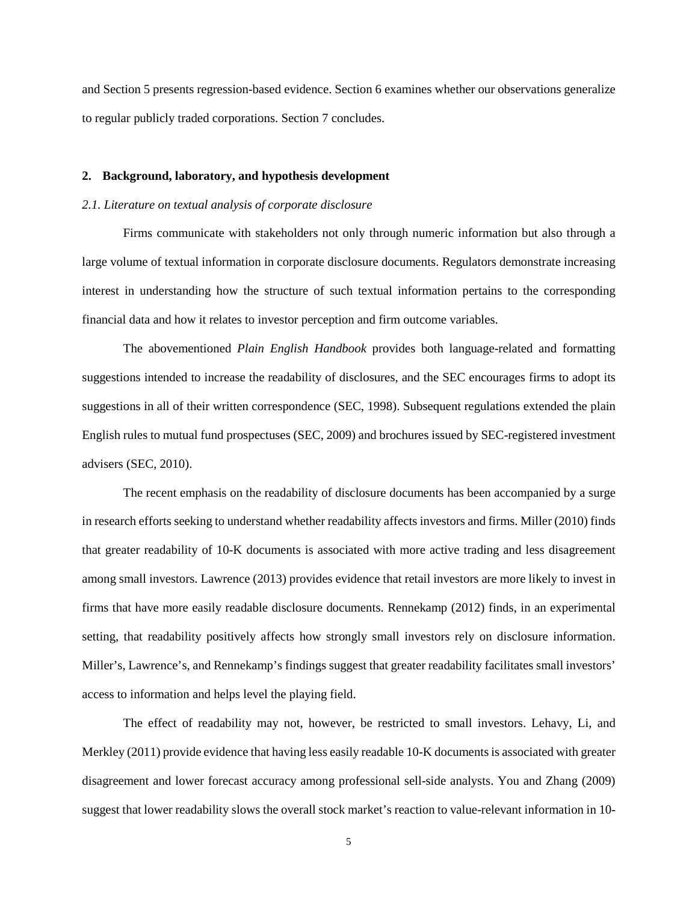and Section 5 presents regression-based evidence. Section 6 examines whether our observations generalize to regular publicly traded corporations. Section 7 concludes.

## 2. Background, laboratory, and hypothesis development

### *2.1. Literature on textual analysis of corporate disclosure*

Firms communicate with stakeholders not only through numeric information but also through a large volume of textual information in corporate disclosure documents. Regulators demonstrate increasing interest in understanding how the structure of such textual information pertains to the corresponding financial data and how it relates to investor perception and firm outcome variables.

The abovementioned *Plain English Handbook* provides both language-related and formatting suggestions intended to increase the readability of disclosures, and the SEC encourages firms to adopt its suggestions in all of their written correspondence (SEC, 1998). Subsequent regulations extended the plain English rules to mutual fund prospectuses (SEC, 2009) and brochures issued by SEC-registered investment advisers (SEC, 2010).

The recent emphasis on the readability of disclosure documents has been accompanied by a surge in research efforts seeking to understand whether readability affects investors and firms. Miller (2010) finds that greater readability of 10-K documents is associated with more active trading and less disagreement among small investors. Lawrence (2013) provides evidence that retail investors are more likely to invest in firms that have more easily readable disclosure documents. Rennekamp (2012) finds, in an experimental setting, that readability positively affects how strongly small investors rely on disclosure information. Miller's, Lawrence's, and Rennekamp's findings suggest that greater readability facilitates small investors' access to information and helps level the playing field.

The effect of readability may not, however, be restricted to small investors. Lehavy, Li, and Merkley (2011) provide evidence that having less easily readable 10-K documents is associated with greater disagreement and lower forecast accuracy among professional sell-side analysts. You and Zhang (2009) suggest that lower readability slows the overall stock market's reaction to value-relevant information in 10-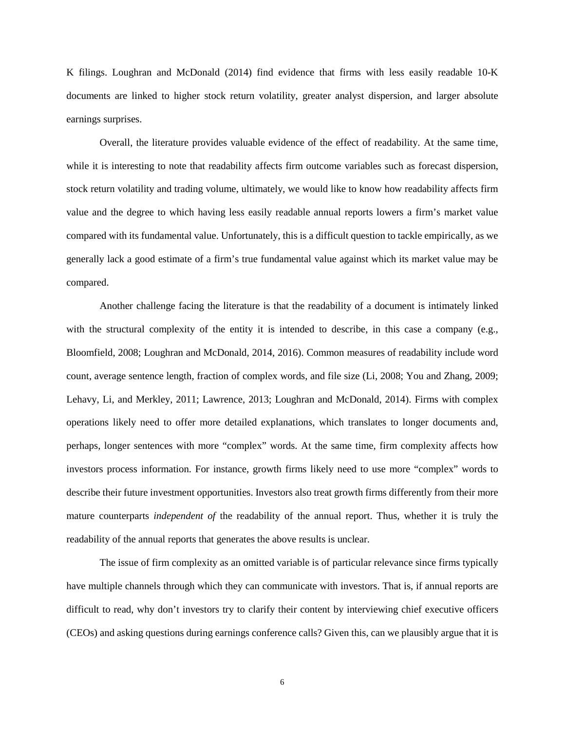K filings. Loughran and McDonald (2014) find evidence that firms with less easily readable 10-K documents are linked to higher stock return volatility, greater analyst dispersion, and larger absolute earnings surprises.

Overall, the literature provides valuable evidence of the effect of readability. At the same time, while it is interesting to note that readability affects firm outcome variables such as forecast dispersion, stock return volatility and trading volume, ultimately, we would like to know how readability affects firm value and the degree to which having less easily readable annual reports lowers a firm's market value compared with its fundamental value. Unfortunately, this is a difficult question to tackle empirically, as we generally lack a good estimate of a firm's true fundamental value against which its market value may be compared.

Another challenge facing the literature is that the readability of a document is intimately linked with the structural complexity of the entity it is intended to describe, in this case a company (e.g., Bloomfield, 2008; Loughran and McDonald, 2014, 2016). Common measures of readability include word count, average sentence length, fraction of complex words, and file size (Li, 2008; You and Zhang, 2009; Lehavy, Li, and Merkley, 2011; Lawrence, 2013; Loughran and McDonald, 2014). Firms with complex operations likely need to offer more detailed explanations, which translates to longer documents and, perhaps, longer sentences with more "complex" words. At the same time, firm complexity affects how investors process information. For instance, growth firms likely need to use more "complex" words to describe their future investment opportunities. Investors also treat growth firms differently from their more mature counterparts *independent of* the readability of the annual report. Thus, whether it is truly the readability of the annual reports that generates the above results is unclear.

The issue of firm complexity as an omitted variable is of particular relevance since firms typically have multiple channels through which they can communicate with investors. That is, if annual reports are difficult to read, why don't investors try to clarify their content by interviewing chief executive officers (CEOs) and asking questions during earnings conference calls? Given this, can we plausibly argue that it is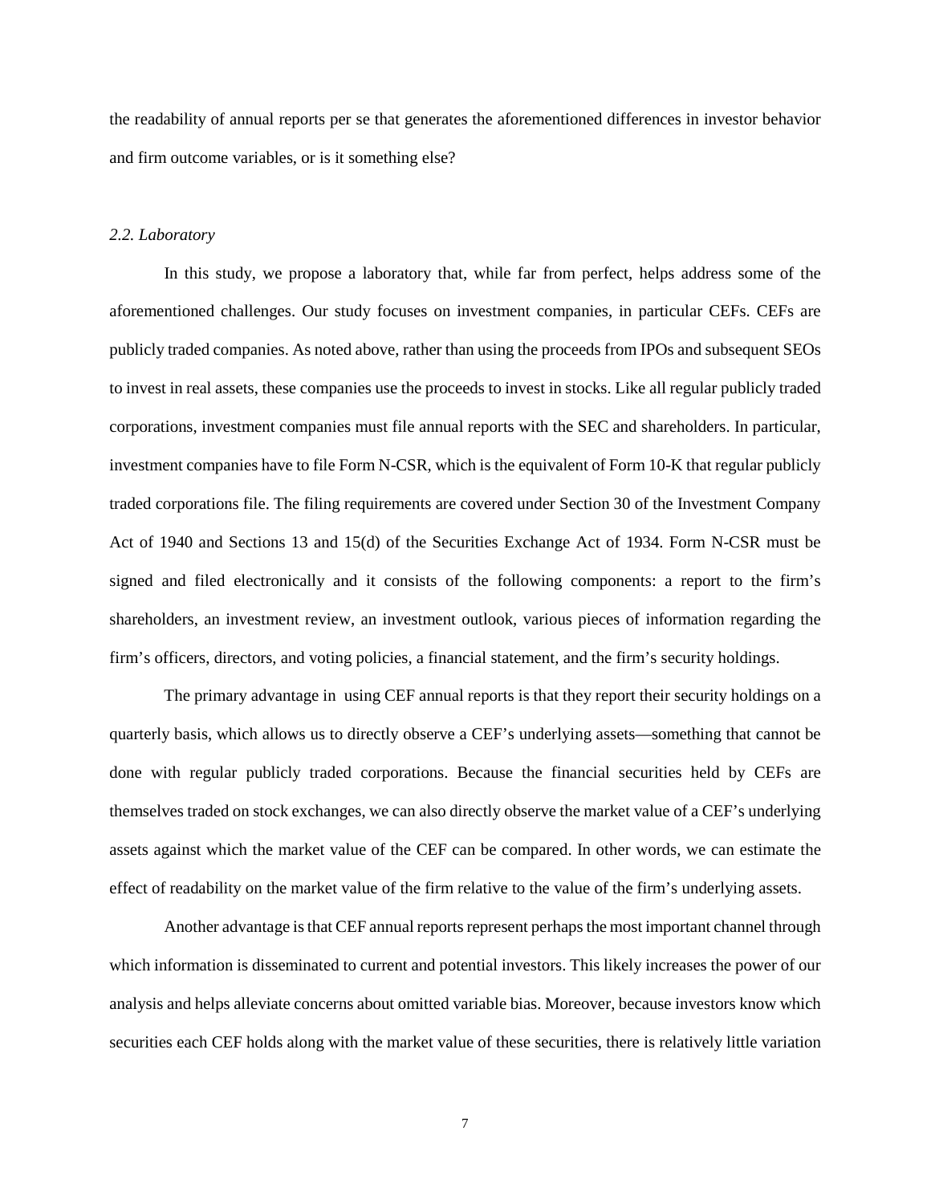the readability of annual reports per se that generates the aforementioned differences in investor behavior and firm outcome variables, or is it something else?

### *2.2. Laboratory*

In this study, we propose a laboratory that, while far from perfect, helps address some of the aforementioned challenges. Our study focuses on investment companies, in particular CEFs. CEFs are publicly traded companies. As noted above, rather than using the proceeds from IPOs and subsequent SEOs to invest in real assets, these companies use the proceeds to invest in stocks. Like all regular publicly traded corporations, investment companies must file annual reports with the SEC and shareholders. In particular, investment companies have to file Form N-CSR, which is the equivalent of Form 10-K that regular publicly traded corporations file. The filing requirements are covered under Section 30 of the Investment Company Act of 1940 and Sections 13 and 15(d) of the Securities Exchange Act of 1934. Form N-CSR must be signed and filed electronically and it consists of the following components: a report to the firm's shareholders, an investment review, an investment outlook, various pieces of information regarding the firm's officers, directors, and voting policies, a financial statement, and the firm's security holdings.

The primary advantage in using CEF annual reports is that they report their security holdings on a quarterly basis, which allows us to directly observe a CEF's underlying assets—something that cannot be done with regular publicly traded corporations. Because the financial securities held by CEFs are themselves traded on stock exchanges, we can also directly observe the market value of a CEF's underlying assets against which the market value of the CEF can be compared. In other words, we can estimate the effect of readability on the market value of the firm relative to the value of the firm's underlying assets.

Another advantage is that CEF annual reports represent perhaps the most important channel through which information is disseminated to current and potential investors. This likely increases the power of our analysis and helps alleviate concerns about omitted variable bias. Moreover, because investors know which securities each CEF holds along with the market value of these securities, there is relatively little variation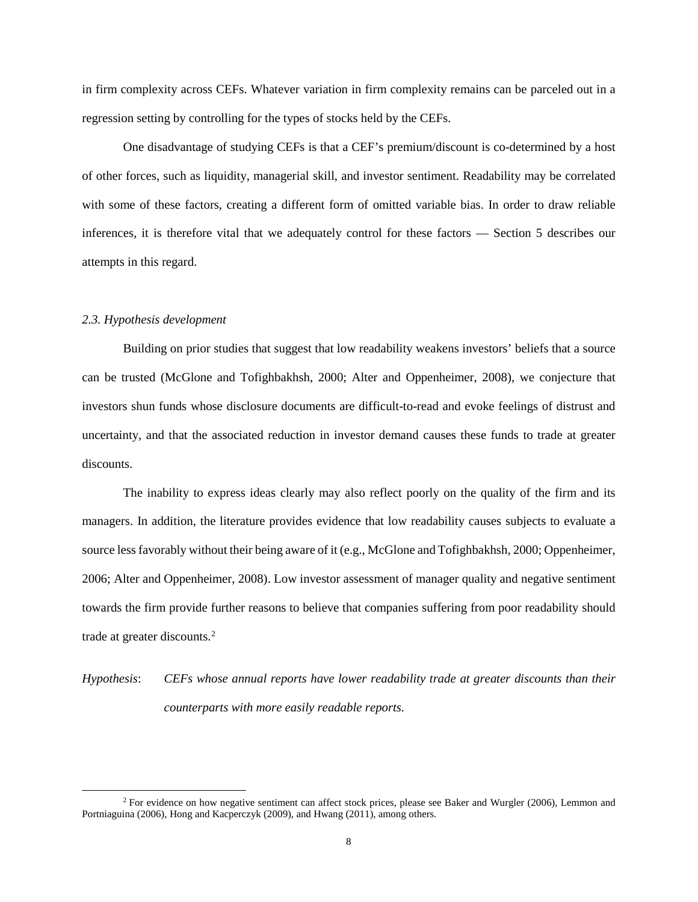in firm complexity across CEFs. Whatever variation in firm complexity remains can be parceled out in a regression setting by controlling for the types of stocks held by the CEFs.

One disadvantage of studying CEFs is that a CEF's premium/discount is co-determined by a host of other forces, such as liquidity, managerial skill, and investor sentiment. Readability may be correlated with some of these factors, creating a different form of omitted variable bias. In order to draw reliable inferences, it is therefore vital that we adequately control for these factors — Section 5 describes our attempts in this regard.

### *2.3. Hypothesis development*

Building on prior studies that suggest that low readability weakens investors' beliefs that a source can be trusted (McGlone and Tofighbakhsh, 2000; Alter and Oppenheimer, 2008), we conjecture that investors shun funds whose disclosure documents are difficult-to-read and evoke feelings of distrust and uncertainty, and that the associated reduction in investor demand causes these funds to trade at greater discounts.

The inability to express ideas clearly may also reflect poorly on the quality of the firm and its managers. In addition, the literature provides evidence that low readability causes subjects to evaluate a source less favorably without their being aware of it (e.g., McGlone and Tofighbakhsh, 2000; Oppenheimer, 2006; Alter and Oppenheimer, 2008). Low investor assessment of manager quality and negative sentiment towards the firm provide further reasons to believe that companies suffering from poor readability should trade at greater discounts.[2]

*Hypothesis*: *CEFs whose annual reports have lower readability trade at greater discounts than their counterparts with more easily readable reports.*

[2] For evidence on how negative sentiment can affect stock prices, please see Baker and Wurgler (2006), Lemmon and Portniaguina (2006), Hong and Kacperczyk (2009), and Hwang (2011), among others.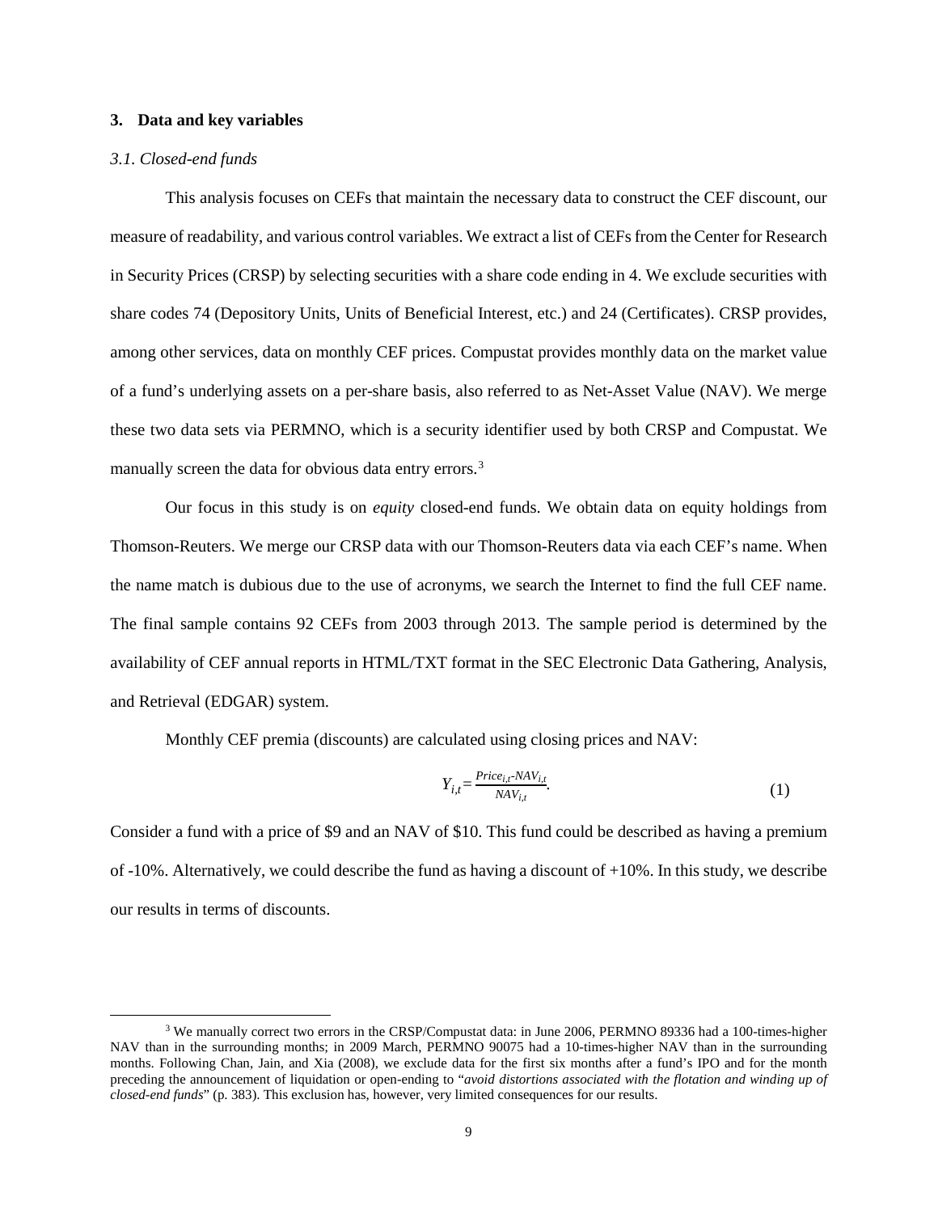## 3. Data and key variables

### *3.1. Closed-end funds*

This analysis focuses on CEFs that maintain the necessary data to construct the CEF discount, our measure of readability, and various control variables. We extract a list of CEFs from the Center for Research in Security Prices (CRSP) by selecting securities with a share code ending in 4. We exclude securities with share codes 74 (Depository Units, Units of Beneficial Interest, etc.) and 24 (Certificates). CRSP provides, among other services, data on monthly CEF prices. Compustat provides monthly data on the market value of a fund's underlying assets on a per-share basis, also referred to as Net-Asset Value (NAV). We merge these two data sets via PERMNO, which is a security identifier used by both CRSP and Compustat. We manually screen the data for obvious data entry errors.[3]

Our focus in this study is on *equity* closed-end funds. We obtain data on equity holdings from Thomson-Reuters. We merge our CRSP data with our Thomson-Reuters data via each CEF's name. When the name match is dubious due to the use of acronyms, we search the Internet to find the full CEF name. The final sample contains 92 CEFs from 2003 through 2013. The sample period is determined by the availability of CEF annual reports in HTML/TXT format in the SEC Electronic Data Gathering, Analysis, and Retrieval (EDGAR) system.

Monthly CEF premia (discounts) are calculated using closing prices and NAV:

$$Y_{i,t} = \frac{Price_{i,t} - NAV_{i,t}}{NAV_{i,t}}. \tag{1}$$

Consider a fund with a price of \$9 and an NAV of \$10. This fund could be described as having a premium of -10%. Alternatively, we could describe the fund as having a discount of +10%. In this study, we describe our results in terms of discounts.

[3] We manually correct two errors in the CRSP/Compustat data: in June 2006, PERMNO 89336 had a 100-times-higher NAV than in the surrounding months; in 2009 March, PERMNO 90075 had a 10-times-higher NAV than in the surrounding months. Following Chan, Jain, and Xia (2008), we exclude data for the first six months after a fund's IPO and for the month preceding the announcement of liquidation or open-ending to "*avoid distortions associated with the flotation and winding up of closed-end funds*" (p. 383). This exclusion has, however, very limited consequences for our results.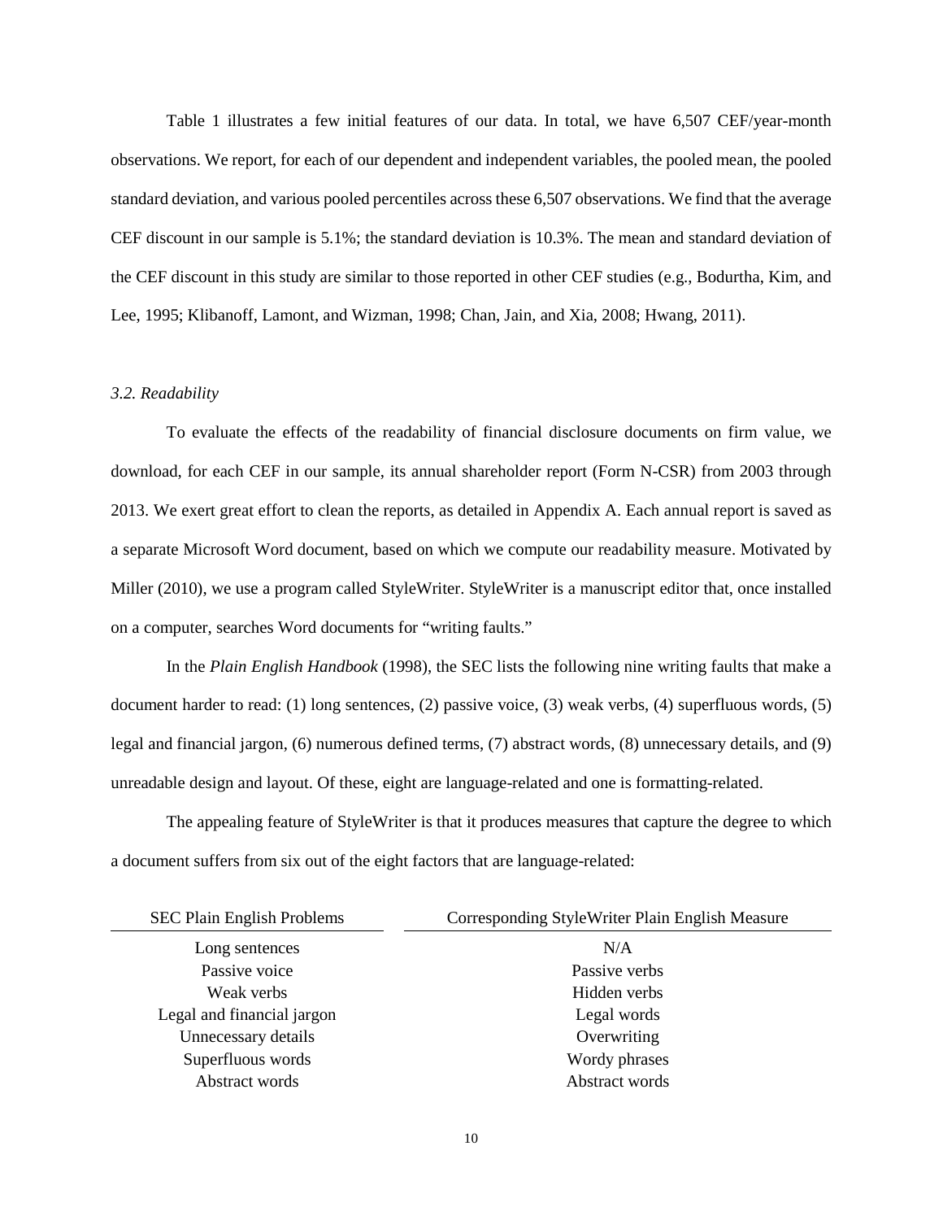Table 1 illustrates a few initial features of our data. In total, we have 6,507 CEF/year-month observations. We report, for each of our dependent and independent variables, the pooled mean, the pooled standard deviation, and various pooled percentiles across these 6,507 observations. We find that the average CEF discount in our sample is 5.1%; the standard deviation is 10.3%. The mean and standard deviation of the CEF discount in this study are similar to those reported in other CEF studies (e.g., Bodurtha, Kim, and Lee, 1995; Klibanoff, Lamont, and Wizman, 1998; Chan, Jain, and Xia, 2008; Hwang, 2011).

### *3.2. Readability*

To evaluate the effects of the readability of financial disclosure documents on firm value, we download, for each CEF in our sample, its annual shareholder report (Form N-CSR) from 2003 through 2013. We exert great effort to clean the reports, as detailed in Appendix A. Each annual report is saved as a separate Microsoft Word document, based on which we compute our readability measure. Motivated by Miller (2010), we use a program called StyleWriter. StyleWriter is a manuscript editor that, once installed on a computer, searches Word documents for "writing faults."

In the *Plain English Handbook* (1998), the SEC lists the following nine writing faults that make a document harder to read: (1) long sentences, (2) passive voice, (3) weak verbs, (4) superfluous words, (5) legal and financial jargon, (6) numerous defined terms, (7) abstract words, (8) unnecessary details, and (9) unreadable design and layout. Of these, eight are language-related and one is formatting-related.

The appealing feature of StyleWriter is that it produces measures that capture the degree to which a document suffers from six out of the eight factors that are language-related:

| SEC Plain English Problems | Corresponding StyleWriter Plain English Measure |
|---|---|
| Long sentences | N/A |
| Passive voice | Passive verbs |
| Weak verbs | Hidden verbs |
| Legal and financial jargon | Legal words |
| Unnecessary details | Overwriting |
| Superfluous words | Wordy phrases |
| Abstract words | Abstract words |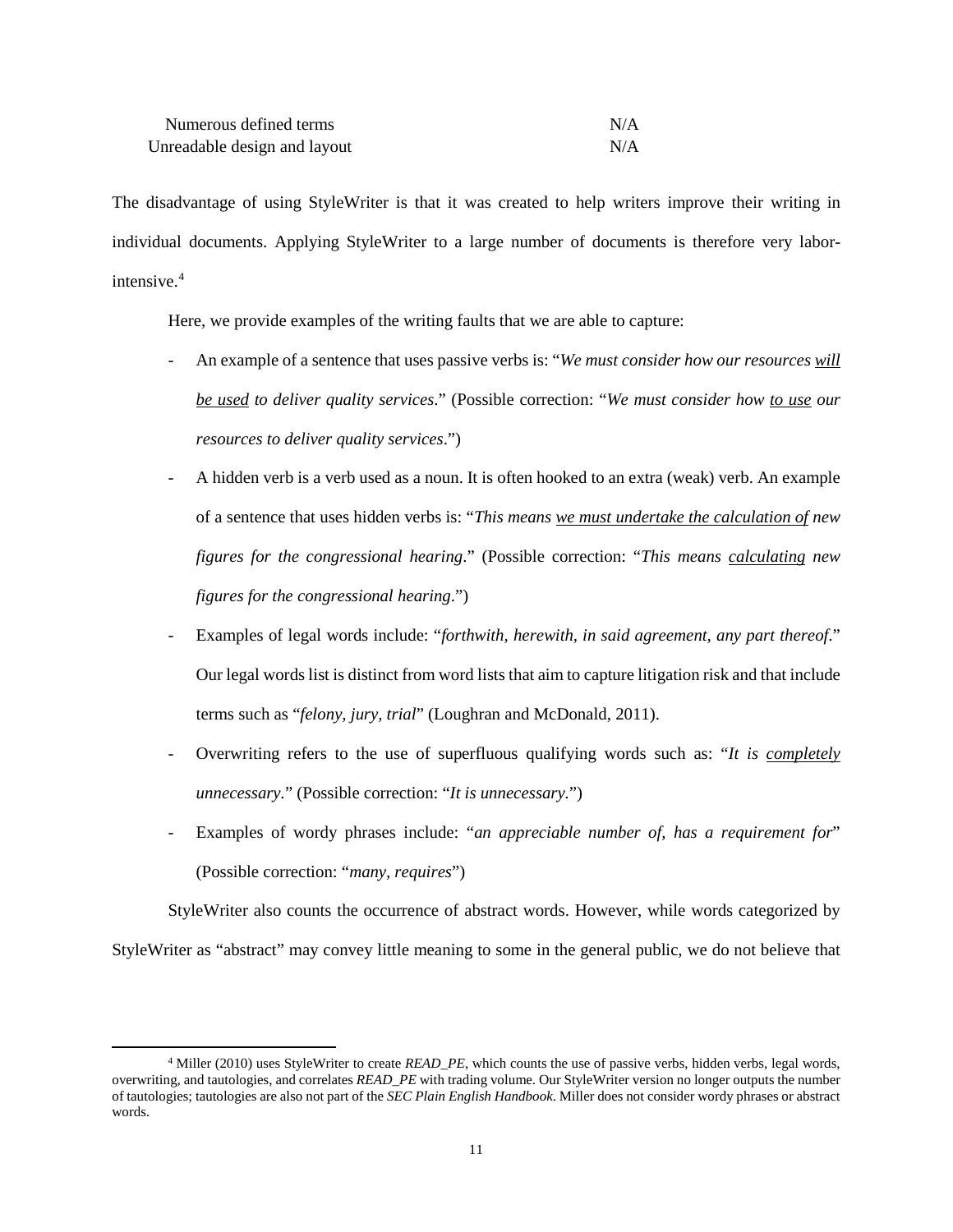| | |
|---|---|
| Numerous defined terms | N/A |
| Unreadable design and layout | N/A |

The disadvantage of using StyleWriter is that it was created to help writers improve their writing in individual documents. Applying StyleWriter to a large number of documents is therefore very labor-intensive.[4]

Here, we provide examples of the writing faults that we are able to capture:

- An example of a sentence that uses passive verbs is: "*We must consider how our resources will be used to deliver quality services*." (Possible correction: "*We must consider how to use our resources to deliver quality services*.")
- A hidden verb is a verb used as a noun. It is often hooked to an extra (weak) verb. An example of a sentence that uses hidden verbs is: "*This means we must undertake the calculation of new figures for the congressional hearing*." (Possible correction: "*This means calculating new figures for the congressional hearing*.")
- Examples of legal words include: "*forthwith, herewith, in said agreement, any part thereof*." Our legal words list is distinct from word lists that aim to capture litigation risk and that include terms such as "*felony, jury, trial*" (Loughran and McDonald, 2011).
- Overwriting refers to the use of superfluous qualifying words such as: "*It is completely unnecessary*." (Possible correction: "*It is unnecessary.*")
- Examples of wordy phrases include: "*an appreciable number of, has a requirement for*" (Possible correction: "*many, requires*")

StyleWriter also counts the occurrence of abstract words. However, while words categorized by StyleWriter as "abstract" may convey little meaning to some in the general public, we do not believe that

[4] Miller (2010) uses StyleWriter to create *READ_PE*, which counts the use of passive verbs, hidden verbs, legal words, overwriting, and tautologies, and correlates *READ_PE* with trading volume. Our StyleWriter version no longer outputs the number of tautologies; tautologies are also not part of the *SEC Plain English Handbook*. Miller does not consider wordy phrases or abstract words.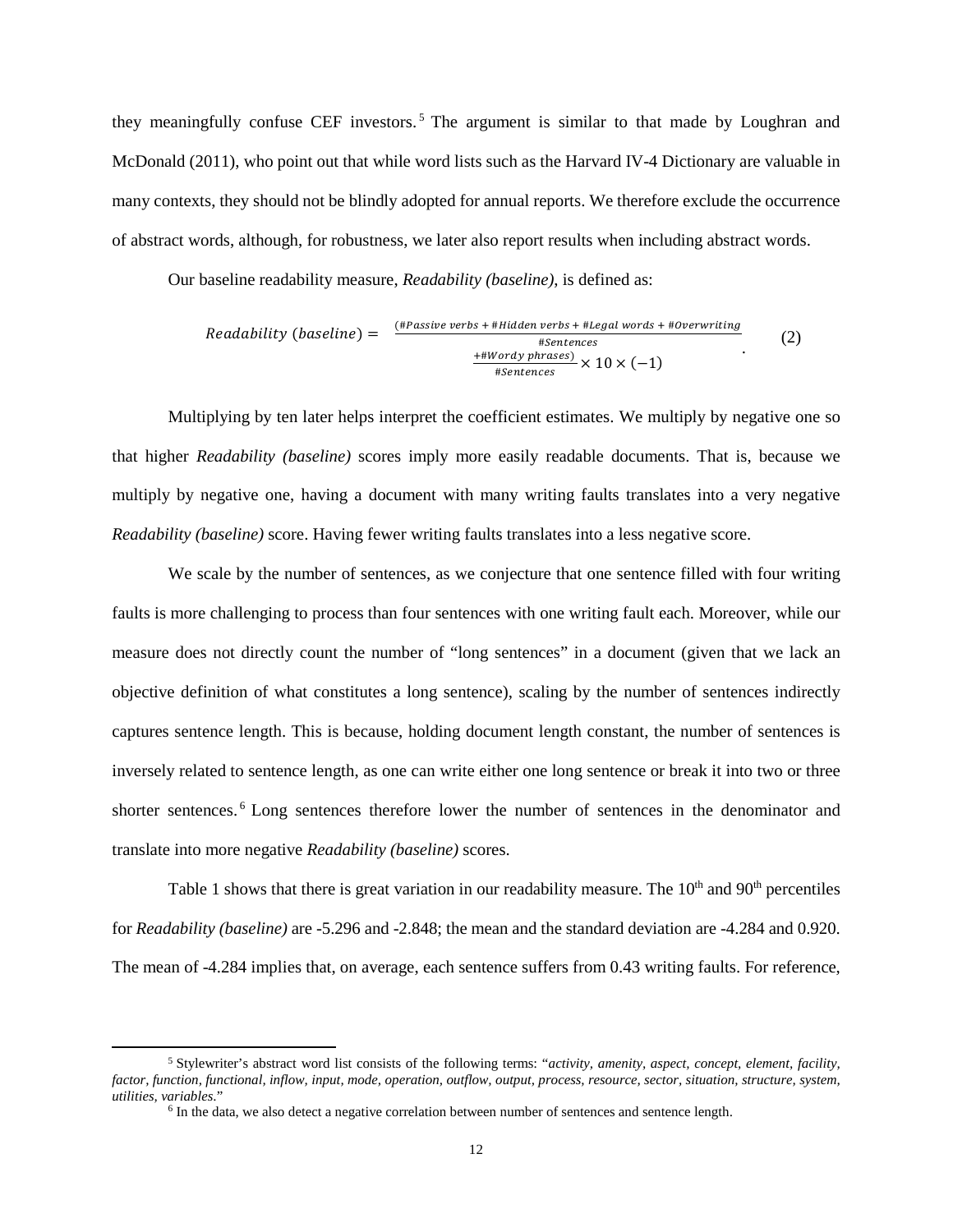they meaningfully confuse CEF investors.[5] The argument is similar to that made by Loughran and McDonald (2011), who point out that while word lists such as the Harvard IV-4 Dictionary are valuable in many contexts, they should not be blindly adopted for annual reports. We therefore exclude the occurrence of abstract words, although, for robustness, we later also report results when including abstract words.

Our baseline readability measure, *Readability (baseline)*, is defined as:

$$Readability\ (baseline) = \frac{(\#Passive\ verbs + \#Hidden\ verbs + \#Legal\ words + \#Overwriting + \#Wordy\ phrases)}{\#Sentences} \times 10 \times (-1). \quad (2)$$

Multiplying by ten later helps interpret the coefficient estimates. We multiply by negative one so that higher *Readability (baseline)* scores imply more easily readable documents. That is, because we multiply by negative one, having a document with many writing faults translates into a very negative *Readability (baseline)* score. Having fewer writing faults translates into a less negative score.

We scale by the number of sentences, as we conjecture that one sentence filled with four writing faults is more challenging to process than four sentences with one writing fault each. Moreover, while our measure does not directly count the number of "long sentences" in a document (given that we lack an objective definition of what constitutes a long sentence), scaling by the number of sentences indirectly captures sentence length. This is because, holding document length constant, the number of sentences is inversely related to sentence length, as one can write either one long sentence or break it into two or three shorter sentences.[6] Long sentences therefore lower the number of sentences in the denominator and translate into more negative *Readability (baseline)* scores.

Table 1 shows that there is great variation in our readability measure. The 10th and 90th percentiles for *Readability (baseline)* are -5.296 and -2.848; the mean and the standard deviation are -4.284 and 0.920. The mean of -4.284 implies that, on average, each sentence suffers from 0.43 writing faults. For reference,

[5] Stylewriter's abstract word list consists of the following terms: "*activity, amenity, aspect, concept, element, facility, factor, function, functional, inflow, input, mode, operation, outflow, output, process, resource, sector, situation, structure, system, utilities, variables*."

[6] In the data, we also detect a negative correlation between number of sentences and sentence length.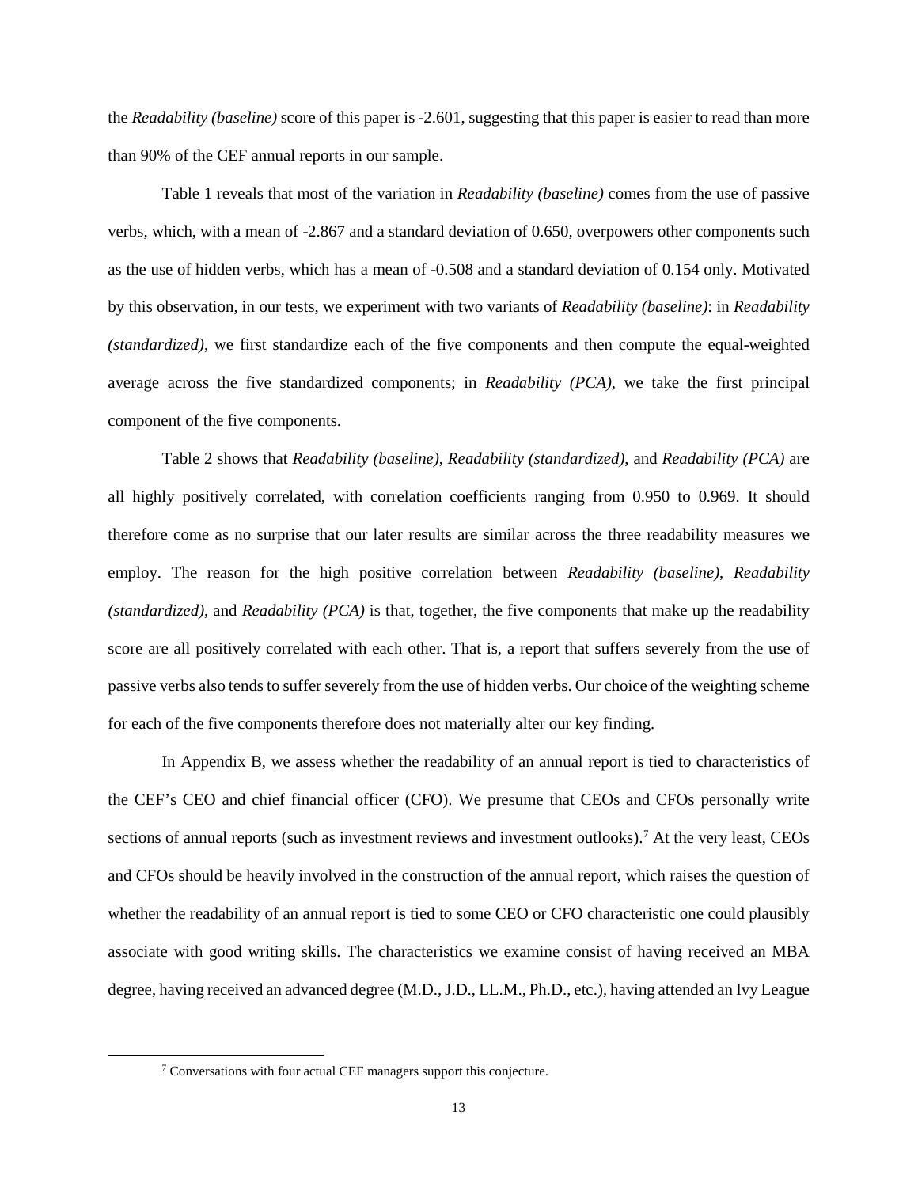the *Readability (baseline)* score of this paper is -2.601, suggesting that this paper is easier to read than more than 90% of the CEF annual reports in our sample.

Table 1 reveals that most of the variation in *Readability (baseline)* comes from the use of passive verbs, which, with a mean of -2.867 and a standard deviation of 0.650, overpowers other components such as the use of hidden verbs, which has a mean of -0.508 and a standard deviation of 0.154 only. Motivated by this observation, in our tests, we experiment with two variants of *Readability (baseline)*: in *Readability (standardized)*, we first standardize each of the five components and then compute the equal-weighted average across the five standardized components; in *Readability (PCA)*, we take the first principal component of the five components.

Table 2 shows that *Readability (baseline)*, *Readability (standardized)*, and *Readability (PCA)* are all highly positively correlated, with correlation coefficients ranging from 0.950 to 0.969. It should therefore come as no surprise that our later results are similar across the three readability measures we employ. The reason for the high positive correlation between *Readability (baseline)*, *Readability (standardized)*, and *Readability (PCA)* is that, together, the five components that make up the readability score are all positively correlated with each other. That is, a report that suffers severely from the use of passive verbs also tends to suffer severely from the use of hidden verbs. Our choice of the weighting scheme for each of the five components therefore does not materially alter our key finding.

In Appendix B, we assess whether the readability of an annual report is tied to characteristics of the CEF's CEO and chief financial officer (CFO). We presume that CEOs and CFOs personally write sections of annual reports (such as investment reviews and investment outlooks).[7] At the very least, CEOs and CFOs should be heavily involved in the construction of the annual report, which raises the question of whether the readability of an annual report is tied to some CEO or CFO characteristic one could plausibly associate with good writing skills. The characteristics we examine consist of having received an MBA degree, having received an advanced degree (M.D., J.D., LL.M., Ph.D., etc.), having attended an Ivy League

[7] Conversations with four actual CEF managers support this conjecture.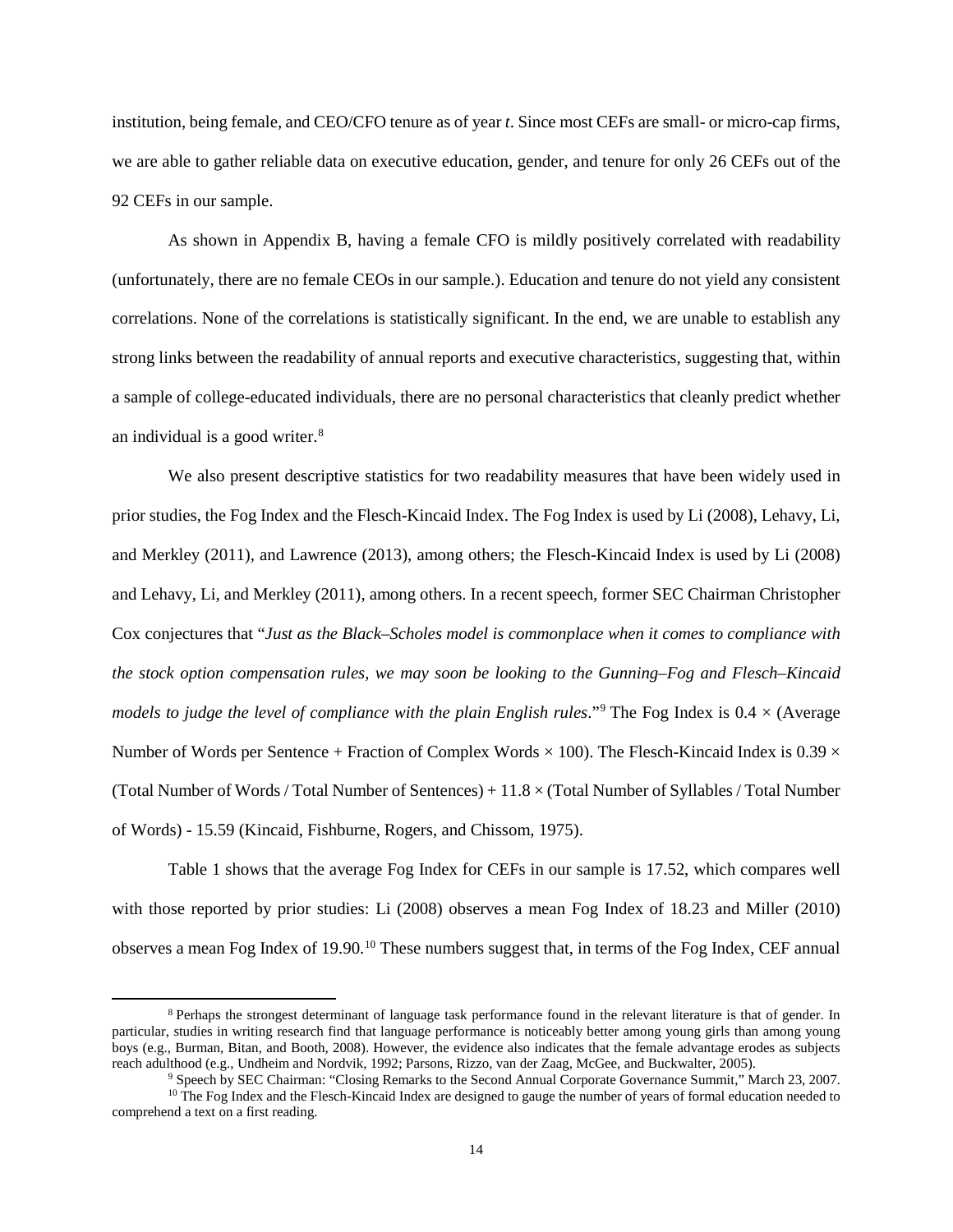institution, being female, and CEO/CFO tenure as of year *t*. Since most CEFs are small- or micro-cap firms, we are able to gather reliable data on executive education, gender, and tenure for only 26 CEFs out of the 92 CEFs in our sample.

As shown in Appendix B, having a female CFO is mildly positively correlated with readability (unfortunately, there are no female CEOs in our sample.). Education and tenure do not yield any consistent correlations. None of the correlations is statistically significant. In the end, we are unable to establish any strong links between the readability of annual reports and executive characteristics, suggesting that, within a sample of college-educated individuals, there are no personal characteristics that cleanly predict whether an individual is a good writer.[8]

We also present descriptive statistics for two readability measures that have been widely used in prior studies, the Fog Index and the Flesch-Kincaid Index. The Fog Index is used by Li (2008), Lehavy, Li, and Merkley (2011), and Lawrence (2013), among others; the Flesch-Kincaid Index is used by Li (2008) and Lehavy, Li, and Merkley (2011), among others. In a recent speech, former SEC Chairman Christopher Cox conjectures that "*Just as the Black–Scholes model is commonplace when it comes to compliance with the stock option compensation rules, we may soon be looking to the Gunning–Fog and Flesch–Kincaid models to judge the level of compliance with the plain English rules*."[9] The Fog Index is 0.4 × (Average Number of Words per Sentence + Fraction of Complex Words × 100). The Flesch-Kincaid Index is 0.39 × (Total Number of Words / Total Number of Sentences) + 11.8 × (Total Number of Syllables / Total Number of Words) - 15.59 (Kincaid, Fishburne, Rogers, and Chissom, 1975).

Table 1 shows that the average Fog Index for CEFs in our sample is 17.52, which compares well with those reported by prior studies: Li (2008) observes a mean Fog Index of 18.23 and Miller (2010) observes a mean Fog Index of 19.90.[10] These numbers suggest that, in terms of the Fog Index, CEF annual

---

[8] Perhaps the strongest determinant of language task performance found in the relevant literature is that of gender. In particular, studies in writing research find that language performance is noticeably better among young girls than among young boys (e.g., Burman, Bitan, and Booth, 2008). However, the evidence also indicates that the female advantage erodes as subjects reach adulthood (e.g., Undheim and Nordvik, 1992; Parsons, Rizzo, van der Zaag, McGee, and Buckwalter, 2005).

[9] Speech by SEC Chairman: "Closing Remarks to the Second Annual Corporate Governance Summit," March 23, 2007.

[10] The Fog Index and the Flesch-Kincaid Index are designed to gauge the number of years of formal education needed to comprehend a text on a first reading.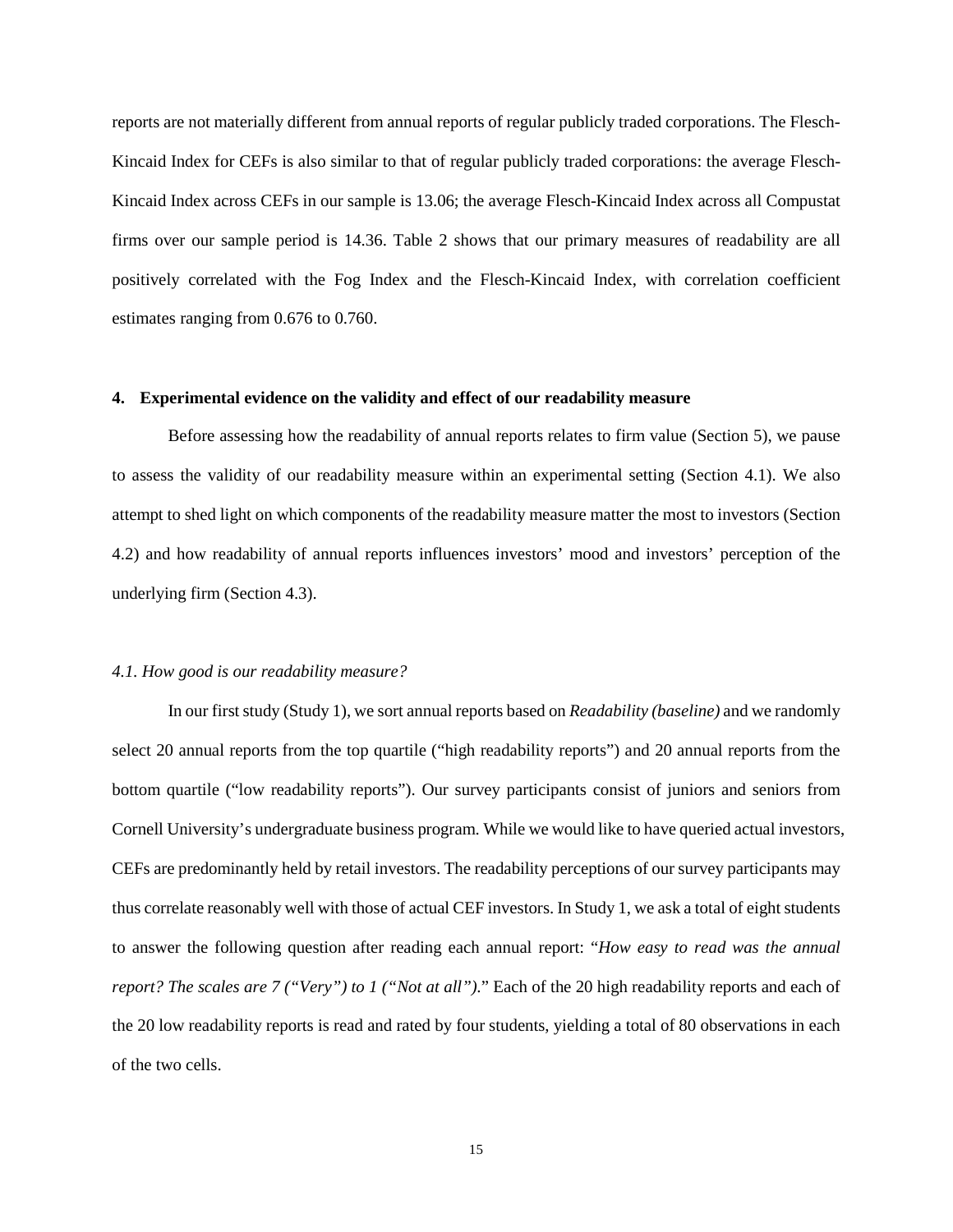reports are not materially different from annual reports of regular publicly traded corporations. The Flesch-Kincaid Index for CEFs is also similar to that of regular publicly traded corporations: the average Flesch-Kincaid Index across CEFs in our sample is 13.06; the average Flesch-Kincaid Index across all Compustat firms over our sample period is 14.36. Table 2 shows that our primary measures of readability are all positively correlated with the Fog Index and the Flesch-Kincaid Index, with correlation coefficient estimates ranging from 0.676 to 0.760.

## 4. Experimental evidence on the validity and effect of our readability measure

Before assessing how the readability of annual reports relates to firm value (Section 5), we pause to assess the validity of our readability measure within an experimental setting (Section 4.1). We also attempt to shed light on which components of the readability measure matter the most to investors (Section 4.2) and how readability of annual reports influences investors' mood and investors' perception of the underlying firm (Section 4.3).

### *4.1. How good is our readability measure?*

In our first study (Study 1), we sort annual reports based on *Readability (baseline)* and we randomly select 20 annual reports from the top quartile ("high readability reports") and 20 annual reports from the bottom quartile ("low readability reports"). Our survey participants consist of juniors and seniors from Cornell University's undergraduate business program. While we would like to have queried actual investors, CEFs are predominantly held by retail investors. The readability perceptions of our survey participants may thus correlate reasonably well with those of actual CEF investors. In Study 1, we ask a total of eight students to answer the following question after reading each annual report: "*How easy to read was the annual report? The scales are 7 ("Very") to 1 ("Not at all").*" Each of the 20 high readability reports and each of the 20 low readability reports is read and rated by four students, yielding a total of 80 observations in each of the two cells.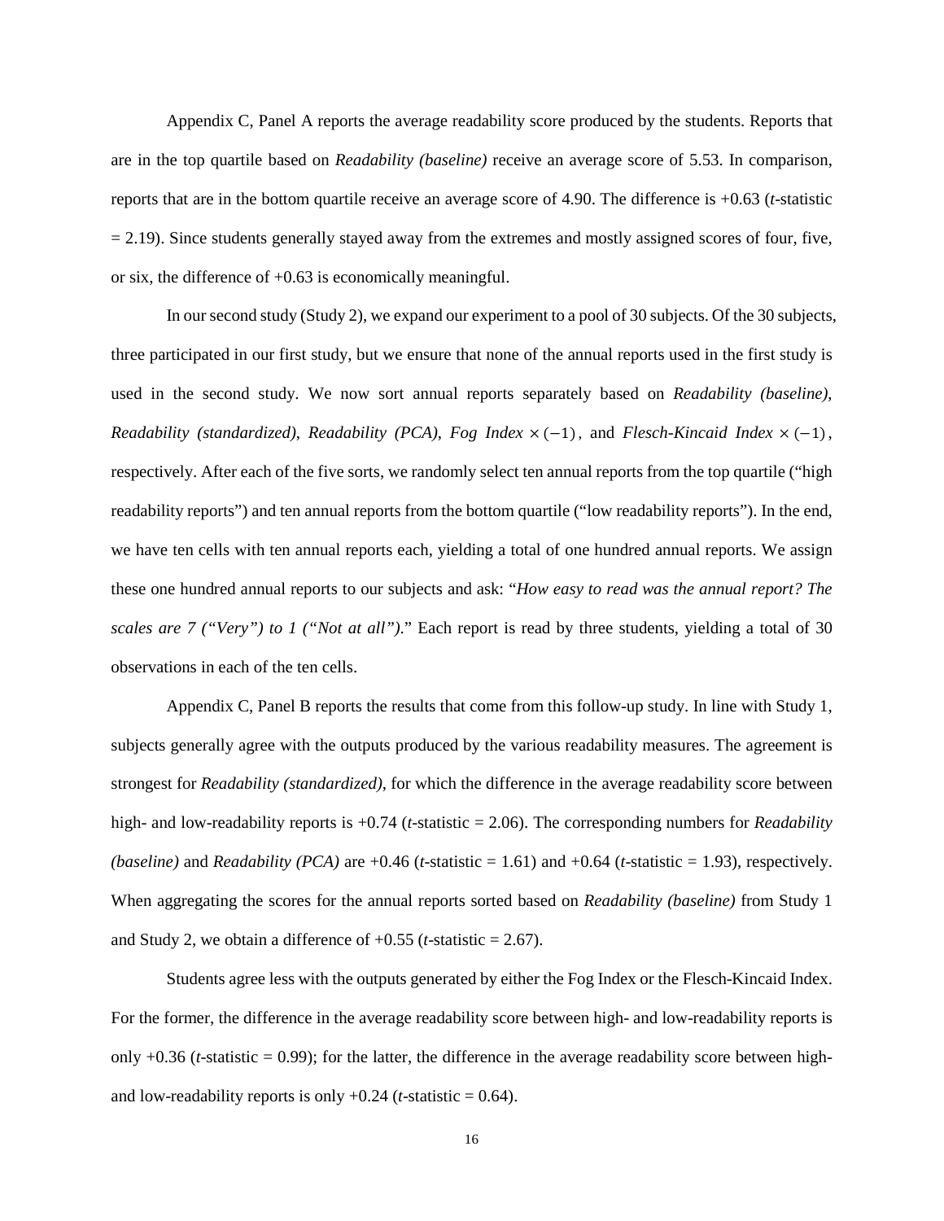Appendix C, Panel A reports the average readability score produced by the students. Reports that are in the top quartile based on *Readability (baseline)* receive an average score of 5.53. In comparison, reports that are in the bottom quartile receive an average score of 4.90. The difference is +0.63 (*t*-statistic = 2.19). Since students generally stayed away from the extremes and mostly assigned scores of four, five, or six, the difference of +0.63 is economically meaningful.

In our second study (Study 2), we expand our experiment to a pool of 30 subjects. Of the 30 subjects, three participated in our first study, but we ensure that none of the annual reports used in the first study is used in the second study. We now sort annual reports separately based on *Readability (baseline)*, *Readability (standardized)*, *Readability (PCA)*, *Fog Index* $\times(-1)$, and *Flesch-Kincaid Index* $\times(-1)$, respectively. After each of the five sorts, we randomly select ten annual reports from the top quartile ("high readability reports") and ten annual reports from the bottom quartile ("low readability reports"). In the end, we have ten cells with ten annual reports each, yielding a total of one hundred annual reports. We assign these one hundred annual reports to our subjects and ask: "*How easy to read was the annual report? The scales are 7 ("Very") to 1 ("Not at all").*" Each report is read by three students, yielding a total of 30 observations in each of the ten cells.

Appendix C, Panel B reports the results that come from this follow-up study. In line with Study 1, subjects generally agree with the outputs produced by the various readability measures. The agreement is strongest for *Readability (standardized)*, for which the difference in the average readability score between high- and low-readability reports is +0.74 (*t*-statistic = 2.06). The corresponding numbers for *Readability (baseline)* and *Readability (PCA)* are +0.46 (*t*-statistic = 1.61) and +0.64 (*t*-statistic = 1.93), respectively. When aggregating the scores for the annual reports sorted based on *Readability (baseline)* from Study 1 and Study 2, we obtain a difference of +0.55 (*t*-statistic = 2.67).

Students agree less with the outputs generated by either the Fog Index or the Flesch-Kincaid Index. For the former, the difference in the average readability score between high- and low-readability reports is only +0.36 (*t*-statistic = 0.99); for the latter, the difference in the average readability score between high- and low-readability reports is only +0.24 (*t*-statistic = 0.64).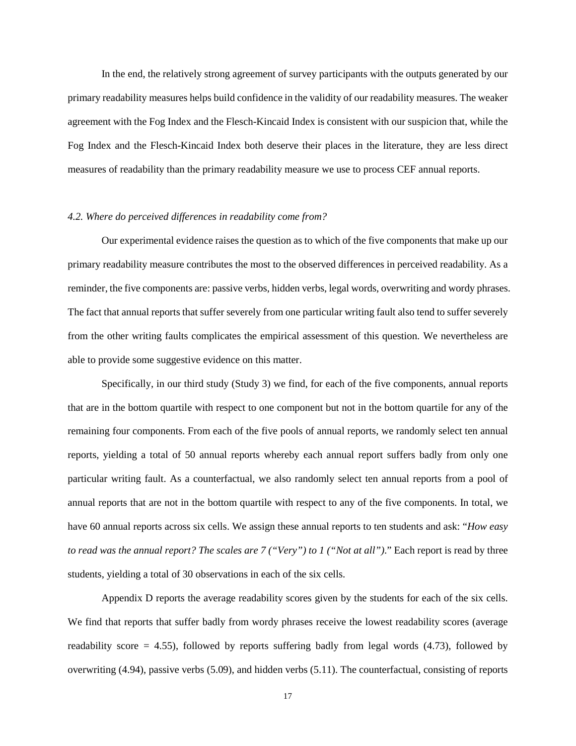In the end, the relatively strong agreement of survey participants with the outputs generated by our primary readability measures helps build confidence in the validity of our readability measures. The weaker agreement with the Fog Index and the Flesch-Kincaid Index is consistent with our suspicion that, while the Fog Index and the Flesch-Kincaid Index both deserve their places in the literature, they are less direct measures of readability than the primary readability measure we use to process CEF annual reports.

### *4.2. Where do perceived differences in readability come from?*

Our experimental evidence raises the question as to which of the five components that make up our primary readability measure contributes the most to the observed differences in perceived readability. As a reminder, the five components are: passive verbs, hidden verbs, legal words, overwriting and wordy phrases. The fact that annual reports that suffer severely from one particular writing fault also tend to suffer severely from the other writing faults complicates the empirical assessment of this question. We nevertheless are able to provide some suggestive evidence on this matter.

Specifically, in our third study (Study 3) we find, for each of the five components, annual reports that are in the bottom quartile with respect to one component but not in the bottom quartile for any of the remaining four components. From each of the five pools of annual reports, we randomly select ten annual reports, yielding a total of 50 annual reports whereby each annual report suffers badly from only one particular writing fault. As a counterfactual, we also randomly select ten annual reports from a pool of annual reports that are not in the bottom quartile with respect to any of the five components. In total, we have 60 annual reports across six cells. We assign these annual reports to ten students and ask: "*How easy to read was the annual report? The scales are 7 ("Very") to 1 ("Not at all").*" Each report is read by three students, yielding a total of 30 observations in each of the six cells.

Appendix D reports the average readability scores given by the students for each of the six cells. We find that reports that suffer badly from wordy phrases receive the lowest readability scores (average readability score = 4.55), followed by reports suffering badly from legal words (4.73), followed by overwriting (4.94), passive verbs (5.09), and hidden verbs (5.11). The counterfactual, consisting of reports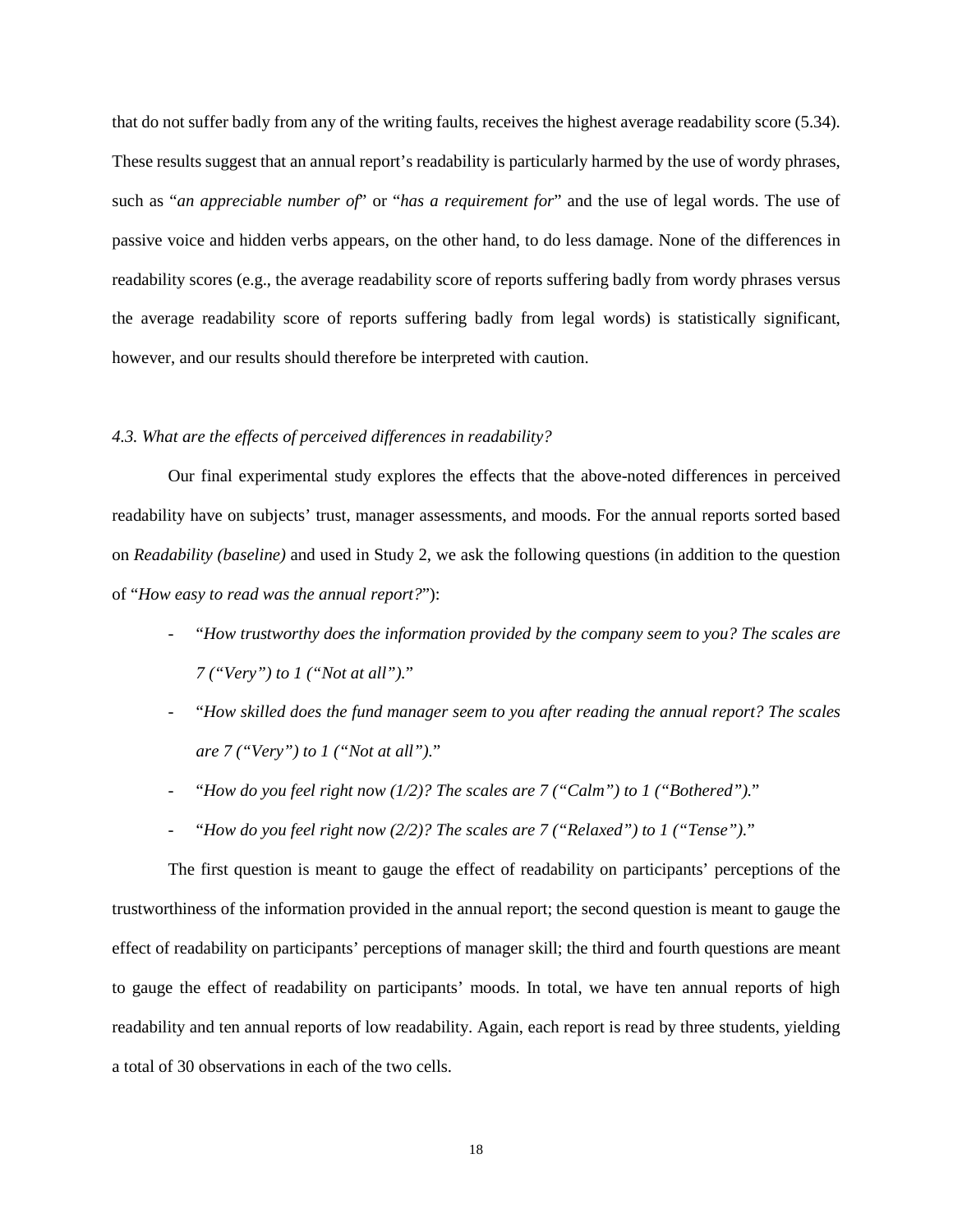that do not suffer badly from any of the writing faults, receives the highest average readability score (5.34). These results suggest that an annual report's readability is particularly harmed by the use of wordy phrases, such as "*an appreciable number of*" or "*has a requirement for*" and the use of legal words. The use of passive voice and hidden verbs appears, on the other hand, to do less damage. None of the differences in readability scores (e.g., the average readability score of reports suffering badly from wordy phrases versus the average readability score of reports suffering badly from legal words) is statistically significant, however, and our results should therefore be interpreted with caution.

### *4.3. What are the effects of perceived differences in readability?*

Our final experimental study explores the effects that the above-noted differences in perceived readability have on subjects' trust, manager assessments, and moods. For the annual reports sorted based on *Readability (baseline)* and used in Study 2, we ask the following questions (in addition to the question of "*How easy to read was the annual report?*"):

- "*How trustworthy does the information provided by the company seem to you? The scales are 7 ("Very") to 1 ("Not at all").*"
- "*How skilled does the fund manager seem to you after reading the annual report? The scales are 7 ("Very") to 1 ("Not at all").*"
- "*How do you feel right now (1/2)? The scales are 7 ("Calm") to 1 ("Bothered").*"
- "*How do you feel right now (2/2)? The scales are 7 ("Relaxed") to 1 ("Tense").*"

The first question is meant to gauge the effect of readability on participants' perceptions of the trustworthiness of the information provided in the annual report; the second question is meant to gauge the effect of readability on participants' perceptions of manager skill; the third and fourth questions are meant to gauge the effect of readability on participants' moods. In total, we have ten annual reports of high readability and ten annual reports of low readability. Again, each report is read by three students, yielding a total of 30 observations in each of the two cells.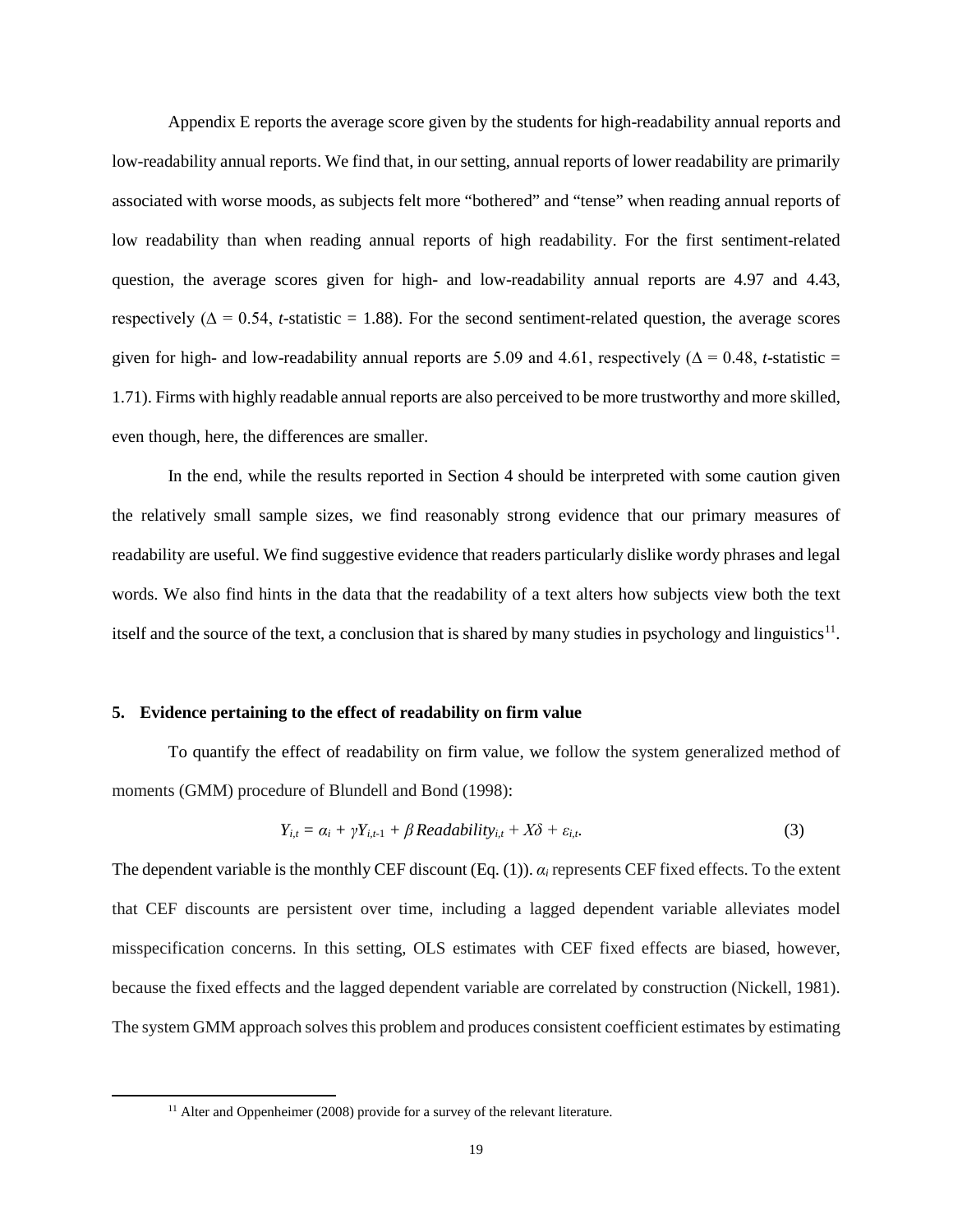Appendix E reports the average score given by the students for high-readability annual reports and low-readability annual reports. We find that, in our setting, annual reports of lower readability are primarily associated with worse moods, as subjects felt more "bothered" and "tense" when reading annual reports of low readability than when reading annual reports of high readability. For the first sentiment-related question, the average scores given for high- and low-readability annual reports are 4.97 and 4.43, respectively ($\Delta$ = 0.54, *t*-statistic = 1.88). For the second sentiment-related question, the average scores given for high- and low-readability annual reports are 5.09 and 4.61, respectively ($\Delta$ = 0.48, *t*-statistic = 1.71). Firms with highly readable annual reports are also perceived to be more trustworthy and more skilled, even though, here, the differences are smaller.

In the end, while the results reported in Section 4 should be interpreted with some caution given the relatively small sample sizes, we find reasonably strong evidence that our primary measures of readability are useful. We find suggestive evidence that readers particularly dislike wordy phrases and legal words. We also find hints in the data that the readability of a text alters how subjects view both the text itself and the source of the text, a conclusion that is shared by many studies in psychology and linguistics[11].

## 5. Evidence pertaining to the effect of readability on firm value

To quantify the effect of readability on firm value, we follow the system generalized method of moments (GMM) procedure of Blundell and Bond (1998):

$$Y_{i,t} = \alpha_i + \gamma Y_{i,t\text{-}1} + \beta\, Readability_{i,t} + X\delta + \varepsilon_{i,t}. \tag{3}$$

The dependent variable is the monthly CEF discount (Eq. (1)). $\alpha_i$ represents CEF fixed effects. To the extent that CEF discounts are persistent over time, including a lagged dependent variable alleviates model misspecification concerns. In this setting, OLS estimates with CEF fixed effects are biased, however, because the fixed effects and the lagged dependent variable are correlated by construction (Nickell, 1981). The system GMM approach solves this problem and produces consistent coefficient estimates by estimating

[11] Alter and Oppenheimer (2008) provide for a survey of the relevant literature.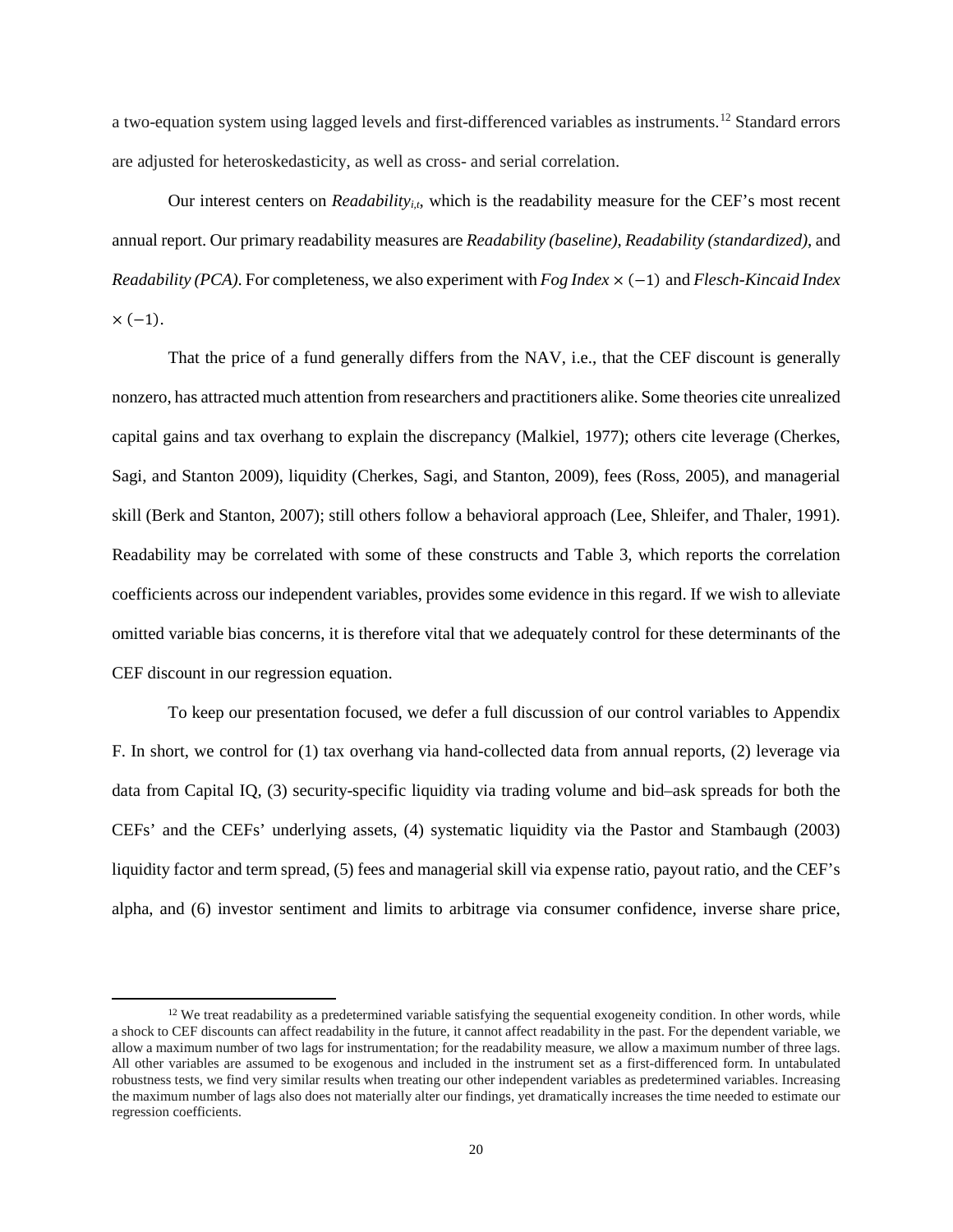a two-equation system using lagged levels and first-differenced variables as instruments.[12] Standard errors are adjusted for heteroskedasticity, as well as cross- and serial correlation.

Our interest centers on *Readability*$_{i,t}$, which is the readability measure for the CEF's most recent annual report. Our primary readability measures are *Readability (baseline)*, *Readability (standardized)*, and *Readability (PCA)*. For completeness, we also experiment with *Fog Index* $\times (-1)$ and *Flesch-Kincaid Index* $\times (-1)$.

That the price of a fund generally differs from the NAV, i.e., that the CEF discount is generally nonzero, has attracted much attention from researchers and practitioners alike. Some theories cite unrealized capital gains and tax overhang to explain the discrepancy (Malkiel, 1977); others cite leverage (Cherkes, Sagi, and Stanton 2009), liquidity (Cherkes, Sagi, and Stanton, 2009), fees (Ross, 2005), and managerial skill (Berk and Stanton, 2007); still others follow a behavioral approach (Lee, Shleifer, and Thaler, 1991). Readability may be correlated with some of these constructs and Table 3, which reports the correlation coefficients across our independent variables, provides some evidence in this regard. If we wish to alleviate omitted variable bias concerns, it is therefore vital that we adequately control for these determinants of the CEF discount in our regression equation.

To keep our presentation focused, we defer a full discussion of our control variables to Appendix F. In short, we control for (1) tax overhang via hand-collected data from annual reports, (2) leverage via data from Capital IQ, (3) security-specific liquidity via trading volume and bid–ask spreads for both the CEFs' and the CEFs' underlying assets, (4) systematic liquidity via the Pastor and Stambaugh (2003) liquidity factor and term spread, (5) fees and managerial skill via expense ratio, payout ratio, and the CEF's alpha, and (6) investor sentiment and limits to arbitrage via consumer confidence, inverse share price,

[12] We treat readability as a predetermined variable satisfying the sequential exogeneity condition. In other words, while a shock to CEF discounts can affect readability in the future, it cannot affect readability in the past. For the dependent variable, we allow a maximum number of two lags for instrumentation; for the readability measure, we allow a maximum number of three lags. All other variables are assumed to be exogenous and included in the instrument set as a first-differenced form. In untabulated robustness tests, we find very similar results when treating our other independent variables as predetermined variables. Increasing the maximum number of lags also does not materially alter our findings, yet dramatically increases the time needed to estimate our regression coefficients.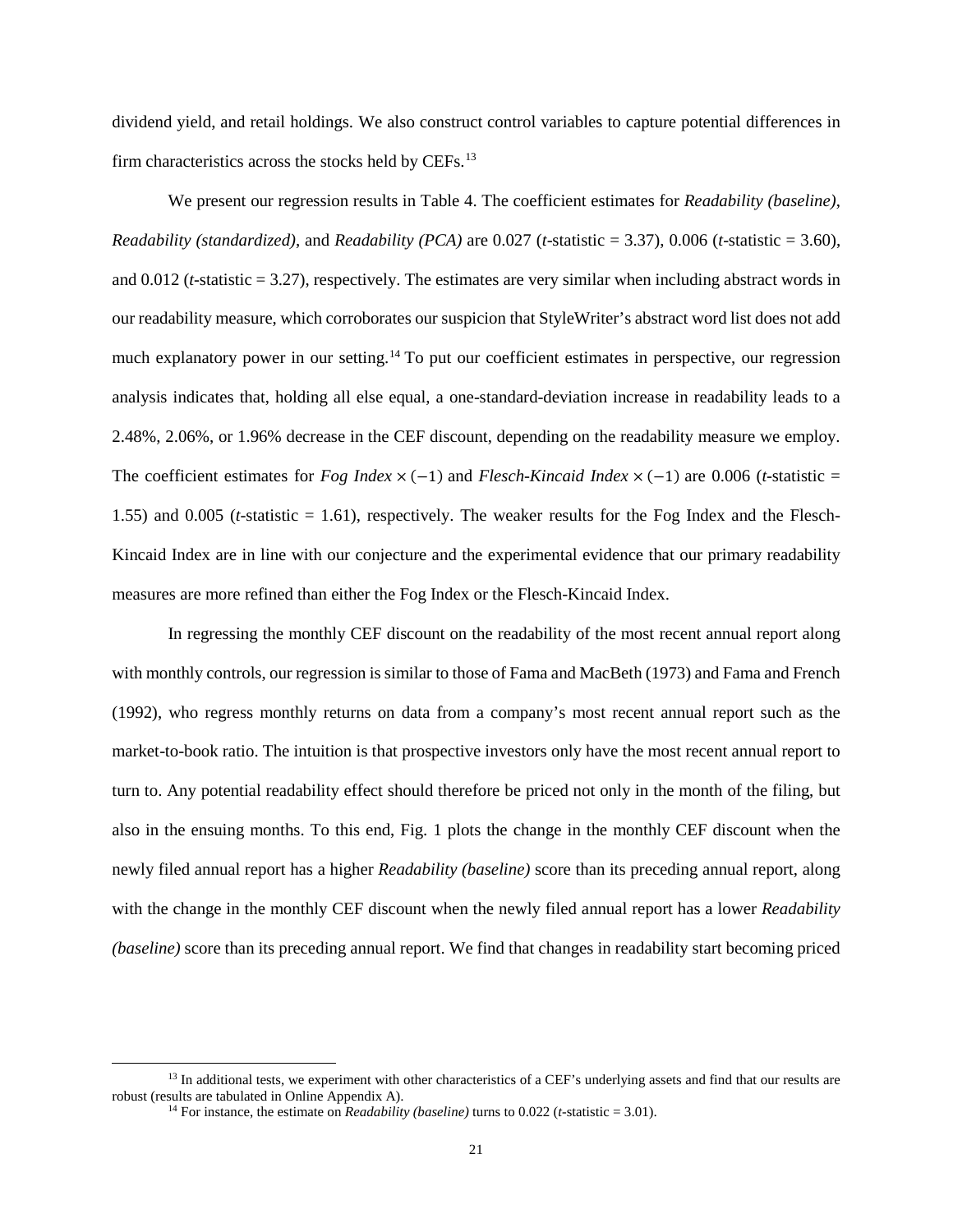dividend yield, and retail holdings. We also construct control variables to capture potential differences in firm characteristics across the stocks held by CEFs.[13]

We present our regression results in Table 4. The coefficient estimates for *Readability (baseline)*, *Readability (standardized)*, and *Readability (PCA)* are 0.027 (*t*-statistic = 3.37), 0.006 (*t*-statistic = 3.60), and 0.012 (*t*-statistic = 3.27), respectively. The estimates are very similar when including abstract words in our readability measure, which corroborates our suspicion that StyleWriter's abstract word list does not add much explanatory power in our setting.[14] To put our coefficient estimates in perspective, our regression analysis indicates that, holding all else equal, a one-standard-deviation increase in readability leads to a 2.48%, 2.06%, or 1.96% decrease in the CEF discount, depending on the readability measure we employ. The coefficient estimates for *Fog Index* $\times (-1)$ and *Flesch-Kincaid Index* $\times (-1)$ are 0.006 (*t*-statistic = 1.55) and 0.005 (*t*-statistic = 1.61), respectively. The weaker results for the Fog Index and the Flesch-Kincaid Index are in line with our conjecture and the experimental evidence that our primary readability measures are more refined than either the Fog Index or the Flesch-Kincaid Index.

In regressing the monthly CEF discount on the readability of the most recent annual report along with monthly controls, our regression is similar to those of Fama and MacBeth (1973) and Fama and French (1992), who regress monthly returns on data from a company's most recent annual report such as the market-to-book ratio. The intuition is that prospective investors only have the most recent annual report to turn to. Any potential readability effect should therefore be priced not only in the month of the filing, but also in the ensuing months. To this end, Fig. 1 plots the change in the monthly CEF discount when the newly filed annual report has a higher *Readability (baseline)* score than its preceding annual report, along with the change in the monthly CEF discount when the newly filed annual report has a lower *Readability (baseline)* score than its preceding annual report. We find that changes in readability start becoming priced

---

[13] In additional tests, we experiment with other characteristics of a CEF's underlying assets and find that our results are robust (results are tabulated in Online Appendix A).

[14] For instance, the estimate on *Readability (baseline)* turns to 0.022 (*t*-statistic = 3.01).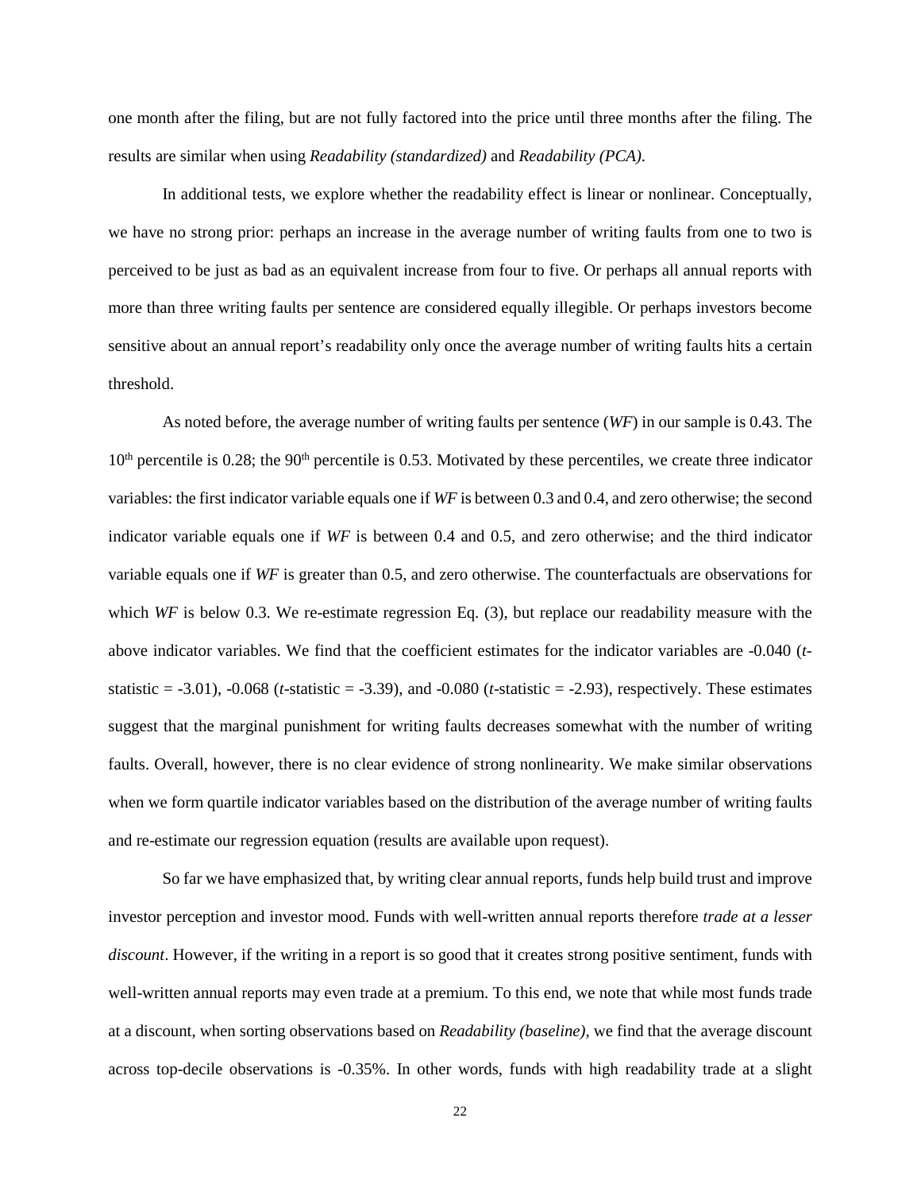one month after the filing, but are not fully factored into the price until three months after the filing. The results are similar when using *Readability (standardized)* and *Readability (PCA)*.

In additional tests, we explore whether the readability effect is linear or nonlinear. Conceptually, we have no strong prior: perhaps an increase in the average number of writing faults from one to two is perceived to be just as bad as an equivalent increase from four to five. Or perhaps all annual reports with more than three writing faults per sentence are considered equally illegible. Or perhaps investors become sensitive about an annual report's readability only once the average number of writing faults hits a certain threshold.

As noted before, the average number of writing faults per sentence (*WF*) in our sample is 0.43. The 10th percentile is 0.28; the 90th percentile is 0.53. Motivated by these percentiles, we create three indicator variables: the first indicator variable equals one if *WF* is between 0.3 and 0.4, and zero otherwise; the second indicator variable equals one if *WF* is between 0.4 and 0.5, and zero otherwise; and the third indicator variable equals one if *WF* is greater than 0.5, and zero otherwise. The counterfactuals are observations for which *WF* is below 0.3. We re-estimate regression Eq. (3), but replace our readability measure with the above indicator variables. We find that the coefficient estimates for the indicator variables are -0.040 (*t*-statistic = -3.01), -0.068 (*t*-statistic = -3.39), and -0.080 (*t*-statistic = -2.93), respectively. These estimates suggest that the marginal punishment for writing faults decreases somewhat with the number of writing faults. Overall, however, there is no clear evidence of strong nonlinearity. We make similar observations when we form quartile indicator variables based on the distribution of the average number of writing faults and re-estimate our regression equation (results are available upon request).

So far we have emphasized that, by writing clear annual reports, funds help build trust and improve investor perception and investor mood. Funds with well-written annual reports therefore *trade at a lesser discount*. However, if the writing in a report is so good that it creates strong positive sentiment, funds with well-written annual reports may even trade at a premium. To this end, we note that while most funds trade at a discount, when sorting observations based on *Readability (baseline)*, we find that the average discount across top-decile observations is -0.35%. In other words, funds with high readability trade at a slight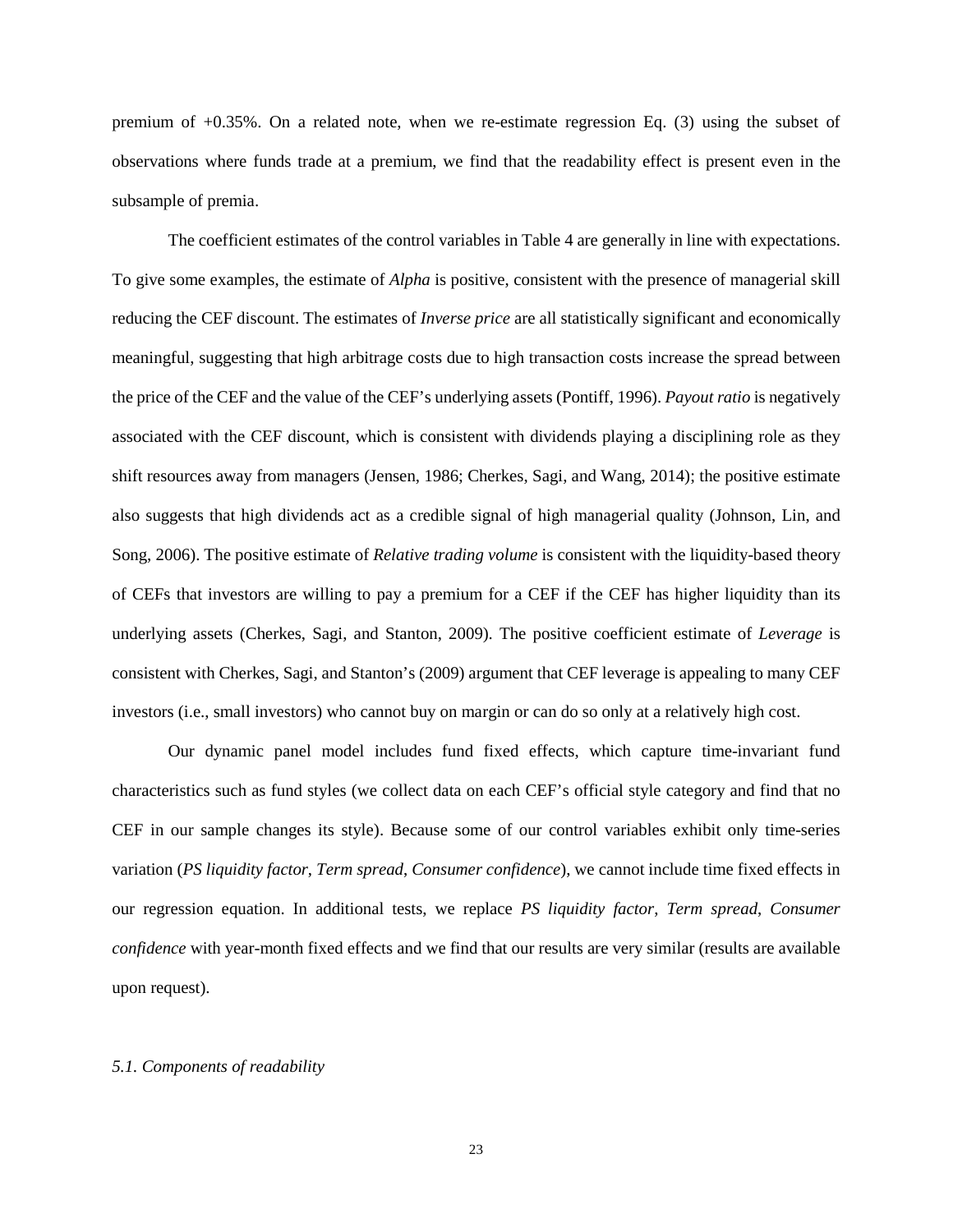premium of +0.35%. On a related note, when we re-estimate regression Eq. (3) using the subset of observations where funds trade at a premium, we find that the readability effect is present even in the subsample of premia.

The coefficient estimates of the control variables in Table 4 are generally in line with expectations. To give some examples, the estimate of *Alpha* is positive, consistent with the presence of managerial skill reducing the CEF discount. The estimates of *Inverse price* are all statistically significant and economically meaningful, suggesting that high arbitrage costs due to high transaction costs increase the spread between the price of the CEF and the value of the CEF's underlying assets (Pontiff, 1996). *Payout ratio* is negatively associated with the CEF discount, which is consistent with dividends playing a disciplining role as they shift resources away from managers (Jensen, 1986; Cherkes, Sagi, and Wang, 2014); the positive estimate also suggests that high dividends act as a credible signal of high managerial quality (Johnson, Lin, and Song, 2006). The positive estimate of *Relative trading volume* is consistent with the liquidity-based theory of CEFs that investors are willing to pay a premium for a CEF if the CEF has higher liquidity than its underlying assets (Cherkes, Sagi, and Stanton, 2009). The positive coefficient estimate of *Leverage* is consistent with Cherkes, Sagi, and Stanton's (2009) argument that CEF leverage is appealing to many CEF investors (i.e., small investors) who cannot buy on margin or can do so only at a relatively high cost.

Our dynamic panel model includes fund fixed effects, which capture time-invariant fund characteristics such as fund styles (we collect data on each CEF's official style category and find that no CEF in our sample changes its style). Because some of our control variables exhibit only time-series variation (*PS liquidity factor*, *Term spread*, *Consumer confidence*), we cannot include time fixed effects in our regression equation. In additional tests, we replace *PS liquidity factor*, *Term spread*, *Consumer confidence* with year-month fixed effects and we find that our results are very similar (results are available upon request).

### *5.1. Components of readability*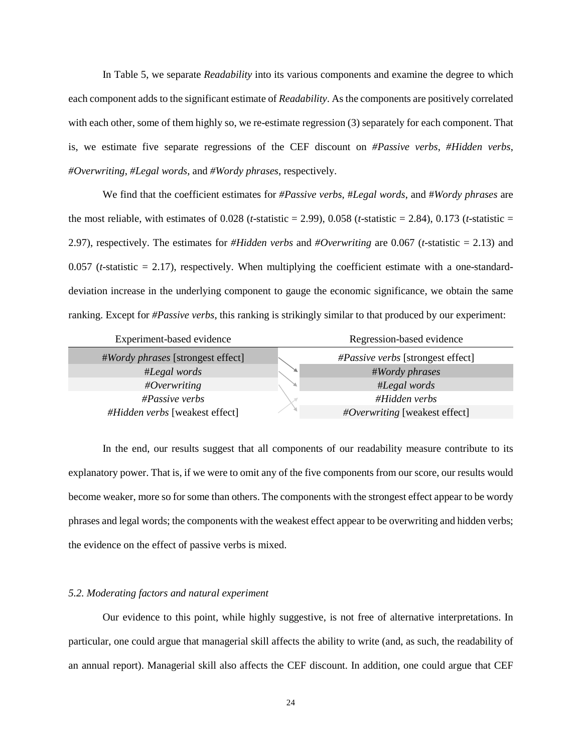In Table 5, we separate *Readability* into its various components and examine the degree to which each component adds to the significant estimate of *Readability*. As the components are positively correlated with each other, some of them highly so, we re-estimate regression (3) separately for each component. That is, we estimate five separate regressions of the CEF discount on *#Passive verbs*, *#Hidden verbs*, *#Overwriting*, *#Legal words*, and *#Wordy phrases*, respectively.

We find that the coefficient estimates for *#Passive verbs*, #*Legal words*, and #*Wordy phrases* are the most reliable, with estimates of 0.028 (*t*-statistic = 2.99), 0.058 (*t*-statistic = 2.84), 0.173 (*t*-statistic = 2.97), respectively. The estimates for *#Hidden verbs* and *#Overwriting* are 0.067 (*t*-statistic = 2.13) and 0.057 (*t*-statistic = 2.17), respectively. When multiplying the coefficient estimate with a one-standard-deviation increase in the underlying component to gauge the economic significance, we obtain the same ranking. Except for *#Passive verbs*, this ranking is strikingly similar to that produced by our experiment:

| Experiment-based evidence | Regression-based evidence |
|---|---|
| #*Wordy phrases* [strongest effect] | *#Passive verbs* [strongest effect] |
| #*Legal words* | #*Wordy phrases* |
| *#Overwriting* | #*Legal words* |
| *#Passive verbs* | *#Hidden verbs* |
| *#Hidden verbs* [weakest effect] | *#Overwriting* [weakest effect] |

In the end, our results suggest that all components of our readability measure contribute to its explanatory power. That is, if we were to omit any of the five components from our score, our results would become weaker, more so for some than others. The components with the strongest effect appear to be wordy phrases and legal words; the components with the weakest effect appear to be overwriting and hidden verbs; the evidence on the effect of passive verbs is mixed.

### *5.2. Moderating factors and natural experiment*

Our evidence to this point, while highly suggestive, is not free of alternative interpretations. In particular, one could argue that managerial skill affects the ability to write (and, as such, the readability of an annual report). Managerial skill also affects the CEF discount. In addition, one could argue that CEF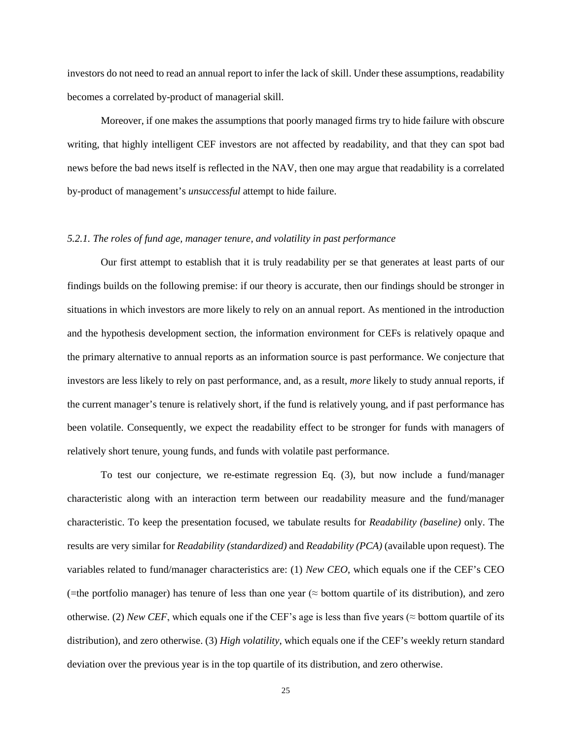investors do not need to read an annual report to infer the lack of skill. Under these assumptions, readability becomes a correlated by-product of managerial skill.

Moreover, if one makes the assumptions that poorly managed firms try to hide failure with obscure writing, that highly intelligent CEF investors are not affected by readability, and that they can spot bad news before the bad news itself is reflected in the NAV, then one may argue that readability is a correlated by-product of management's *unsuccessful* attempt to hide failure.

### *5.2.1. The roles of fund age, manager tenure, and volatility in past performance*

Our first attempt to establish that it is truly readability per se that generates at least parts of our findings builds on the following premise: if our theory is accurate, then our findings should be stronger in situations in which investors are more likely to rely on an annual report. As mentioned in the introduction and the hypothesis development section, the information environment for CEFs is relatively opaque and the primary alternative to annual reports as an information source is past performance. We conjecture that investors are less likely to rely on past performance, and, as a result, *more* likely to study annual reports, if the current manager's tenure is relatively short, if the fund is relatively young, and if past performance has been volatile. Consequently, we expect the readability effect to be stronger for funds with managers of relatively short tenure, young funds, and funds with volatile past performance.

To test our conjecture, we re-estimate regression Eq. (3), but now include a fund/manager characteristic along with an interaction term between our readability measure and the fund/manager characteristic. To keep the presentation focused, we tabulate results for *Readability (baseline)* only. The results are very similar for *Readability (standardized)* and *Readability (PCA)* (available upon request). The variables related to fund/manager characteristics are: (1) *New CEO*, which equals one if the CEF's CEO (=the portfolio manager) has tenure of less than one year (≈ bottom quartile of its distribution), and zero otherwise. (2) *New CEF*, which equals one if the CEF's age is less than five years (≈ bottom quartile of its distribution), and zero otherwise. (3) *High volatility*, which equals one if the CEF's weekly return standard deviation over the previous year is in the top quartile of its distribution, and zero otherwise.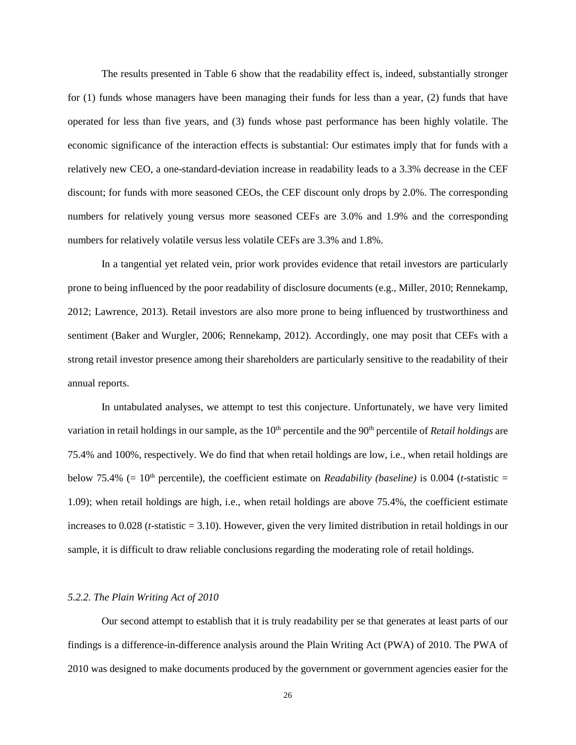The results presented in Table 6 show that the readability effect is, indeed, substantially stronger for (1) funds whose managers have been managing their funds for less than a year, (2) funds that have operated for less than five years, and (3) funds whose past performance has been highly volatile. The economic significance of the interaction effects is substantial: Our estimates imply that for funds with a relatively new CEO, a one-standard-deviation increase in readability leads to a 3.3% decrease in the CEF discount; for funds with more seasoned CEOs, the CEF discount only drops by 2.0%. The corresponding numbers for relatively young versus more seasoned CEFs are 3.0% and 1.9% and the corresponding numbers for relatively volatile versus less volatile CEFs are 3.3% and 1.8%.

In a tangential yet related vein, prior work provides evidence that retail investors are particularly prone to being influenced by the poor readability of disclosure documents (e.g., Miller, 2010; Rennekamp, 2012; Lawrence, 2013). Retail investors are also more prone to being influenced by trustworthiness and sentiment (Baker and Wurgler, 2006; Rennekamp, 2012). Accordingly, one may posit that CEFs with a strong retail investor presence among their shareholders are particularly sensitive to the readability of their annual reports.

In untabulated analyses, we attempt to test this conjecture. Unfortunately, we have very limited variation in retail holdings in our sample, as the $10^{th}$ percentile and the $90^{th}$ percentile of *Retail holdings* are 75.4% and 100%, respectively. We do find that when retail holdings are low, i.e., when retail holdings are below 75.4% (= $10^{th}$ percentile), the coefficient estimate on *Readability (baseline)* is 0.004 (*t*-statistic = 1.09); when retail holdings are high, i.e., when retail holdings are above 75.4%, the coefficient estimate increases to 0.028 (*t*-statistic = 3.10). However, given the very limited distribution in retail holdings in our sample, it is difficult to draw reliable conclusions regarding the moderating role of retail holdings.

### *5.2.2. The Plain Writing Act of 2010*

Our second attempt to establish that it is truly readability per se that generates at least parts of our findings is a difference-in-difference analysis around the Plain Writing Act (PWA) of 2010. The PWA of 2010 was designed to make documents produced by the government or government agencies easier for the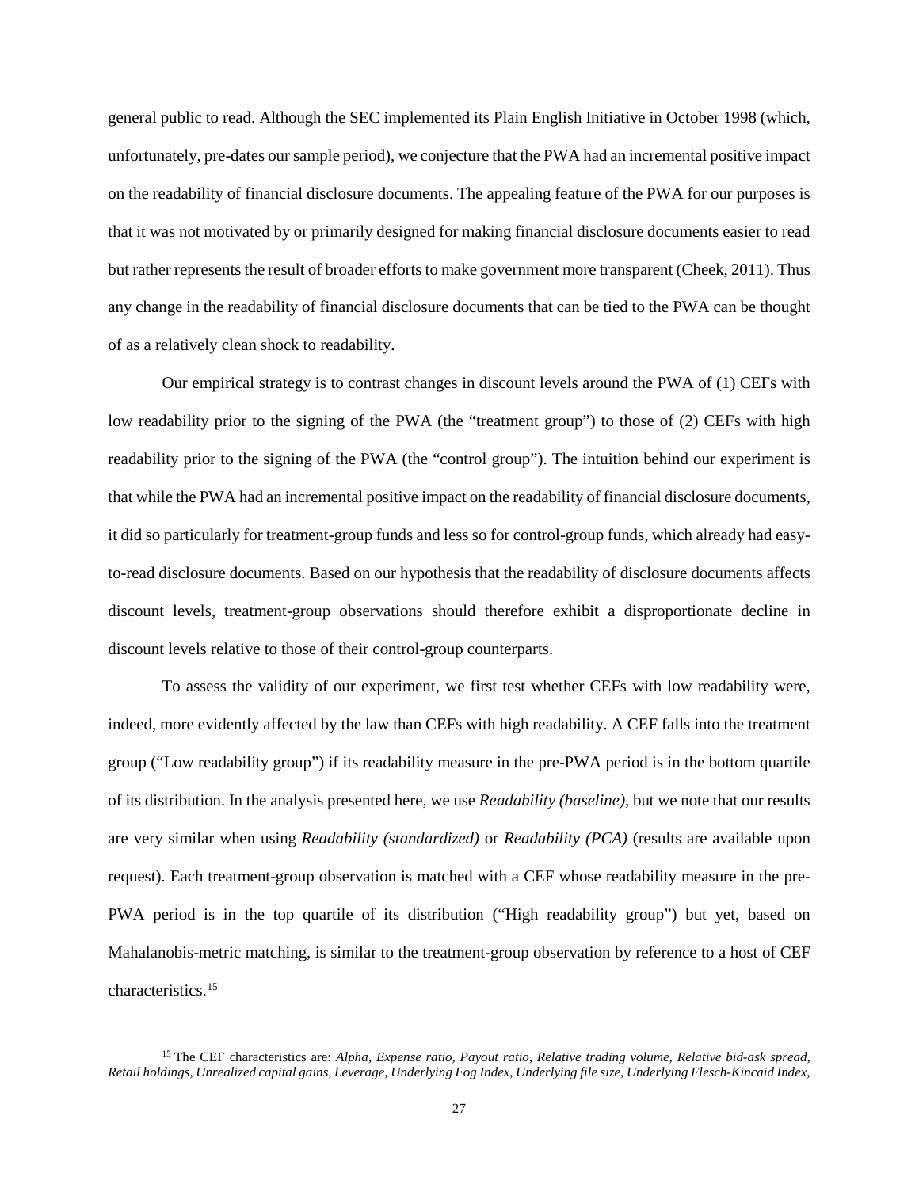general public to read. Although the SEC implemented its Plain English Initiative in October 1998 (which, unfortunately, pre-dates our sample period), we conjecture that the PWA had an incremental positive impact on the readability of financial disclosure documents. The appealing feature of the PWA for our purposes is that it was not motivated by or primarily designed for making financial disclosure documents easier to read but rather represents the result of broader efforts to make government more transparent (Cheek, 2011). Thus any change in the readability of financial disclosure documents that can be tied to the PWA can be thought of as a relatively clean shock to readability.

Our empirical strategy is to contrast changes in discount levels around the PWA of (1) CEFs with low readability prior to the signing of the PWA (the "treatment group") to those of (2) CEFs with high readability prior to the signing of the PWA (the "control group"). The intuition behind our experiment is that while the PWA had an incremental positive impact on the readability of financial disclosure documents, it did so particularly for treatment-group funds and less so for control-group funds, which already had easy-to-read disclosure documents. Based on our hypothesis that the readability of disclosure documents affects discount levels, treatment-group observations should therefore exhibit a disproportionate decline in discount levels relative to those of their control-group counterparts.

To assess the validity of our experiment, we first test whether CEFs with low readability were, indeed, more evidently affected by the law than CEFs with high readability. A CEF falls into the treatment group ("Low readability group") if its readability measure in the pre-PWA period is in the bottom quartile of its distribution. In the analysis presented here, we use *Readability (baseline)*, but we note that our results are very similar when using *Readability (standardized)* or *Readability (PCA)* (results are available upon request). Each treatment-group observation is matched with a CEF whose readability measure in the pre-PWA period is in the top quartile of its distribution ("High readability group") but yet, based on Mahalanobis-metric matching, is similar to the treatment-group observation by reference to a host of CEF characteristics.[15]

[15] The CEF characteristics are: *Alpha, Expense ratio, Payout ratio, Relative trading volume, Relative bid-ask spread, Retail holdings, Unrealized capital gains, Leverage, Underlying Fog Index, Underlying file size, Underlying Flesch-Kincaid Index,*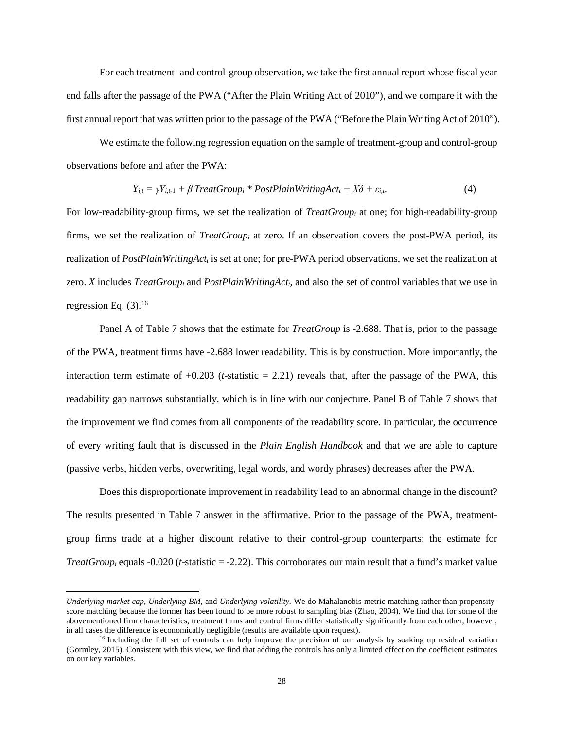For each treatment- and control-group observation, we take the first annual report whose fiscal year end falls after the passage of the PWA ("After the Plain Writing Act of 2010"), and we compare it with the first annual report that was written prior to the passage of the PWA ("Before the Plain Writing Act of 2010").

We estimate the following regression equation on the sample of treatment-group and control-group observations before and after the PWA:

$$Y_{i,t} = \gamma Y_{i,t\text{-}1} + \beta\, TreatGroup_i * PostPlainWritingAct_t + X\delta + \varepsilon_{i,t}. \tag{4}$$

For low-readability-group firms, we set the realization of $TreatGroup_i$ at one; for high-readability-group firms, we set the realization of $TreatGroup_i$ at zero. If an observation covers the post-PWA period, its realization of $PostPlainWritingAct_t$ is set at one; for pre-PWA period observations, we set the realization at zero. $X$ includes $TreatGroup_i$ and $PostPlainWritingAct_t$, and also the set of control variables that we use in regression Eq. (3).[16]

Panel A of Table 7 shows that the estimate for *TreatGroup* is -2.688. That is, prior to the passage of the PWA, treatment firms have -2.688 lower readability. This is by construction. More importantly, the interaction term estimate of +0.203 (*t*-statistic = 2.21) reveals that, after the passage of the PWA, this readability gap narrows substantially, which is in line with our conjecture. Panel B of Table 7 shows that the improvement we find comes from all components of the readability score. In particular, the occurrence of every writing fault that is discussed in the *Plain English Handbook* and that we are able to capture (passive verbs, hidden verbs, overwriting, legal words, and wordy phrases) decreases after the PWA.

Does this disproportionate improvement in readability lead to an abnormal change in the discount? The results presented in Table 7 answer in the affirmative. Prior to the passage of the PWA, treatment-group firms trade at a higher discount relative to their control-group counterparts: the estimate for $TreatGroup_i$ equals -0.020 (*t*-statistic = -2.22). This corroborates our main result that a fund's market value

---

*Underlying market cap*, *Underlying BM*, and *Underlying volatility*. We do Mahalanobis-metric matching rather than propensity-score matching because the former has been found to be more robust to sampling bias (Zhao, 2004). We find that for some of the abovementioned firm characteristics, treatment firms and control firms differ statistically significantly from each other; however, in all cases the difference is economically negligible (results are available upon request).

[16] Including the full set of controls can help improve the precision of our analysis by soaking up residual variation (Gormley, 2015). Consistent with this view, we find that adding the controls has only a limited effect on the coefficient estimates on our key variables.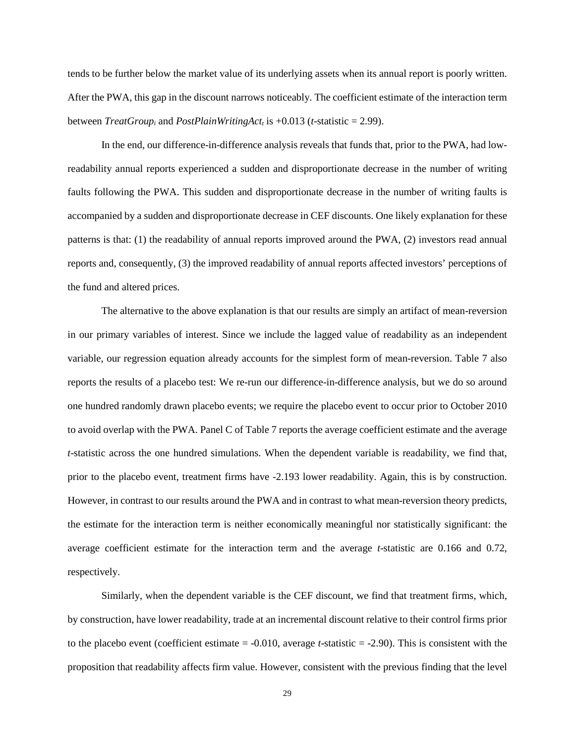tends to be further below the market value of its underlying assets when its annual report is poorly written. After the PWA, this gap in the discount narrows noticeably. The coefficient estimate of the interaction term between $TreatGroup_i$ and $PostPlainWritingAct_t$ is +0.013 ($t$-statistic = 2.99).

In the end, our difference-in-difference analysis reveals that funds that, prior to the PWA, had low-readability annual reports experienced a sudden and disproportionate decrease in the number of writing faults following the PWA. This sudden and disproportionate decrease in the number of writing faults is accompanied by a sudden and disproportionate decrease in CEF discounts. One likely explanation for these patterns is that: (1) the readability of annual reports improved around the PWA, (2) investors read annual reports and, consequently, (3) the improved readability of annual reports affected investors' perceptions of the fund and altered prices.

The alternative to the above explanation is that our results are simply an artifact of mean-reversion in our primary variables of interest. Since we include the lagged value of readability as an independent variable, our regression equation already accounts for the simplest form of mean-reversion. Table 7 also reports the results of a placebo test: We re-run our difference-in-difference analysis, but we do so around one hundred randomly drawn placebo events; we require the placebo event to occur prior to October 2010 to avoid overlap with the PWA. Panel C of Table 7 reports the average coefficient estimate and the average $t$-statistic across the one hundred simulations. When the dependent variable is readability, we find that, prior to the placebo event, treatment firms have -2.193 lower readability. Again, this is by construction. However, in contrast to our results around the PWA and in contrast to what mean-reversion theory predicts, the estimate for the interaction term is neither economically meaningful nor statistically significant: the average coefficient estimate for the interaction term and the average $t$-statistic are 0.166 and 0.72, respectively.

Similarly, when the dependent variable is the CEF discount, we find that treatment firms, which, by construction, have lower readability, trade at an incremental discount relative to their control firms prior to the placebo event (coefficient estimate = -0.010, average $t$-statistic = -2.90). This is consistent with the proposition that readability affects firm value. However, consistent with the previous finding that the level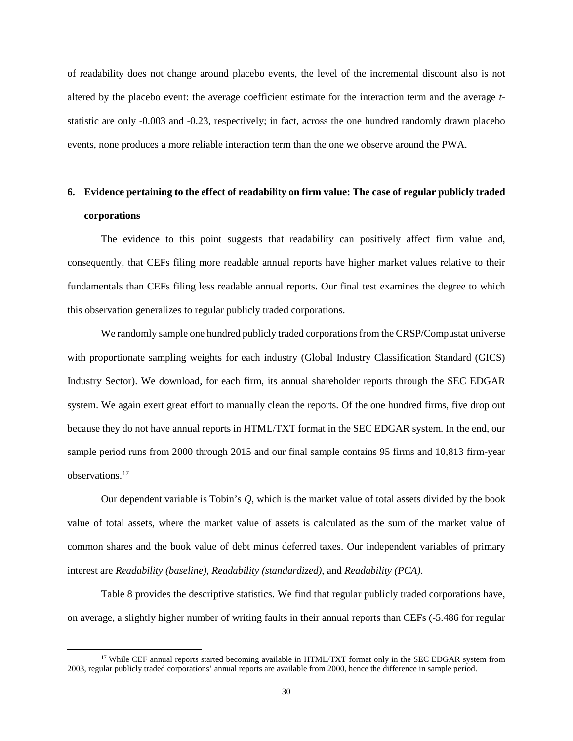of readability does not change around placebo events, the level of the incremental discount also is not altered by the placebo event: the average coefficient estimate for the interaction term and the average *t*-statistic are only -0.003 and -0.23, respectively; in fact, across the one hundred randomly drawn placebo events, none produces a more reliable interaction term than the one we observe around the PWA.

## 6. Evidence pertaining to the effect of readability on firm value: The case of regular publicly traded corporations

The evidence to this point suggests that readability can positively affect firm value and, consequently, that CEFs filing more readable annual reports have higher market values relative to their fundamentals than CEFs filing less readable annual reports. Our final test examines the degree to which this observation generalizes to regular publicly traded corporations.

We randomly sample one hundred publicly traded corporations from the CRSP/Compustat universe with proportionate sampling weights for each industry (Global Industry Classification Standard (GICS) Industry Sector). We download, for each firm, its annual shareholder reports through the SEC EDGAR system. We again exert great effort to manually clean the reports. Of the one hundred firms, five drop out because they do not have annual reports in HTML/TXT format in the SEC EDGAR system. In the end, our sample period runs from 2000 through 2015 and our final sample contains 95 firms and 10,813 firm-year observations.[17]

Our dependent variable is Tobin's *Q*, which is the market value of total assets divided by the book value of total assets, where the market value of assets is calculated as the sum of the market value of common shares and the book value of debt minus deferred taxes. Our independent variables of primary interest are *Readability (baseline)*, *Readability (standardized)*, and *Readability (PCA)*.

Table 8 provides the descriptive statistics. We find that regular publicly traded corporations have, on average, a slightly higher number of writing faults in their annual reports than CEFs (-5.486 for regular

[17] While CEF annual reports started becoming available in HTML/TXT format only in the SEC EDGAR system from 2003, regular publicly traded corporations' annual reports are available from 2000, hence the difference in sample period.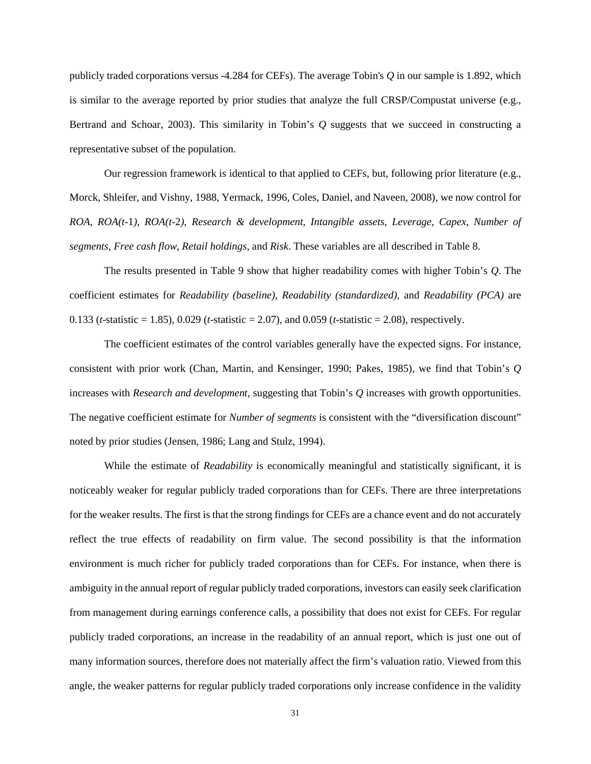publicly traded corporations versus -4.284 for CEFs). The average Tobin's *Q* in our sample is 1.892, which is similar to the average reported by prior studies that analyze the full CRSP/Compustat universe (e.g., Bertrand and Schoar, 2003). This similarity in Tobin's *Q* suggests that we succeed in constructing a representative subset of the population.

Our regression framework is identical to that applied to CEFs, but, following prior literature (e.g., Morck, Shleifer, and Vishny, 1988, Yermack, 1996, Coles, Daniel, and Naveen, 2008), we now control for *ROA*, *ROA(t-1)*, *ROA(t-2)*, *Research & development*, *Intangible assets*, *Leverage*, *Capex*, *Number of segments*, *Free cash flow*, *Retail holdings*, and *Risk*. These variables are all described in Table 8.

The results presented in Table 9 show that higher readability comes with higher Tobin's *Q*. The coefficient estimates for *Readability (baseline)*, *Readability (standardized)*, and *Readability (PCA)* are 0.133 (*t*-statistic = 1.85), 0.029 (*t*-statistic = 2.07), and 0.059 (*t*-statistic = 2.08), respectively.

The coefficient estimates of the control variables generally have the expected signs. For instance, consistent with prior work (Chan, Martin, and Kensinger, 1990; Pakes, 1985), we find that Tobin's *Q* increases with *Research and development*, suggesting that Tobin's *Q* increases with growth opportunities. The negative coefficient estimate for *Number of segments* is consistent with the "diversification discount" noted by prior studies (Jensen, 1986; Lang and Stulz, 1994).

While the estimate of *Readability* is economically meaningful and statistically significant, it is noticeably weaker for regular publicly traded corporations than for CEFs. There are three interpretations for the weaker results. The first is that the strong findings for CEFs are a chance event and do not accurately reflect the true effects of readability on firm value. The second possibility is that the information environment is much richer for publicly traded corporations than for CEFs. For instance, when there is ambiguity in the annual report of regular publicly traded corporations, investors can easily seek clarification from management during earnings conference calls, a possibility that does not exist for CEFs. For regular publicly traded corporations, an increase in the readability of an annual report, which is just one out of many information sources, therefore does not materially affect the firm's valuation ratio. Viewed from this angle, the weaker patterns for regular publicly traded corporations only increase confidence in the validity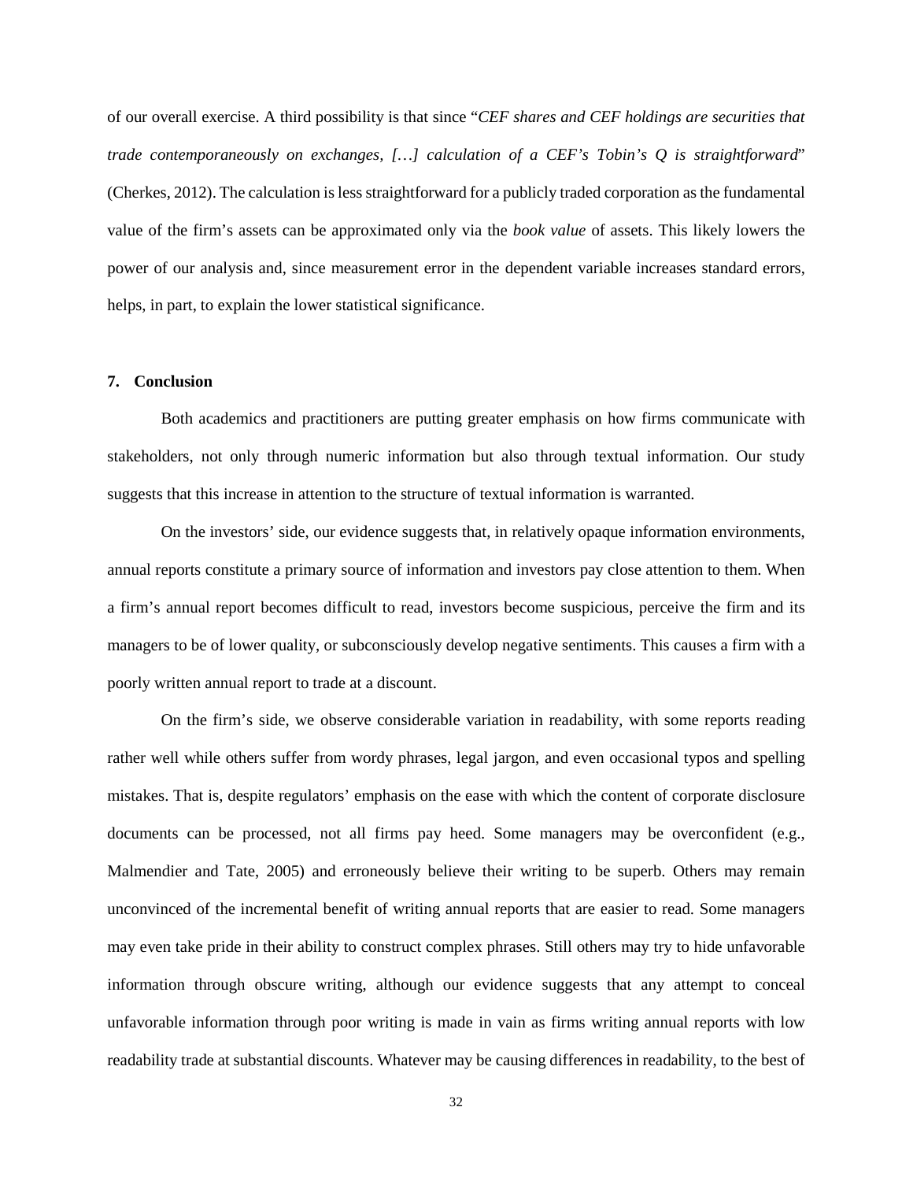of our overall exercise. A third possibility is that since "*CEF shares and CEF holdings are securities that trade contemporaneously on exchanges, […] calculation of a CEF's Tobin's Q is straightforward*" (Cherkes, 2012). The calculation is less straightforward for a publicly traded corporation as the fundamental value of the firm's assets can be approximated only via the *book value* of assets. This likely lowers the power of our analysis and, since measurement error in the dependent variable increases standard errors, helps, in part, to explain the lower statistical significance.

## 7. Conclusion

Both academics and practitioners are putting greater emphasis on how firms communicate with stakeholders, not only through numeric information but also through textual information. Our study suggests that this increase in attention to the structure of textual information is warranted.

On the investors' side, our evidence suggests that, in relatively opaque information environments, annual reports constitute a primary source of information and investors pay close attention to them. When a firm's annual report becomes difficult to read, investors become suspicious, perceive the firm and its managers to be of lower quality, or subconsciously develop negative sentiments. This causes a firm with a poorly written annual report to trade at a discount.

On the firm's side, we observe considerable variation in readability, with some reports reading rather well while others suffer from wordy phrases, legal jargon, and even occasional typos and spelling mistakes. That is, despite regulators' emphasis on the ease with which the content of corporate disclosure documents can be processed, not all firms pay heed. Some managers may be overconfident (e.g., Malmendier and Tate, 2005) and erroneously believe their writing to be superb. Others may remain unconvinced of the incremental benefit of writing annual reports that are easier to read. Some managers may even take pride in their ability to construct complex phrases. Still others may try to hide unfavorable information through obscure writing, although our evidence suggests that any attempt to conceal unfavorable information through poor writing is made in vain as firms writing annual reports with low readability trade at substantial discounts. Whatever may be causing differences in readability, to the best of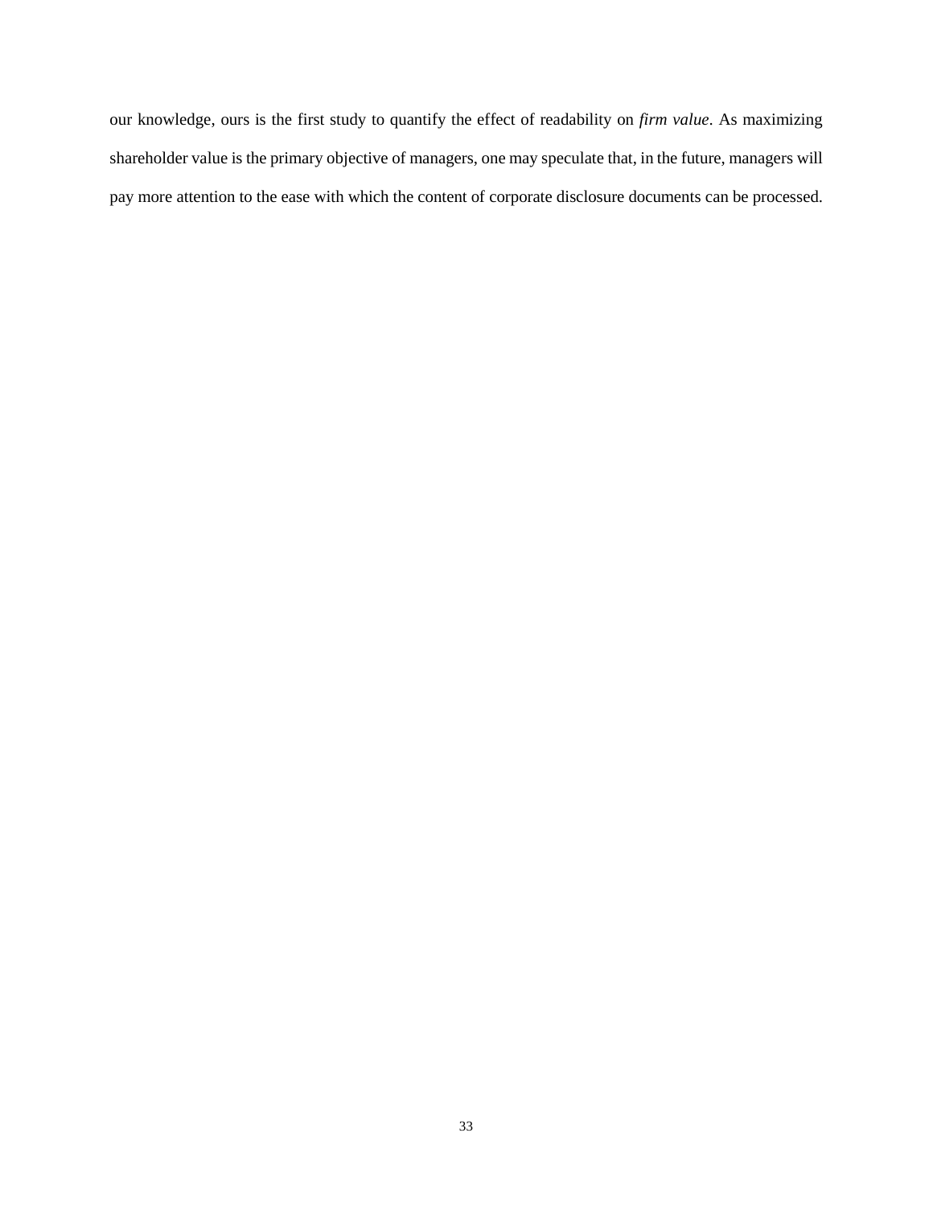our knowledge, ours is the first study to quantify the effect of readability on *firm value*. As maximizing shareholder value is the primary objective of managers, one may speculate that, in the future, managers will pay more attention to the ease with which the content of corporate disclosure documents can be processed.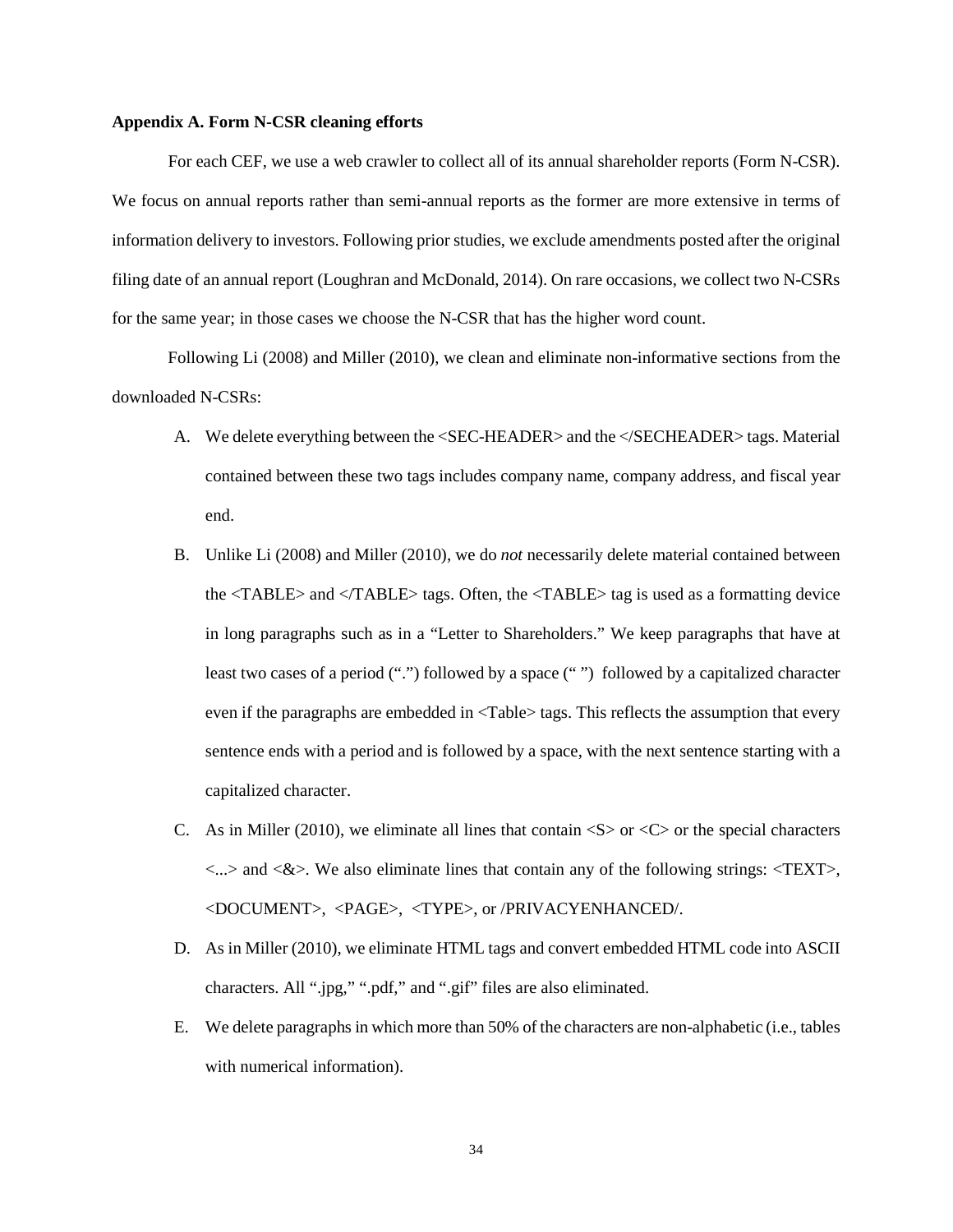### Appendix A. Form N-CSR cleaning efforts

For each CEF, we use a web crawler to collect all of its annual shareholder reports (Form N-CSR). We focus on annual reports rather than semi-annual reports as the former are more extensive in terms of information delivery to investors. Following prior studies, we exclude amendments posted after the original filing date of an annual report (Loughran and McDonald, 2014). On rare occasions, we collect two N-CSRs for the same year; in those cases we choose the N-CSR that has the higher word count.

Following Li (2008) and Miller (2010), we clean and eliminate non-informative sections from the downloaded N-CSRs:

A. We delete everything between the <SEC-HEADER> and the </SECHEADER> tags. Material contained between these two tags includes company name, company address, and fiscal year end.

B. Unlike Li (2008) and Miller (2010), we do *not* necessarily delete material contained between the <TABLE> and </TABLE> tags. Often, the <TABLE> tag is used as a formatting device in long paragraphs such as in a "Letter to Shareholders." We keep paragraphs that have at least two cases of a period (".") followed by a space (" ") followed by a capitalized character even if the paragraphs are embedded in <Table> tags. This reflects the assumption that every sentence ends with a period and is followed by a space, with the next sentence starting with a capitalized character.

C. As in Miller (2010), we eliminate all lines that contain <S> or <C> or the special characters <...> and <&>. We also eliminate lines that contain any of the following strings: <TEXT>, <DOCUMENT>, <PAGE>, <TYPE>, or /PRIVACYENHANCED/.

D. As in Miller (2010), we eliminate HTML tags and convert embedded HTML code into ASCII characters. All ".jpg," ".pdf," and ".gif" files are also eliminated.

E. We delete paragraphs in which more than 50% of the characters are non-alphabetic (i.e., tables with numerical information).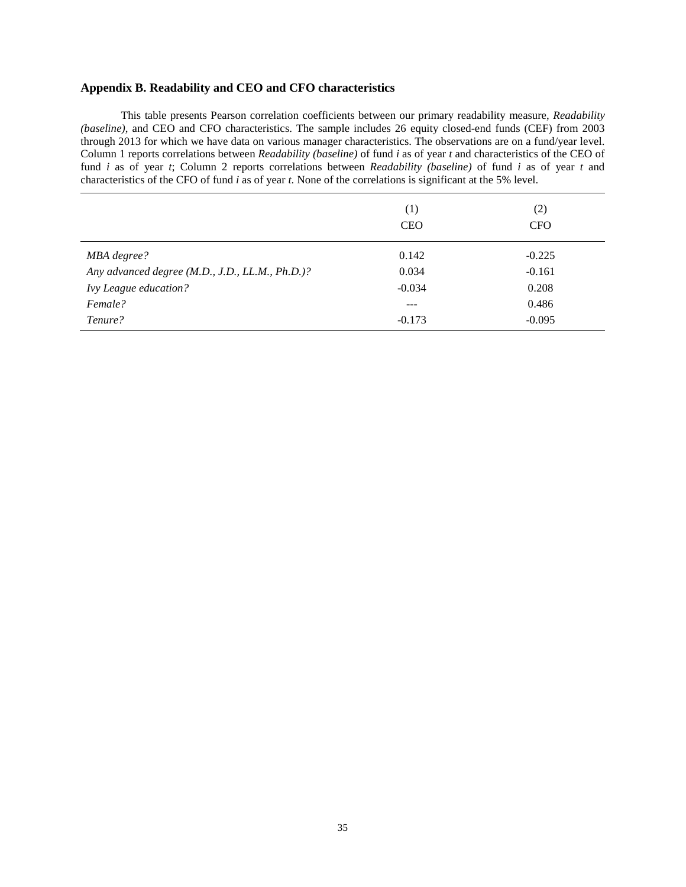## Appendix B. Readability and CEO and CFO characteristics

This table presents Pearson correlation coefficients between our primary readability measure, *Readability (baseline)*, and CEO and CFO characteristics. The sample includes 26 equity closed-end funds (CEF) from 2003 through 2013 for which we have data on various manager characteristics. The observations are on a fund/year level. Column 1 reports correlations between *Readability (baseline)* of fund *i* as of year *t* and characteristics of the CEO of fund *i* as of year *t*; Column 2 reports correlations between *Readability (baseline)* of fund *i* as of year *t* and characteristics of the CFO of fund *i* as of year *t*. None of the correlations is significant at the 5% level.

| | (1)<br>CEO | (2)<br>CFO |
|---|---|---|
| *MBA degree?* | 0.142 | -0.225 |
| *Any advanced degree (M.D., J.D., LL.M., Ph.D.)?* | 0.034 | -0.161 |
| *Ivy League education?* | -0.034 | 0.208 |
| *Female?* | --- | 0.486 |
| *Tenure?* | -0.173 | -0.095 |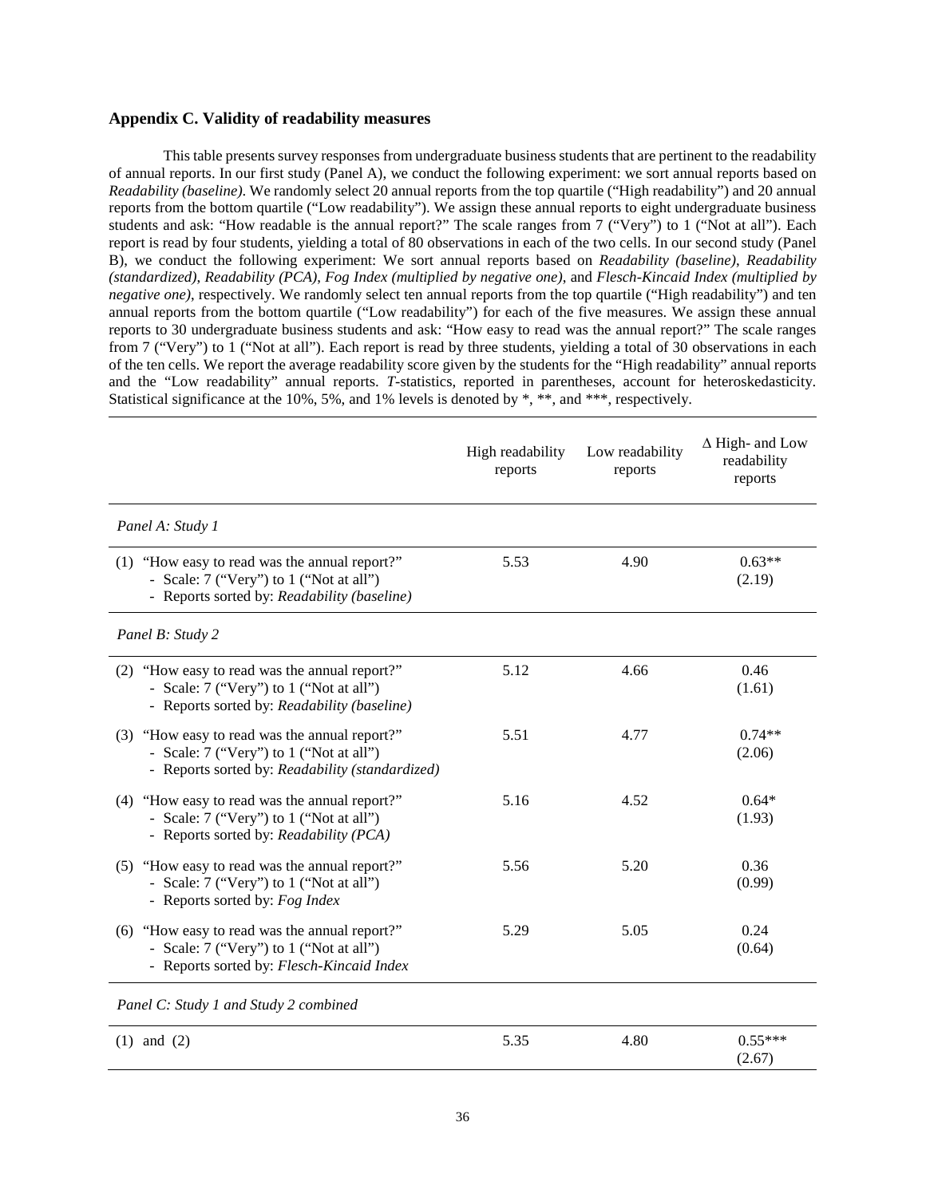### Appendix C. Validity of readability measures

This table presents survey responses from undergraduate business students that are pertinent to the readability of annual reports. In our first study (Panel A), we conduct the following experiment: we sort annual reports based on *Readability (baseline)*. We randomly select 20 annual reports from the top quartile ("High readability") and 20 annual reports from the bottom quartile ("Low readability"). We assign these annual reports to eight undergraduate business students and ask: "How readable is the annual report?" The scale ranges from 7 ("Very") to 1 ("Not at all"). Each report is read by four students, yielding a total of 80 observations in each of the two cells. In our second study (Panel B), we conduct the following experiment: We sort annual reports based on *Readability (baseline)*, *Readability (standardized)*, *Readability (PCA)*, *Fog Index (multiplied by negative one)*, and *Flesch-Kincaid Index (multiplied by negative one)*, respectively. We randomly select ten annual reports from the top quartile ("High readability") and ten annual reports from the bottom quartile ("Low readability") for each of the five measures. We assign these annual reports to 30 undergraduate business students and ask: "How easy to read was the annual report?" The scale ranges from 7 ("Very") to 1 ("Not at all"). Each report is read by three students, yielding a total of 30 observations in each of the ten cells. We report the average readability score given by the students for the "High readability" annual reports and the "Low readability" annual reports. *T*-statistics, reported in parentheses, account for heteroskedasticity. Statistical significance at the 10%, 5%, and 1% levels is denoted by *, **, and ***, respectively.

| | High readability reports | Low readability reports | Δ High- and Low readability reports |
|---|---|---|---|
| *Panel A: Study 1* | | | |
| (1) "How easy to read was the annual report?"<br>- Scale: 7 ("Very") to 1 ("Not at all")<br>- Reports sorted by: *Readability (baseline)* | 5.53 | 4.90 | 0.63**<br>(2.19) |
| *Panel B: Study 2* | | | |
| (2) "How easy to read was the annual report?"<br>- Scale: 7 ("Very") to 1 ("Not at all")<br>- Reports sorted by: *Readability (baseline)* | 5.12 | 4.66 | 0.46<br>(1.61) |
| (3) "How easy to read was the annual report?"<br>- Scale: 7 ("Very") to 1 ("Not at all")<br>- Reports sorted by: *Readability (standardized)* | 5.51 | 4.77 | 0.74**<br>(2.06) |
| (4) "How easy to read was the annual report?"<br>- Scale: 7 ("Very") to 1 ("Not at all")<br>- Reports sorted by: *Readability (PCA)* | 5.16 | 4.52 | 0.64*<br>(1.93) |
| (5) "How easy to read was the annual report?"<br>- Scale: 7 ("Very") to 1 ("Not at all")<br>- Reports sorted by: *Fog Index* | 5.56 | 5.20 | 0.36<br>(0.99) |
| (6) "How easy to read was the annual report?"<br>- Scale: 7 ("Very") to 1 ("Not at all")<br>- Reports sorted by: *Flesch-Kincaid Index* | 5.29 | 5.05 | 0.24<br>(0.64) |
| *Panel C: Study 1 and Study 2 combined* | | | |
| (1) and (2) | 5.35 | 4.80 | 0.55***<br>(2.67) |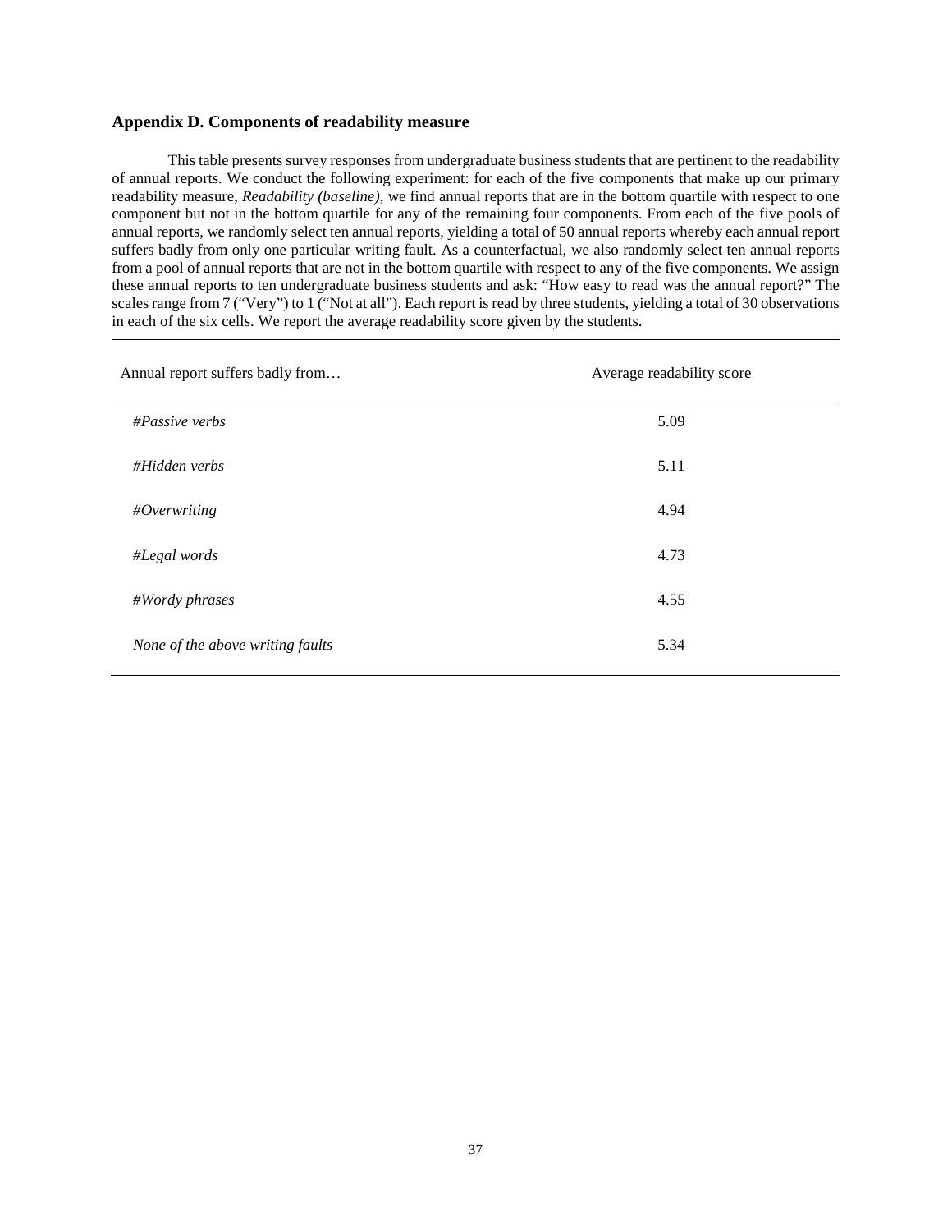### Appendix D. Components of readability measure

This table presents survey responses from undergraduate business students that are pertinent to the readability of annual reports. We conduct the following experiment: for each of the five components that make up our primary readability measure, *Readability (baseline)*, we find annual reports that are in the bottom quartile with respect to one component but not in the bottom quartile for any of the remaining four components. From each of the five pools of annual reports, we randomly select ten annual reports, yielding a total of 50 annual reports whereby each annual report suffers badly from only one particular writing fault. As a counterfactual, we also randomly select ten annual reports from a pool of annual reports that are not in the bottom quartile with respect to any of the five components. We assign these annual reports to ten undergraduate business students and ask: "How easy to read was the annual report?" The scales range from 7 ("Very") to 1 ("Not at all"). Each report is read by three students, yielding a total of 30 observations in each of the six cells. We report the average readability score given by the students.

| Annual report suffers badly from… | Average readability score |
|---|---|
| *#Passive verbs* | 5.09 |
| *#Hidden verbs* | 5.11 |
| *#Overwriting* | 4.94 |
| *#Legal words* | 4.73 |
| *#Wordy phrases* | 4.55 |
| *None of the above writing faults* | 5.34 |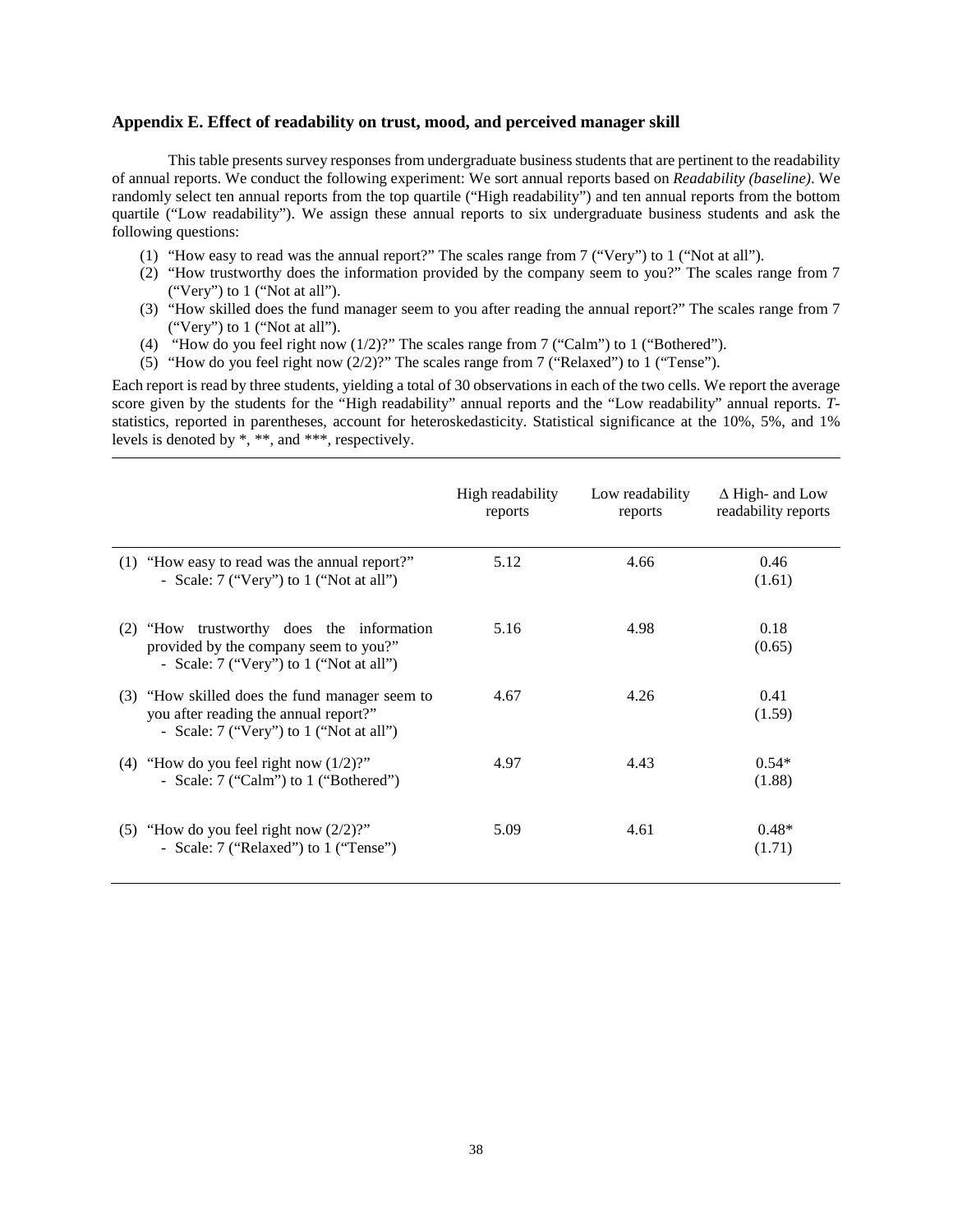### Appendix E. Effect of readability on trust, mood, and perceived manager skill

This table presents survey responses from undergraduate business students that are pertinent to the readability of annual reports. We conduct the following experiment: We sort annual reports based on *Readability (baseline)*. We randomly select ten annual reports from the top quartile ("High readability") and ten annual reports from the bottom quartile ("Low readability"). We assign these annual reports to six undergraduate business students and ask the following questions:

1. "How easy to read was the annual report?" The scales range from 7 ("Very") to 1 ("Not at all").
2. "How trustworthy does the information provided by the company seem to you?" The scales range from 7 ("Very") to 1 ("Not at all").
3. "How skilled does the fund manager seem to you after reading the annual report?" The scales range from 7 ("Very") to 1 ("Not at all").
4. "How do you feel right now (1/2)?" The scales range from 7 ("Calm") to 1 ("Bothered").
5. "How do you feel right now (2/2)?" The scales range from 7 ("Relaxed") to 1 ("Tense").

Each report is read by three students, yielding a total of 30 observations in each of the two cells. We report the average score given by the students for the "High readability" annual reports and the "Low readability" annual reports. *T*-statistics, reported in parentheses, account for heteroskedasticity. Statistical significance at the 10%, 5%, and 1% levels is denoted by *, **, and ***, respectively.

| | High readability reports | Low readability reports | Δ High- and Low readability reports |
|---|---|---|---|
| (1) "How easy to read was the annual report?" - Scale: 7 ("Very") to 1 ("Not at all") | 5.12 | 4.66 | 0.46 (1.61) |
| (2) "How trustworthy does the information provided by the company seem to you?" - Scale: 7 ("Very") to 1 ("Not at all") | 5.16 | 4.98 | 0.18 (0.65) |
| (3) "How skilled does the fund manager seem to you after reading the annual report?" - Scale: 7 ("Very") to 1 ("Not at all") | 4.67 | 4.26 | 0.41 (1.59) |
| (4) "How do you feel right now (1/2)?" - Scale: 7 ("Calm") to 1 ("Bothered") | 4.97 | 4.43 | 0.54* (1.88) |
| (5) "How do you feel right now (2/2)?" - Scale: 7 ("Relaxed") to 1 ("Tense") | 5.09 | 4.61 | 0.48* (1.71) |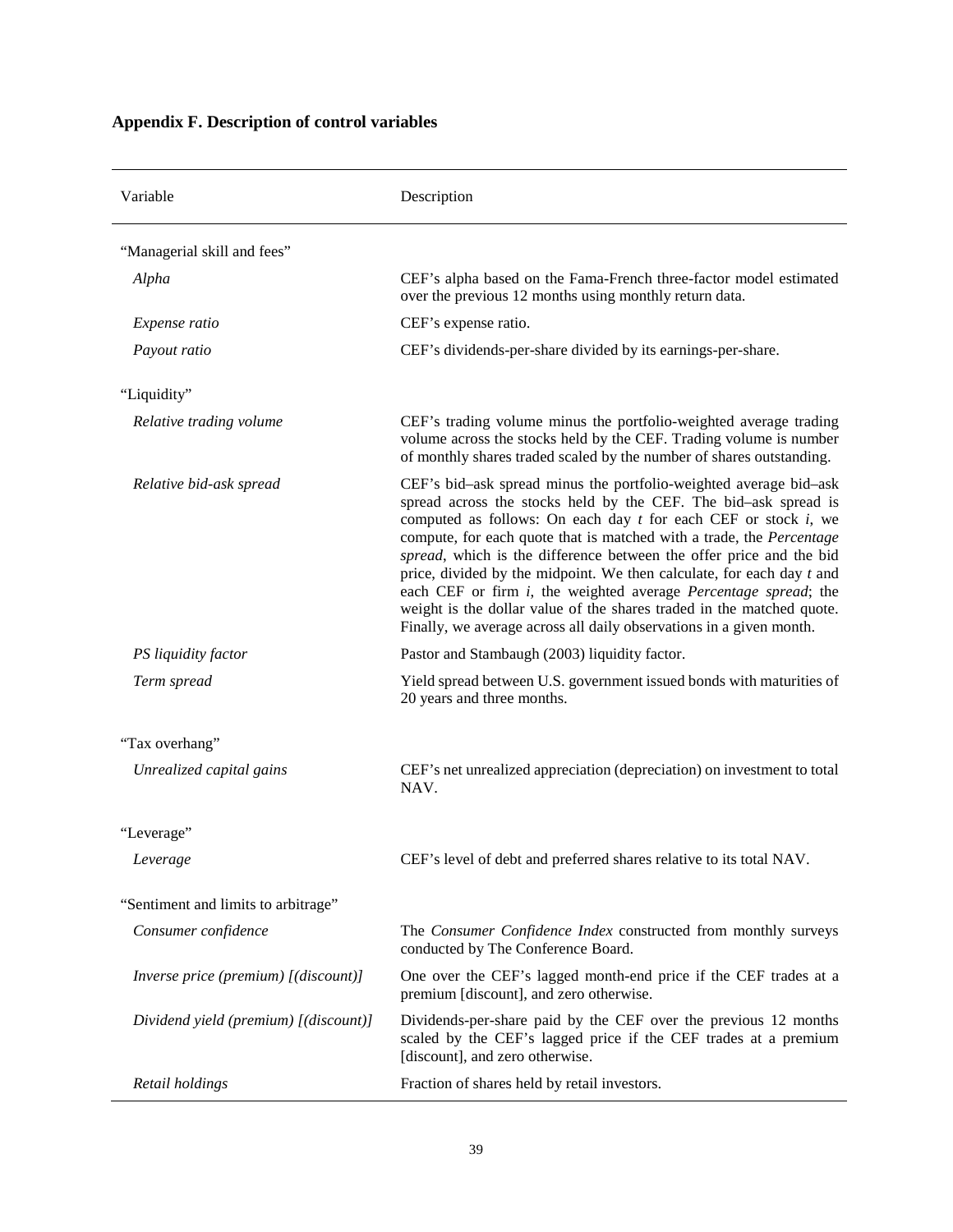## Appendix F. Description of control variables

| Variable | Description |
|---|---|
| "Managerial skill and fees" | |
| *Alpha* | CEF's alpha based on the Fama-French three-factor model estimated over the previous 12 months using monthly return data. |
| *Expense ratio* | CEF's expense ratio. |
| *Payout ratio* | CEF's dividends-per-share divided by its earnings-per-share. |
| "Liquidity" | |
| *Relative trading volume* | CEF's trading volume minus the portfolio-weighted average trading volume across the stocks held by the CEF. Trading volume is number of monthly shares traded scaled by the number of shares outstanding. |
| *Relative bid-ask spread* | CEF's bid–ask spread minus the portfolio-weighted average bid–ask spread across the stocks held by the CEF. The bid–ask spread is computed as follows: On each day $t$ for each CEF or stock $i$, we compute, for each quote that is matched with a trade, the *Percentage spread*, which is the difference between the offer price and the bid price, divided by the midpoint. We then calculate, for each day $t$ and each CEF or firm $i$, the weighted average *Percentage spread*; the weight is the dollar value of the shares traded in the matched quote. Finally, we average across all daily observations in a given month. |
| *PS liquidity factor* | Pastor and Stambaugh (2003) liquidity factor. |
| *Term spread* | Yield spread between U.S. government issued bonds with maturities of 20 years and three months. |
| "Tax overhang" | |
| *Unrealized capital gains* | CEF's net unrealized appreciation (depreciation) on investment to total NAV. |
| "Leverage" | |
| *Leverage* | CEF's level of debt and preferred shares relative to its total NAV. |
| "Sentiment and limits to arbitrage" | |
| *Consumer confidence* | The *Consumer Confidence Index* constructed from monthly surveys conducted by The Conference Board. |
| *Inverse price (premium) [(discount)]* | One over the CEF's lagged month-end price if the CEF trades at a premium [discount], and zero otherwise. |
| *Dividend yield (premium) [(discount)]* | Dividends-per-share paid by the CEF over the previous 12 months scaled by the CEF's lagged price if the CEF trades at a premium [discount], and zero otherwise. |
| *Retail holdings* | Fraction of shares held by retail investors. |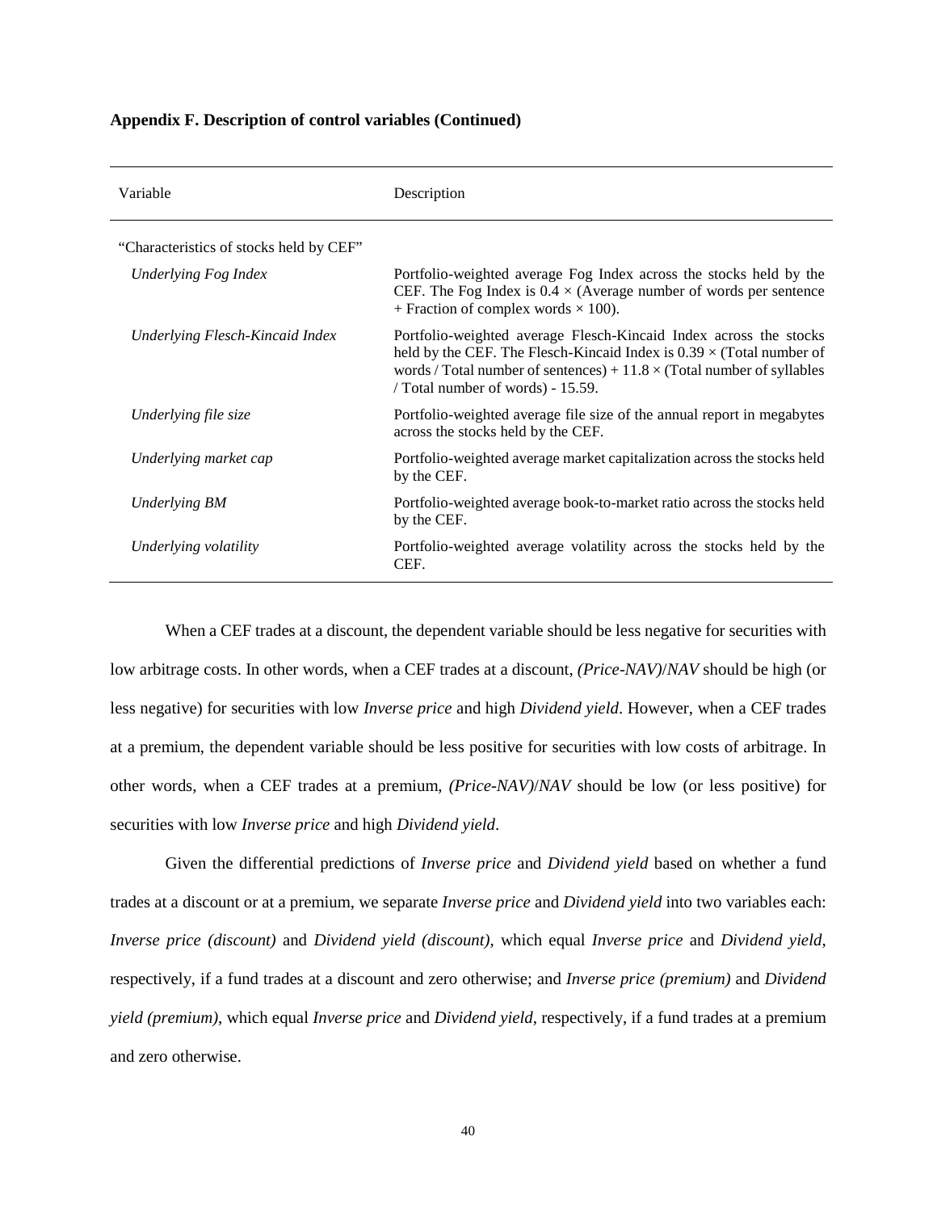**Appendix F. Description of control variables (Continued)**

| Variable | Description |
|---|---|
| "Characteristics of stocks held by CEF" | |
| *Underlying Fog Index* | Portfolio-weighted average Fog Index across the stocks held by the CEF. The Fog Index is $0.4 \times$ (Average number of words per sentence + Fraction of complex words $\times$ 100). |
| *Underlying Flesch-Kincaid Index* | Portfolio-weighted average Flesch-Kincaid Index across the stocks held by the CEF. The Flesch-Kincaid Index is $0.39 \times$ (Total number of words / Total number of sentences) + $11.8 \times$ (Total number of syllables / Total number of words) - 15.59. |
| *Underlying file size* | Portfolio-weighted average file size of the annual report in megabytes across the stocks held by the CEF. |
| *Underlying market cap* | Portfolio-weighted average market capitalization across the stocks held by the CEF. |
| *Underlying BM* | Portfolio-weighted average book-to-market ratio across the stocks held by the CEF. |
| *Underlying volatility* | Portfolio-weighted average volatility across the stocks held by the CEF. |

When a CEF trades at a discount, the dependent variable should be less negative for securities with low arbitrage costs. In other words, when a CEF trades at a discount, *(Price-NAV)*/*NAV* should be high (or less negative) for securities with low *Inverse price* and high *Dividend yield*. However, when a CEF trades at a premium, the dependent variable should be less positive for securities with low costs of arbitrage. In other words, when a CEF trades at a premium, *(Price-NAV)*/*NAV* should be low (or less positive) for securities with low *Inverse price* and high *Dividend yield*.

Given the differential predictions of *Inverse price* and *Dividend yield* based on whether a fund trades at a discount or at a premium, we separate *Inverse price* and *Dividend yield* into two variables each: *Inverse price (discount)* and *Dividend yield (discount)*, which equal *Inverse price* and *Dividend yield*, respectively, if a fund trades at a discount and zero otherwise; and *Inverse price (premium)* and *Dividend yield (premium)*, which equal *Inverse price* and *Dividend yield*, respectively, if a fund trades at a premium and zero otherwise.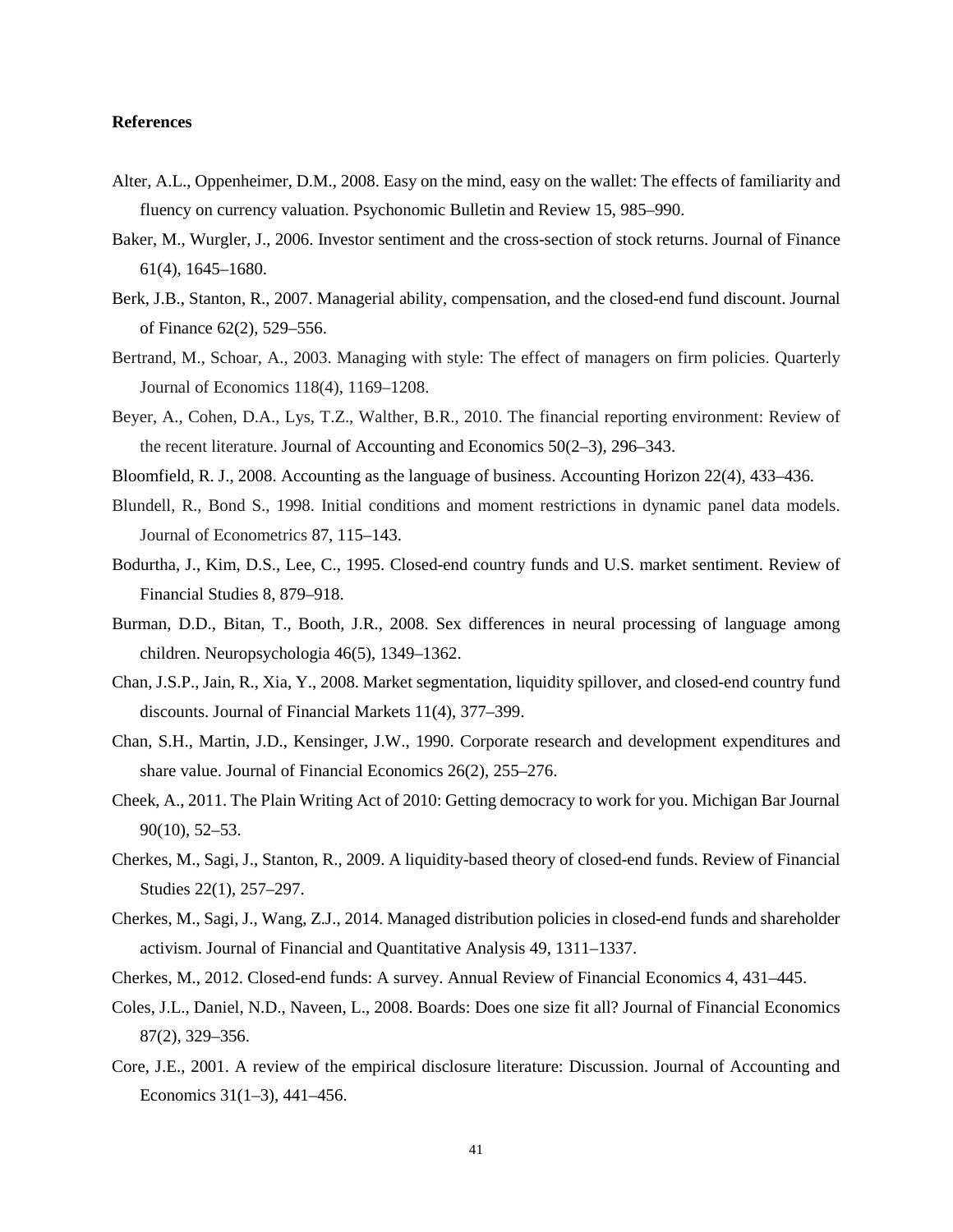**References**

Alter, A.L., Oppenheimer, D.M., 2008. Easy on the mind, easy on the wallet: The effects of familiarity and fluency on currency valuation. Psychonomic Bulletin and Review 15, 985–990.

Baker, M., Wurgler, J., 2006. Investor sentiment and the cross-section of stock returns. Journal of Finance 61(4), 1645–1680.

Berk, J.B., Stanton, R., 2007. Managerial ability, compensation, and the closed-end fund discount. Journal of Finance 62(2), 529–556.

Bertrand, M., Schoar, A., 2003. Managing with style: The effect of managers on firm policies. Quarterly Journal of Economics 118(4), 1169–1208.

Beyer, A., Cohen, D.A., Lys, T.Z., Walther, B.R., 2010. The financial reporting environment: Review of the recent literature. Journal of Accounting and Economics 50(2–3), 296–343.

Bloomfield, R. J., 2008. Accounting as the language of business. Accounting Horizon 22(4), 433–436.

Blundell, R., Bond S., 1998. Initial conditions and moment restrictions in dynamic panel data models. Journal of Econometrics 87, 115–143.

Bodurtha, J., Kim, D.S., Lee, C., 1995. Closed-end country funds and U.S. market sentiment. Review of Financial Studies 8, 879–918.

Burman, D.D., Bitan, T., Booth, J.R., 2008. Sex differences in neural processing of language among children. Neuropsychologia 46(5), 1349–1362.

Chan, J.S.P., Jain, R., Xia, Y., 2008. Market segmentation, liquidity spillover, and closed-end country fund discounts. Journal of Financial Markets 11(4), 377–399.

Chan, S.H., Martin, J.D., Kensinger, J.W., 1990. Corporate research and development expenditures and share value. Journal of Financial Economics 26(2), 255–276.

Cheek, A., 2011. The Plain Writing Act of 2010: Getting democracy to work for you. Michigan Bar Journal 90(10), 52–53.

Cherkes, M., Sagi, J., Stanton, R., 2009. A liquidity-based theory of closed-end funds. Review of Financial Studies 22(1), 257–297.

Cherkes, M., Sagi, J., Wang, Z.J., 2014. Managed distribution policies in closed-end funds and shareholder activism. Journal of Financial and Quantitative Analysis 49, 1311–1337.

Cherkes, M., 2012. Closed-end funds: A survey. Annual Review of Financial Economics 4, 431–445.

Coles, J.L., Daniel, N.D., Naveen, L., 2008. Boards: Does one size fit all? Journal of Financial Economics 87(2), 329–356.

Core, J.E., 2001. A review of the empirical disclosure literature: Discussion. Journal of Accounting and Economics 31(1–3), 441–456.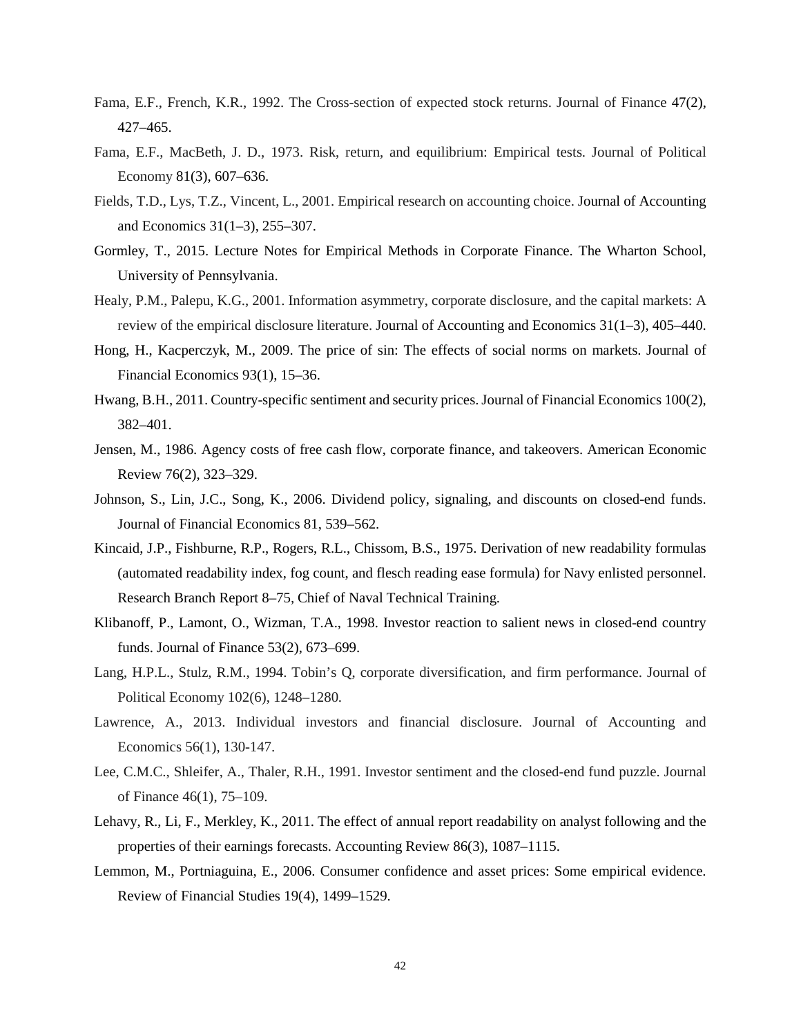Fama, E.F., French, K.R., 1992. The Cross-section of expected stock returns. Journal of Finance 47(2), 427–465.

Fama, E.F., MacBeth, J. D., 1973. Risk, return, and equilibrium: Empirical tests. Journal of Political Economy 81(3), 607–636.

Fields, T.D., Lys, T.Z., Vincent, L., 2001. Empirical research on accounting choice. Journal of Accounting and Economics 31(1–3), 255–307.

Gormley, T., 2015. Lecture Notes for Empirical Methods in Corporate Finance. The Wharton School, University of Pennsylvania.

Healy, P.M., Palepu, K.G., 2001. Information asymmetry, corporate disclosure, and the capital markets: A review of the empirical disclosure literature. Journal of Accounting and Economics 31(1–3), 405–440.

Hong, H., Kacperczyk, M., 2009. The price of sin: The effects of social norms on markets. Journal of Financial Economics 93(1), 15–36.

Hwang, B.H., 2011. Country-specific sentiment and security prices. Journal of Financial Economics 100(2), 382–401.

Jensen, M., 1986. Agency costs of free cash flow, corporate finance, and takeovers. American Economic Review 76(2), 323–329.

Johnson, S., Lin, J.C., Song, K., 2006. Dividend policy, signaling, and discounts on closed-end funds. Journal of Financial Economics 81, 539–562.

Kincaid, J.P., Fishburne, R.P., Rogers, R.L., Chissom, B.S., 1975. Derivation of new readability formulas (automated readability index, fog count, and flesch reading ease formula) for Navy enlisted personnel. Research Branch Report 8–75, Chief of Naval Technical Training.

Klibanoff, P., Lamont, O., Wizman, T.A., 1998. Investor reaction to salient news in closed-end country funds. Journal of Finance 53(2), 673–699.

Lang, H.P.L., Stulz, R.M., 1994. Tobin's Q, corporate diversification, and firm performance. Journal of Political Economy 102(6), 1248–1280.

Lawrence, A., 2013. Individual investors and financial disclosure. Journal of Accounting and Economics 56(1), 130-147.

Lee, C.M.C., Shleifer, A., Thaler, R.H., 1991. Investor sentiment and the closed-end fund puzzle. Journal of Finance 46(1), 75–109.

Lehavy, R., Li, F., Merkley, K., 2011. The effect of annual report readability on analyst following and the properties of their earnings forecasts. Accounting Review 86(3), 1087–1115.

Lemmon, M., Portniaguina, E., 2006. Consumer confidence and asset prices: Some empirical evidence. Review of Financial Studies 19(4), 1499–1529.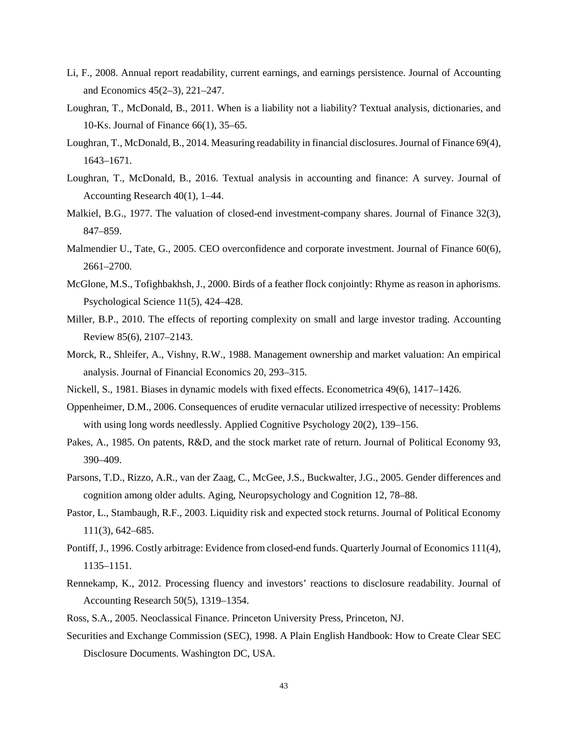Li, F., 2008. Annual report readability, current earnings, and earnings persistence. Journal of Accounting and Economics 45(2–3), 221–247.

Loughran, T., McDonald, B., 2011. When is a liability not a liability? Textual analysis, dictionaries, and 10-Ks. Journal of Finance 66(1), 35–65.

Loughran, T., McDonald, B., 2014. Measuring readability in financial disclosures. Journal of Finance 69(4), 1643–1671.

Loughran, T., McDonald, B., 2016. Textual analysis in accounting and finance: A survey. Journal of Accounting Research 40(1), 1–44.

Malkiel, B.G., 1977. The valuation of closed-end investment-company shares. Journal of Finance 32(3), 847–859.

Malmendier U., Tate, G., 2005. CEO overconfidence and corporate investment. Journal of Finance 60(6), 2661–2700.

McGlone, M.S., Tofighbakhsh, J., 2000. Birds of a feather flock conjointly: Rhyme as reason in aphorisms. Psychological Science 11(5), 424–428.

Miller, B.P., 2010. The effects of reporting complexity on small and large investor trading. Accounting Review 85(6), 2107–2143.

Morck, R., Shleifer, A., Vishny, R.W., 1988. Management ownership and market valuation: An empirical analysis. Journal of Financial Economics 20, 293–315.

Nickell, S., 1981. Biases in dynamic models with fixed effects. Econometrica 49(6), 1417–1426.

Oppenheimer, D.M., 2006. Consequences of erudite vernacular utilized irrespective of necessity: Problems with using long words needlessly. Applied Cognitive Psychology 20(2), 139–156.

Pakes, A., 1985. On patents, R&D, and the stock market rate of return. Journal of Political Economy 93, 390–409.

Parsons, T.D., Rizzo, A.R., van der Zaag, C., McGee, J.S., Buckwalter, J.G., 2005. Gender differences and cognition among older adults. Aging, Neuropsychology and Cognition 12, 78–88.

Pastor, L., Stambaugh, R.F., 2003. Liquidity risk and expected stock returns. Journal of Political Economy 111(3), 642–685.

Pontiff, J., 1996. Costly arbitrage: Evidence from closed-end funds. Quarterly Journal of Economics 111(4), 1135–1151.

Rennekamp, K., 2012. Processing fluency and investors' reactions to disclosure readability. Journal of Accounting Research 50(5), 1319–1354.

Ross, S.A., 2005. Neoclassical Finance. Princeton University Press, Princeton, NJ.

Securities and Exchange Commission (SEC), 1998. A Plain English Handbook: How to Create Clear SEC Disclosure Documents. Washington DC, USA.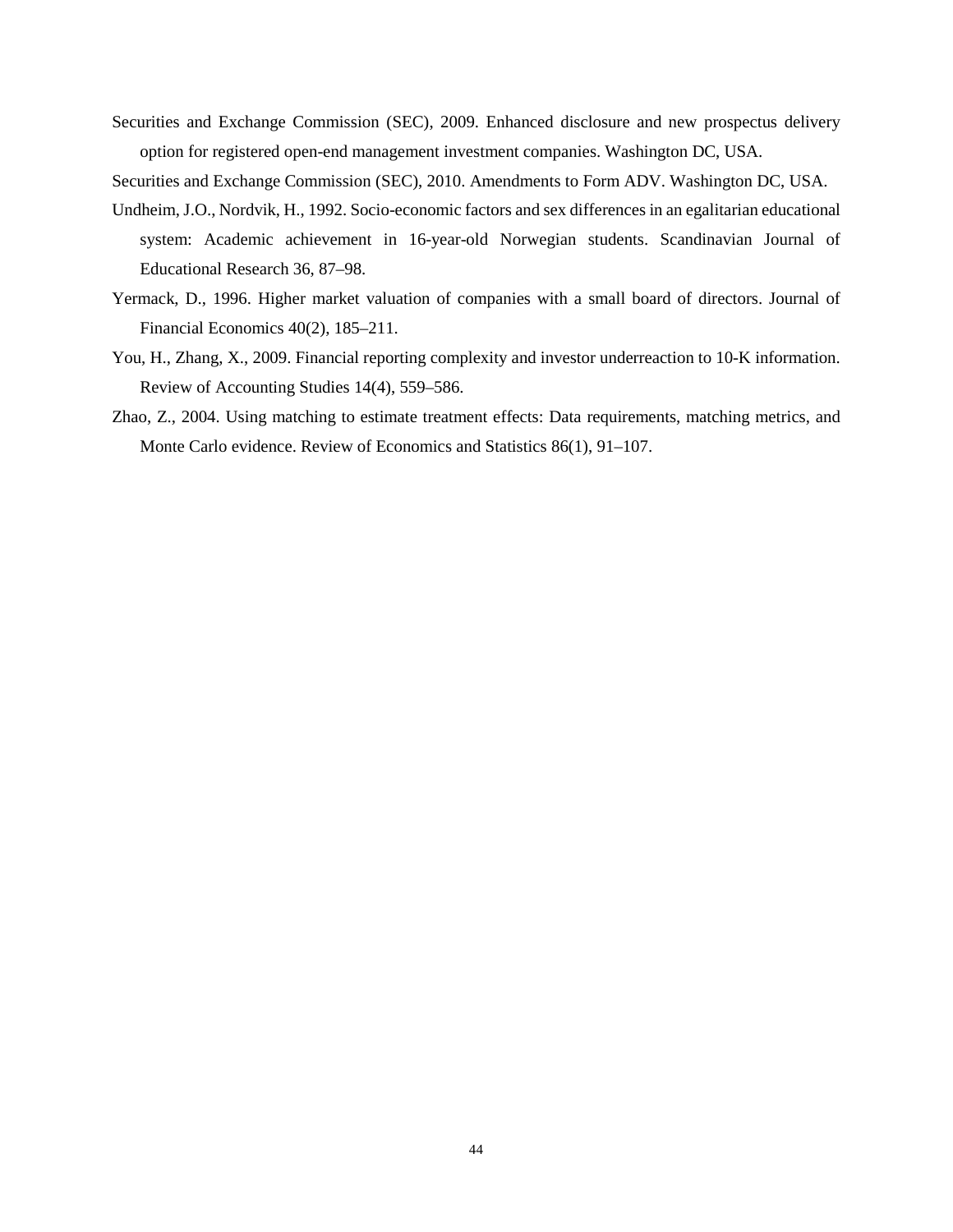Securities and Exchange Commission (SEC), 2009. Enhanced disclosure and new prospectus delivery option for registered open-end management investment companies. Washington DC, USA.

Securities and Exchange Commission (SEC), 2010. Amendments to Form ADV. Washington DC, USA.

Undheim, J.O., Nordvik, H., 1992. Socio-economic factors and sex differences in an egalitarian educational system: Academic achievement in 16-year-old Norwegian students. Scandinavian Journal of Educational Research 36, 87–98.

Yermack, D., 1996. Higher market valuation of companies with a small board of directors. Journal of Financial Economics 40(2), 185–211.

You, H., Zhang, X., 2009. Financial reporting complexity and investor underreaction to 10-K information. Review of Accounting Studies 14(4), 559–586.

Zhao, Z., 2004. Using matching to estimate treatment effects: Data requirements, matching metrics, and Monte Carlo evidence. Review of Economics and Statistics 86(1), 91–107.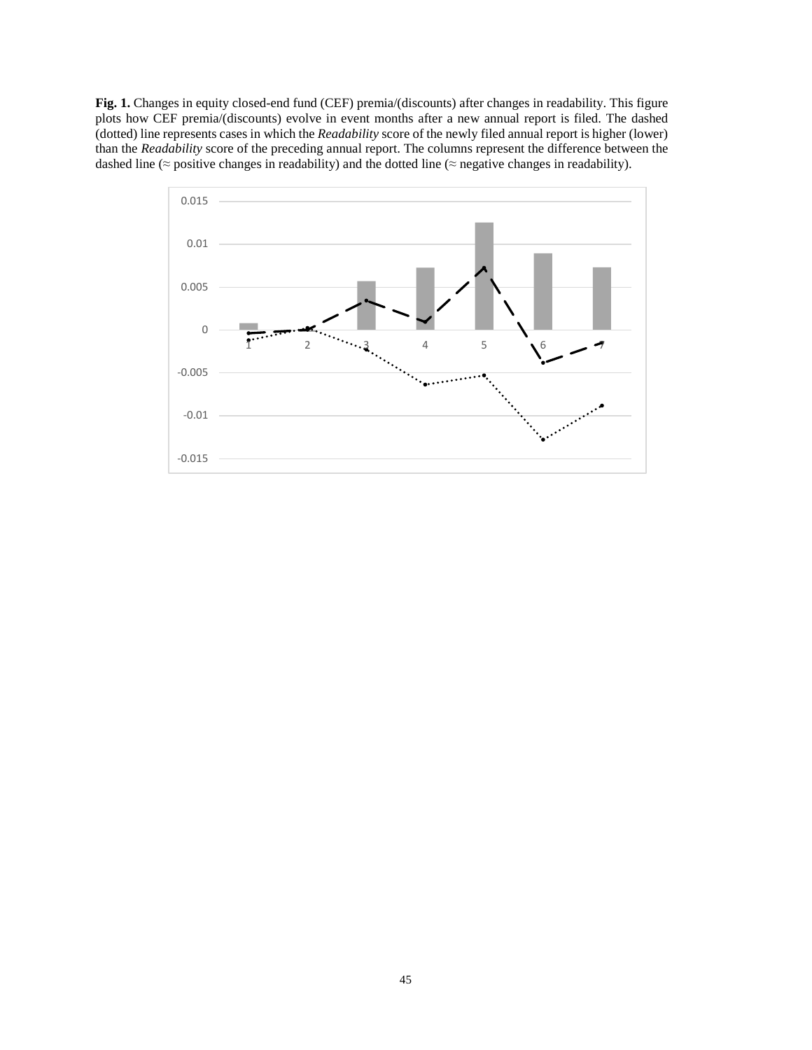**Fig. 1.** Changes in equity closed-end fund (CEF) premia/(discounts) after changes in readability. This figure plots how CEF premia/(discounts) evolve in event months after a new annual report is filed. The dashed (dotted) line represents cases in which the *Readability* score of the newly filed annual report is higher (lower) than the *Readability* score of the preceding annual report. The columns represent the difference between the dashed line (≈ positive changes in readability) and the dotted line (≈ negative changes in readability).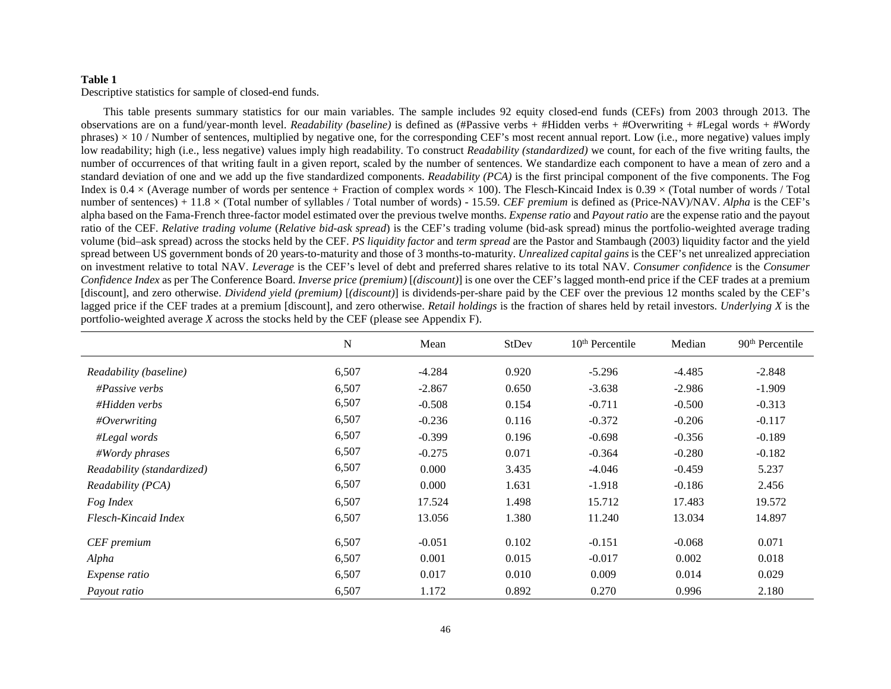**Table 1**

Descriptive statistics for sample of closed-end funds.

This table presents summary statistics for our main variables. The sample includes 92 equity closed-end funds (CEFs) from 2003 through 2013. The observations are on a fund/year-month level. *Readability (baseline)* is defined as (#Passive verbs + #Hidden verbs + #Overwriting + #Legal words + #Wordy phrases) × 10 / Number of sentences, multiplied by negative one, for the corresponding CEF's most recent annual report. Low (i.e., more negative) values imply low readability; high (i.e., less negative) values imply high readability. To construct *Readability (standardized)* we count, for each of the five writing faults, the number of occurrences of that writing fault in a given report, scaled by the number of sentences. We standardize each component to have a mean of zero and a standard deviation of one and we add up the five standardized components. *Readability (PCA)* is the first principal component of the five components. The Fog Index is 0.4 × (Average number of words per sentence + Fraction of complex words × 100). The Flesch-Kincaid Index is 0.39 × (Total number of words / Total number of sentences) + 11.8 × (Total number of syllables / Total number of words) - 15.59. *CEF premium* is defined as (Price-NAV)/NAV. *Alpha* is the CEF's alpha based on the Fama-French three-factor model estimated over the previous twelve months. *Expense ratio* and *Payout ratio* are the expense ratio and the payout ratio of the CEF. *Relative trading volume* (*Relative bid-ask spread*) is the CEF's trading volume (bid-ask spread) minus the portfolio-weighted average trading volume (bid–ask spread) across the stocks held by the CEF. *PS liquidity factor* and *term spread* are the Pastor and Stambaugh (2003) liquidity factor and the yield spread between US government bonds of 20 years-to-maturity and those of 3 months-to-maturity. *Unrealized capital gains* is the CEF's net unrealized appreciation on investment relative to total NAV. *Leverage* is the CEF's level of debt and preferred shares relative to its total NAV. *Consumer confidence* is the *Consumer Confidence Index* as per The Conference Board. *Inverse price (premium)* [*(discount)*] is one over the CEF's lagged month-end price if the CEF trades at a premium [discount], and zero otherwise. *Dividend yield (premium)* [*(discount)*] is dividends-per-share paid by the CEF over the previous 12 months scaled by the CEF's lagged price if the CEF trades at a premium [discount], and zero otherwise. *Retail holdings* is the fraction of shares held by retail investors. *Underlying X* is the portfolio-weighted average *X* across the stocks held by the CEF (please see Appendix F).

| | N | Mean | StDev | 10th Percentile | Median | 90th Percentile |
|---|---|---|---|---|---|---|
| *Readability (baseline)* | 6,507 | -4.284 | 0.920 | -5.296 | -4.485 | -2.848 |
| *#Passive verbs* | 6,507 | -2.867 | 0.650 | -3.638 | -2.986 | -1.909 |
| *#Hidden verbs* | 6,507 | -0.508 | 0.154 | -0.711 | -0.500 | -0.313 |
| *#Overwriting* | 6,507 | -0.236 | 0.116 | -0.372 | -0.206 | -0.117 |
| *#Legal words* | 6,507 | -0.399 | 0.196 | -0.698 | -0.356 | -0.189 |
| *#Wordy phrases* | 6,507 | -0.275 | 0.071 | -0.364 | -0.280 | -0.182 |
| *Readability (standardized)* | 6,507 | 0.000 | 3.435 | -4.046 | -0.459 | 5.237 |
| *Readability (PCA)* | 6,507 | 0.000 | 1.631 | -1.918 | -0.186 | 2.456 |
| *Fog Index* | 6,507 | 17.524 | 1.498 | 15.712 | 17.483 | 19.572 |
| *Flesch-Kincaid Index* | 6,507 | 13.056 | 1.380 | 11.240 | 13.034 | 14.897 |
| *CEF premium* | 6,507 | -0.051 | 0.102 | -0.151 | -0.068 | 0.071 |
| *Alpha* | 6,507 | 0.001 | 0.015 | -0.017 | 0.002 | 0.018 |
| *Expense ratio* | 6,507 | 0.017 | 0.010 | 0.009 | 0.014 | 0.029 |
| *Payout ratio* | 6,507 | 1.172 | 0.892 | 0.270 | 0.996 | 2.180 |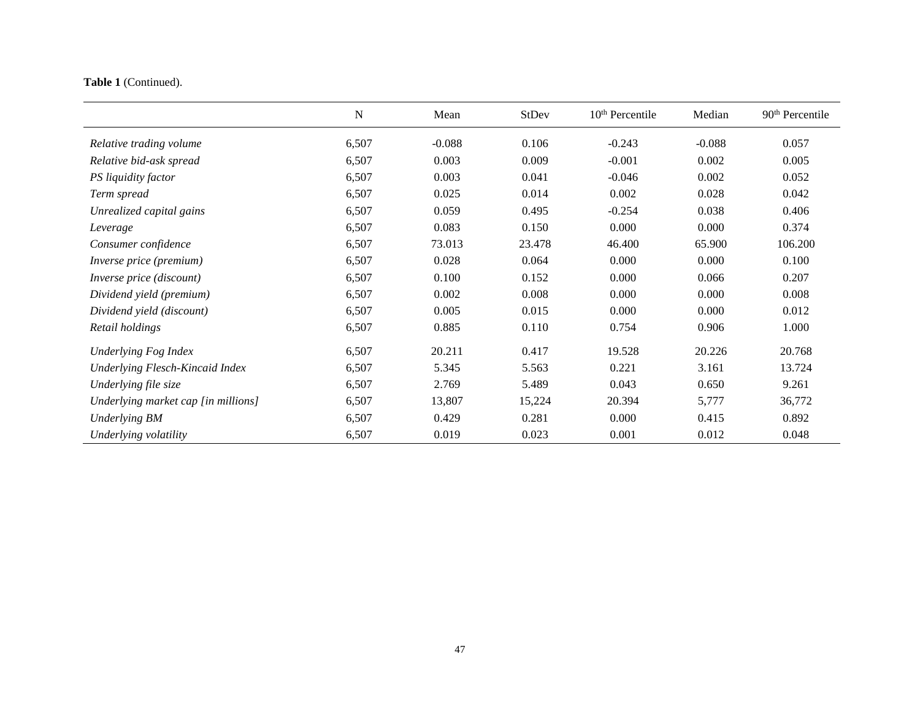**Table 1** (Continued).

| | N | Mean | StDev | 10th Percentile | Median | 90th Percentile |
|---|---|---|---|---|---|---|
| *Relative trading volume* | 6,507 | -0.088 | 0.106 | -0.243 | -0.088 | 0.057 |
| *Relative bid-ask spread* | 6,507 | 0.003 | 0.009 | -0.001 | 0.002 | 0.005 |
| *PS liquidity factor* | 6,507 | 0.003 | 0.041 | -0.046 | 0.002 | 0.052 |
| *Term spread* | 6,507 | 0.025 | 0.014 | 0.002 | 0.028 | 0.042 |
| *Unrealized capital gains* | 6,507 | 0.059 | 0.495 | -0.254 | 0.038 | 0.406 |
| *Leverage* | 6,507 | 0.083 | 0.150 | 0.000 | 0.000 | 0.374 |
| *Consumer confidence* | 6,507 | 73.013 | 23.478 | 46.400 | 65.900 | 106.200 |
| *Inverse price (premium)* | 6,507 | 0.028 | 0.064 | 0.000 | 0.000 | 0.100 |
| *Inverse price (discount)* | 6,507 | 0.100 | 0.152 | 0.000 | 0.066 | 0.207 |
| *Dividend yield (premium)* | 6,507 | 0.002 | 0.008 | 0.000 | 0.000 | 0.008 |
| *Dividend yield (discount)* | 6,507 | 0.005 | 0.015 | 0.000 | 0.000 | 0.012 |
| *Retail holdings* | 6,507 | 0.885 | 0.110 | 0.754 | 0.906 | 1.000 |
| *Underlying Fog Index* | 6,507 | 20.211 | 0.417 | 19.528 | 20.226 | 20.768 |
| *Underlying Flesch-Kincaid Index* | 6,507 | 5.345 | 5.563 | 0.221 | 3.161 | 13.724 |
| *Underlying file size* | 6,507 | 2.769 | 5.489 | 0.043 | 0.650 | 9.261 |
| *Underlying market cap [in millions]* | 6,507 | 13,807 | 15,224 | 20.394 | 5,777 | 36,772 |
| *Underlying BM* | 6,507 | 0.429 | 0.281 | 0.000 | 0.415 | 0.892 |
| *Underlying volatility* | 6,507 | 0.019 | 0.023 | 0.001 | 0.012 | 0.048 |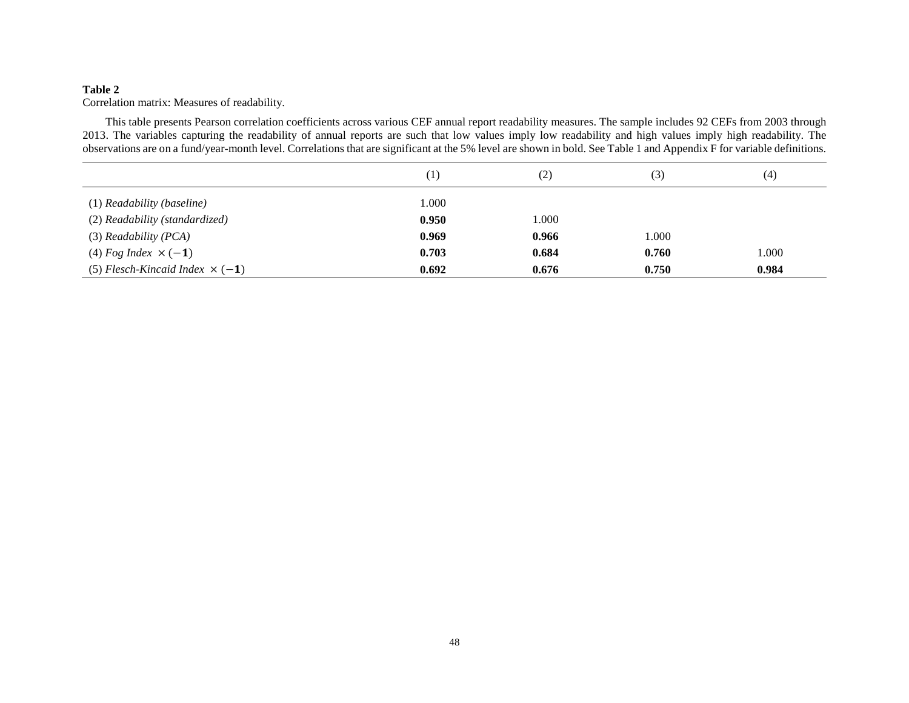**Table 2**

Correlation matrix: Measures of readability.

This table presents Pearson correlation coefficients across various CEF annual report readability measures. The sample includes 92 CEFs from 2003 through 2013. The variables capturing the readability of annual reports are such that low values imply low readability and high values imply high readability. The observations are on a fund/year-month level. Correlations that are significant at the 5% level are shown in bold. See Table 1 and Appendix F for variable definitions.

| | (1) | (2) | (3) | (4) |
|---|---|---|---|---|
| (1) *Readability (baseline)* | 1.000 | | | |
| (2) *Readability (standardized)* | **0.950** | 1.000 | | |
| (3) *Readability (PCA)* | **0.969** | **0.966** | 1.000 | |
| (4) *Fog Index* $\times (-\mathbf{1})$ | **0.703** | **0.684** | **0.760** | 1.000 |
| (5) *Flesch-Kincaid Index* $\times (-\mathbf{1})$ | **0.692** | **0.676** | **0.750** | **0.984** |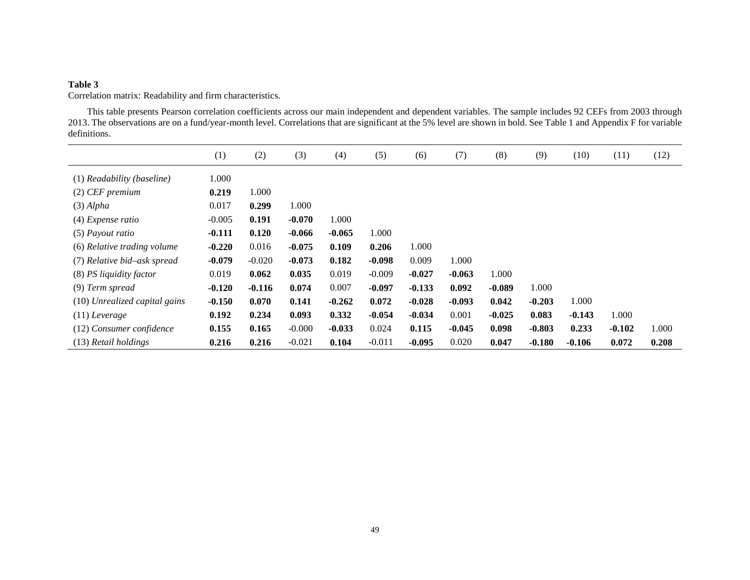**Table 3**

Correlation matrix: Readability and firm characteristics.

This table presents Pearson correlation coefficients across our main independent and dependent variables. The sample includes 92 CEFs from 2003 through 2013. The observations are on a fund/year-month level. Correlations that are significant at the 5% level are shown in bold. See Table 1 and Appendix F for variable definitions.

| | (1) | (2) | (3) | (4) | (5) | (6) | (7) | (8) | (9) | (10) | (11) | (12) |
|---|---|---|---|---|---|---|---|---|---|---|---|---|
| (1) *Readability (baseline)* | 1.000 | | | | | | | | | | | |
| (2) *CEF premium* | **0.219** | 1.000 | | | | | | | | | | |
| (3) *Alpha* | 0.017 | **0.299** | 1.000 | | | | | | | | | |
| (4) *Expense ratio* | -0.005 | **0.191** | **-0.070** | 1.000 | | | | | | | | |
| (5) *Payout ratio* | **-0.111** | **0.120** | **-0.066** | **-0.065** | 1.000 | | | | | | | |
| (6) *Relative trading volume* | **-0.220** | 0.016 | **-0.075** | **0.109** | **0.206** | 1.000 | | | | | | |
| (7) *Relative bid–ask spread* | **-0.079** | -0.020 | **-0.073** | **0.182** | **-0.098** | 0.009 | 1.000 | | | | | |
| (8) *PS liquidity factor* | 0.019 | **0.062** | **0.035** | 0.019 | -0.009 | **-0.027** | **-0.063** | 1.000 | | | | |
| (9) *Term spread* | **-0.120** | **-0.116** | **0.074** | 0.007 | **-0.097** | **-0.133** | **0.092** | **-0.089** | 1.000 | | | |
| (10) *Unrealized capital gains* | **-0.150** | **0.070** | **0.141** | **-0.262** | **0.072** | **-0.028** | **-0.093** | **0.042** | **-0.203** | 1.000 | | |
| (11) *Leverage* | **0.192** | **0.234** | **0.093** | **0.332** | **-0.054** | **-0.034** | 0.001 | **-0.025** | **0.083** | **-0.143** | 1.000 | |
| (12) *Consumer confidence* | **0.155** | **0.165** | -0.000 | **-0.033** | 0.024 | **0.115** | **-0.045** | **0.098** | **-0.803** | **0.233** | **-0.102** | 1.000 |
| (13) *Retail holdings* | **0.216** | **0.216** | -0.021 | **0.104** | -0.011 | **-0.095** | 0.020 | **0.047** | **-0.180** | **-0.106** | **0.072** | **0.208** |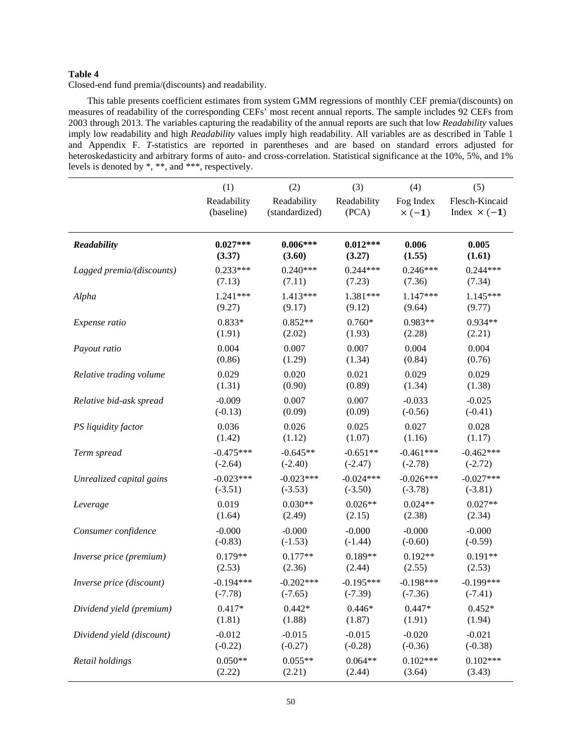**Table 4**

Closed-end fund premia/(discounts) and readability.

This table presents coefficient estimates from system GMM regressions of monthly CEF premia/(discounts) on measures of readability of the corresponding CEFs' most recent annual reports. The sample includes 92 CEFs from 2003 through 2013. The variables capturing the readability of the annual reports are such that low *Readability* values imply low readability and high *Readability* values imply high readability. All variables are as described in Table 1 and Appendix F. *T*-statistics are reported in parentheses and are based on standard errors adjusted for heteroskedasticity and arbitrary forms of auto- and cross-correlation. Statistical significance at the 10%, 5%, and 1% levels is denoted by *, **, and ***, respectively.

| | (1) | (2) | (3) | (4) | (5) |
|---|---|---|---|---|---|
| | Readability (baseline) | Readability (standardized) | Readability (PCA) | Fog Index $\times(-\mathbf{1})$ | Flesch-Kincaid Index $\times(-\mathbf{1})$ |
| ***Readability*** | **0.027***** | **0.006***** | **0.012***** | **0.006** | **0.005** |
| | **(3.37)** | **(3.60)** | **(3.27)** | **(1.55)** | **(1.61)** |
| *Lagged premia/(discounts)* | 0.233*** | 0.240*** | 0.244*** | 0.246*** | 0.244*** |
| | (7.13) | (7.11) | (7.23) | (7.36) | (7.34) |
| *Alpha* | 1.241*** | 1.413*** | 1.381*** | 1.147*** | 1.145*** |
| | (9.27) | (9.17) | (9.12) | (9.64) | (9.77) |
| *Expense ratio* | 0.833* | 0.852** | 0.760* | 0.983** | 0.934** |
| | (1.91) | (2.02) | (1.93) | (2.28) | (2.21) |
| *Payout ratio* | 0.004 | 0.007 | 0.007 | 0.004 | 0.004 |
| | (0.86) | (1.29) | (1.34) | (0.84) | (0.76) |
| *Relative trading volume* | 0.029 | 0.020 | 0.021 | 0.029 | 0.029 |
| | (1.31) | (0.90) | (0.89) | (1.34) | (1.38) |
| *Relative bid-ask spread* | -0.009 | 0.007 | 0.007 | -0.033 | -0.025 |
| | (-0.13) | (0.09) | (0.09) | (-0.56) | (-0.41) |
| *PS liquidity factor* | 0.036 | 0.026 | 0.025 | 0.027 | 0.028 |
| | (1.42) | (1.12) | (1.07) | (1.16) | (1.17) |
| *Term spread* | -0.475*** | -0.645** | -0.651** | -0.461*** | -0.462*** |
| | (-2.64) | (-2.40) | (-2.47) | (-2.78) | (-2.72) |
| *Unrealized capital gains* | -0.023*** | -0.023*** | -0.024*** | -0.026*** | -0.027*** |
| | (-3.51) | (-3.53) | (-3.50) | (-3.78) | (-3.81) |
| *Leverage* | 0.019 | 0.030** | 0.026** | 0.024** | 0.027** |
| | (1.64) | (2.49) | (2.15) | (2.38) | (2.34) |
| *Consumer confidence* | -0.000 | -0.000 | -0.000 | -0.000 | -0.000 |
| | (-0.83) | (-1.53) | (-1.44) | (-0.60) | (-0.59) |
| *Inverse price (premium)* | 0.179** | 0.177** | 0.189** | 0.192** | 0.191** |
| | (2.53) | (2.36) | (2.44) | (2.55) | (2.53) |
| *Inverse price (discount)* | -0.194*** | -0.202*** | -0.195*** | -0.198*** | -0.199*** |
| | (-7.78) | (-7.65) | (-7.39) | (-7.36) | (-7.41) |
| *Dividend yield (premium)* | 0.417* | 0.442* | 0.446* | 0.447* | 0.452* |
| | (1.81) | (1.88) | (1.87) | (1.91) | (1.94) |
| *Dividend yield (discount)* | -0.012 | -0.015 | -0.015 | -0.020 | -0.021 |
| | (-0.22) | (-0.27) | (-0.28) | (-0.36) | (-0.38) |
| *Retail holdings* | 0.050** | 0.055** | 0.064** | 0.102*** | 0.102*** |
| | (2.22) | (2.21) | (2.44) | (3.64) | (3.43) |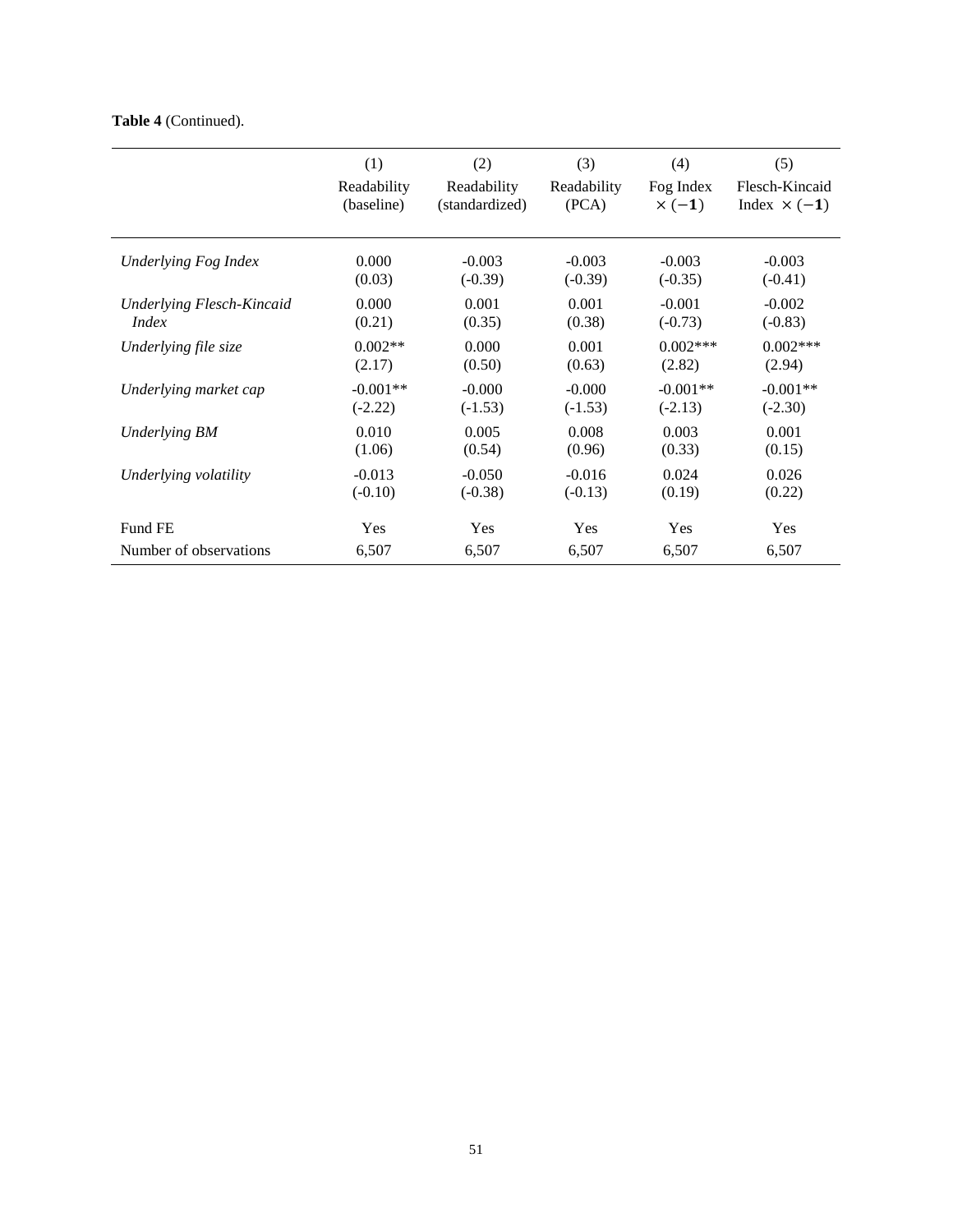**Table 4** (Continued).

| | (1)<br>Readability<br>(baseline) | (2)<br>Readability<br>(standardized) | (3)<br>Readability<br>(PCA) | (4)<br>Fog Index<br>$\times (-1)$ | (5)<br>Flesch-Kincaid<br>Index $\times (-1)$ |
|---|---|---|---|---|---|
| *Underlying Fog Index* | 0.000<br>(0.03) | -0.003<br>(-0.39) | -0.003<br>(-0.39) | -0.003<br>(-0.35) | -0.003<br>(-0.41) |
| *Underlying Flesch-Kincaid Index* | 0.000<br>(0.21) | 0.001<br>(0.35) | 0.001<br>(0.38) | -0.001<br>(-0.73) | -0.002<br>(-0.83) |
| *Underlying file size* | 0.002**<br>(2.17) | 0.000<br>(0.50) | 0.001<br>(0.63) | 0.002***<br>(2.82) | 0.002***<br>(2.94) |
| *Underlying market cap* | -0.001**<br>(-2.22) | -0.000<br>(-1.53) | -0.000<br>(-1.53) | -0.001**<br>(-2.13) | -0.001**<br>(-2.30) |
| *Underlying BM* | 0.010<br>(1.06) | 0.005<br>(0.54) | 0.008<br>(0.96) | 0.003<br>(0.33) | 0.001<br>(0.15) |
| *Underlying volatility* | -0.013<br>(-0.10) | -0.050<br>(-0.38) | -0.016<br>(-0.13) | 0.024<br>(0.19) | 0.026<br>(0.22) |
| Fund FE | Yes | Yes | Yes | Yes | Yes |
| Number of observations | 6,507 | 6,507 | 6,507 | 6,507 | 6,507 |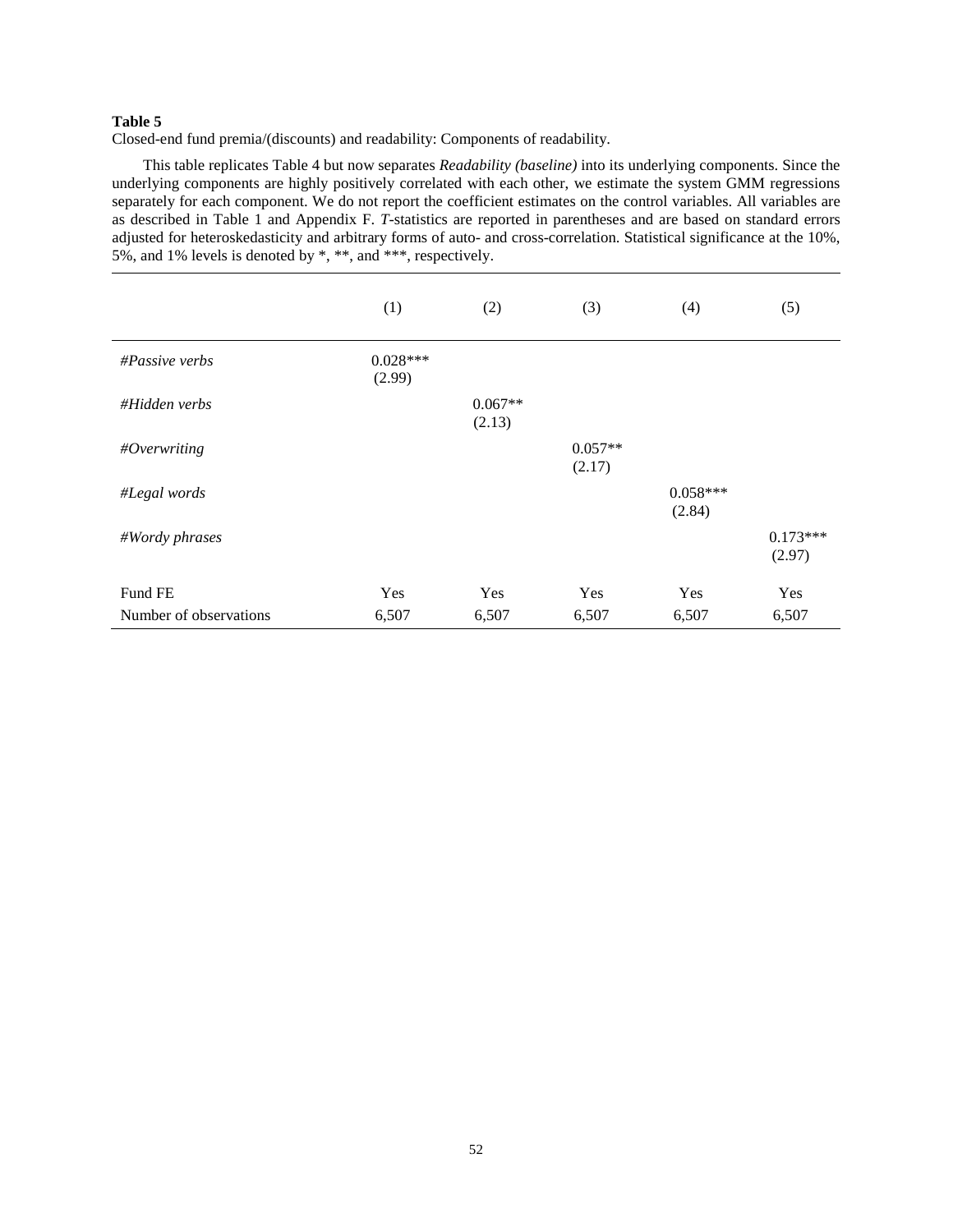**Table 5**

Closed-end fund premia/(discounts) and readability: Components of readability.

This table replicates Table 4 but now separates *Readability (baseline)* into its underlying components. Since the underlying components are highly positively correlated with each other, we estimate the system GMM regressions separately for each component. We do not report the coefficient estimates on the control variables. All variables are as described in Table 1 and Appendix F. *T*-statistics are reported in parentheses and are based on standard errors adjusted for heteroskedasticity and arbitrary forms of auto- and cross-correlation. Statistical significance at the 10%, 5%, and 1% levels is denoted by *, **, and ***, respectively.

| | (1) | (2) | (3) | (4) | (5) |
|---|---|---|---|---|---|
| *#Passive verbs* | 0.028*** (2.99) | | | | |
| *#Hidden verbs* | | 0.067** (2.13) | | | |
| *#Overwriting* | | | 0.057** (2.17) | | |
| *#Legal words* | | | | 0.058*** (2.84) | |
| *#Wordy phrases* | | | | | 0.173*** (2.97) |
| Fund FE | Yes | Yes | Yes | Yes | Yes |
| Number of observations | 6,507 | 6,507 | 6,507 | 6,507 | 6,507 |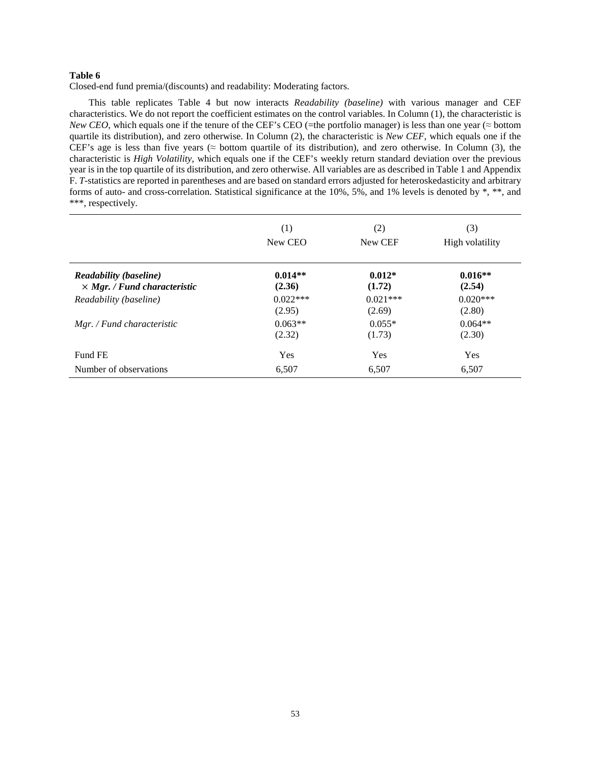**Table 6**

Closed-end fund premia/(discounts) and readability: Moderating factors.

This table replicates Table 4 but now interacts *Readability (baseline)* with various manager and CEF characteristics. We do not report the coefficient estimates on the control variables. In Column (1), the characteristic is *New CEO*, which equals one if the tenure of the CEF's CEO (=the portfolio manager) is less than one year (≈ bottom quartile its distribution), and zero otherwise. In Column (2), the characteristic is *New CEF*, which equals one if the CEF's age is less than five years (≈ bottom quartile of its distribution), and zero otherwise. In Column (3), the characteristic is *High Volatility*, which equals one if the CEF's weekly return standard deviation over the previous year is in the top quartile of its distribution, and zero otherwise. All variables are as described in Table 1 and Appendix F. *T*-statistics are reported in parentheses and are based on standard errors adjusted for heteroskedasticity and arbitrary forms of auto- and cross-correlation. Statistical significance at the 10%, 5%, and 1% levels is denoted by \*, \*\*, and \*\*\*, respectively.

| | (1) | (2) | (3) |
|---|---|---|---|
| | New CEO | New CEF | High volatility |
| ***Readability (baseline)*** | **0.014\*\*** | **0.012\*** | **0.016\*\*** |
| ***× Mgr. / Fund characteristic*** | **(2.36)** | **(1.72)** | **(2.54)** |
| *Readability (baseline)* | 0.022\*\*\* | 0.021\*\*\* | 0.020\*\*\* |
| | (2.95) | (2.69) | (2.80) |
| *Mgr. / Fund characteristic* | 0.063\*\* | 0.055\* | 0.064\*\* |
| | (2.32) | (1.73) | (2.30) |
| Fund FE | Yes | Yes | Yes |
| Number of observations | 6,507 | 6,507 | 6,507 |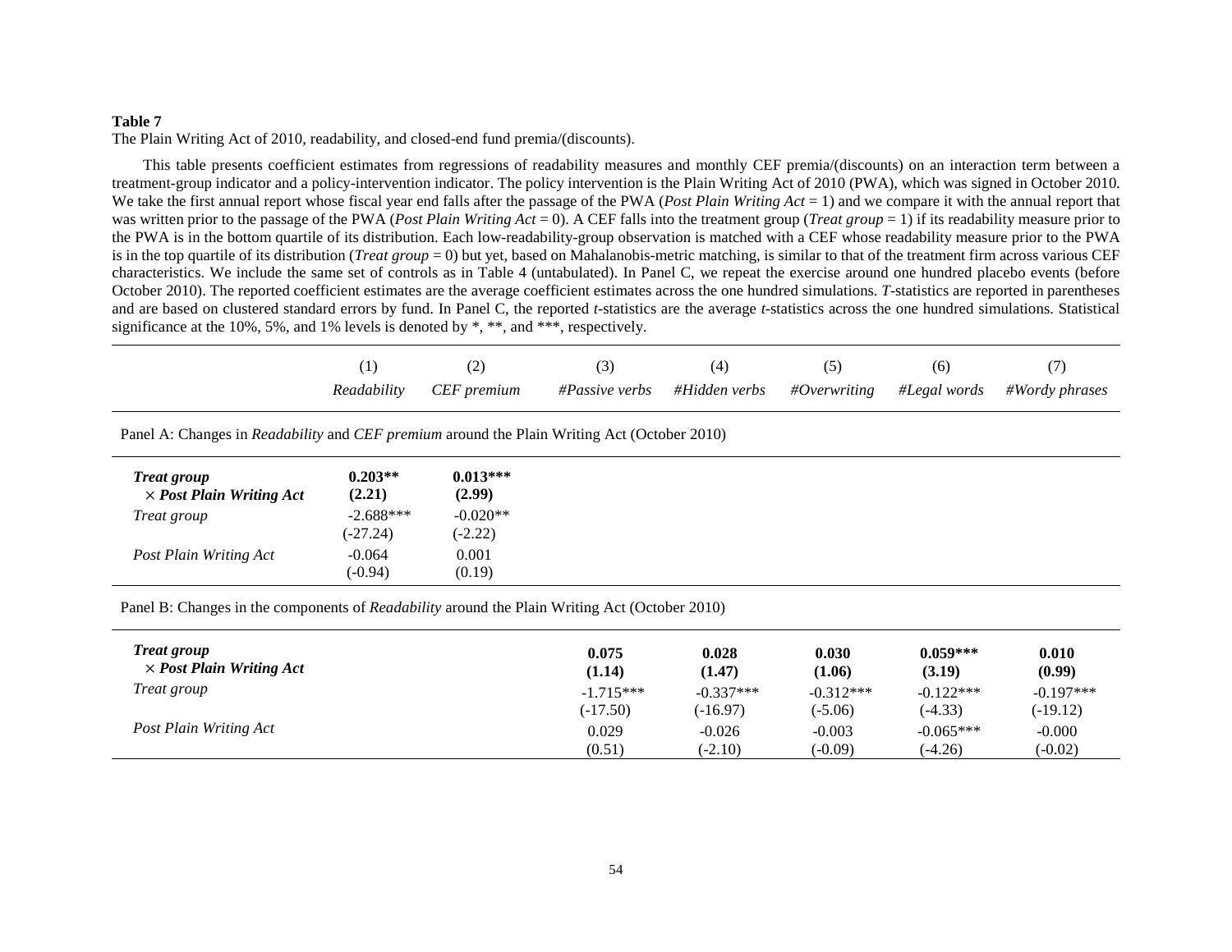**Table 7**

The Plain Writing Act of 2010, readability, and closed-end fund premia/(discounts).

This table presents coefficient estimates from regressions of readability measures and monthly CEF premia/(discounts) on an interaction term between a treatment-group indicator and a policy-intervention indicator. The policy intervention is the Plain Writing Act of 2010 (PWA), which was signed in October 2010. We take the first annual report whose fiscal year end falls after the passage of the PWA (*Post Plain Writing Act* = 1) and we compare it with the annual report that was written prior to the passage of the PWA (*Post Plain Writing Act* = 0). A CEF falls into the treatment group (*Treat group* = 1) if its readability measure prior to the PWA is in the bottom quartile of its distribution. Each low-readability-group observation is matched with a CEF whose readability measure prior to the PWA is in the top quartile of its distribution (*Treat group* = 0) but yet, based on Mahalanobis-metric matching, is similar to that of the treatment firm across various CEF characteristics. We include the same set of controls as in Table 4 (untabulated). In Panel C, we repeat the exercise around one hundred placebo events (before October 2010). The reported coefficient estimates are the average coefficient estimates across the one hundred simulations. *T*-statistics are reported in parentheses and are based on clustered standard errors by fund. In Panel C, the reported *t*-statistics are the average *t*-statistics across the one hundred simulations. Statistical significance at the 10%, 5%, and 1% levels is denoted by *, **, and ***, respectively.

| | (1) | (2) | (3) | (4) | (5) | (6) | (7) |
|---|---|---|---|---|---|---|---|
| | *Readability* | *CEF premium* | *#Passive verbs* | *#Hidden verbs* | *#Overwriting* | *#Legal words* | *#Wordy phrases* |
| Panel A: Changes in *Readability* and *CEF premium* around the Plain Writing Act (October 2010) | | | | | | | |
| ***Treat group × Post Plain Writing Act*** | **0.203**** | **0.013***** | | | | | |
| | **(2.21)** | **(2.99)** | | | | | |
| *Treat group* | -2.688*** | -0.020** | | | | | |
| | (-27.24) | (-2.22) | | | | | |
| *Post Plain Writing Act* | -0.064 | 0.001 | | | | | |
| | (-0.94) | (0.19) | | | | | |
| Panel B: Changes in the components of *Readability* around the Plain Writing Act (October 2010) | | | | | | | |
| ***Treat group × Post Plain Writing Act*** | | | **0.075** | **0.028** | **0.030** | **0.059***** | **0.010** |
| | | | **(1.14)** | **(1.47)** | **(1.06)** | **(3.19)** | **(0.99)** |
| *Treat group* | | | -1.715*** | -0.337*** | -0.312*** | -0.122*** | -0.197*** |
| | | | (-17.50) | (-16.97) | (-5.06) | (-4.33) | (-19.12) |
| *Post Plain Writing Act* | | | 0.029 | -0.026 | -0.003 | -0.065*** | -0.000 |
| | | | (0.51) | (-2.10) | (-0.09) | (-4.26) | (-0.02) |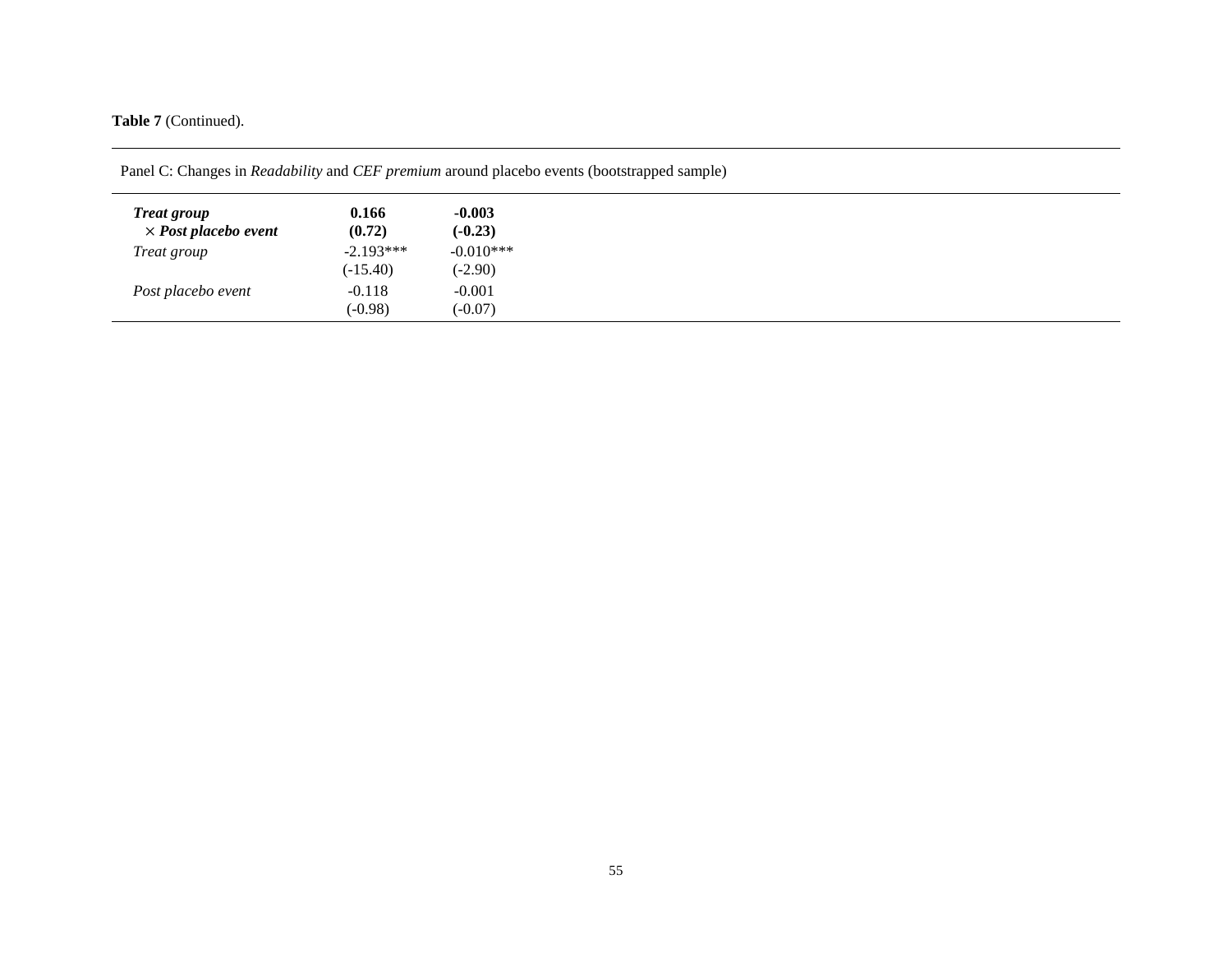**Table 7** (Continued).

| Panel C: Changes in *Readability* and *CEF premium* around placebo events (bootstrapped sample) | | |
|---|---|---|
| ***Treat group*** | **0.166** | **-0.003** |
| **× *Post placebo event*** | **(0.72)** | **(-0.23)** |
| *Treat group* | -2.193*** | -0.010*** |
| | (-15.40) | (-2.90) |
| *Post placebo event* | -0.118 | -0.001 |
| | (-0.98) | (-0.07) |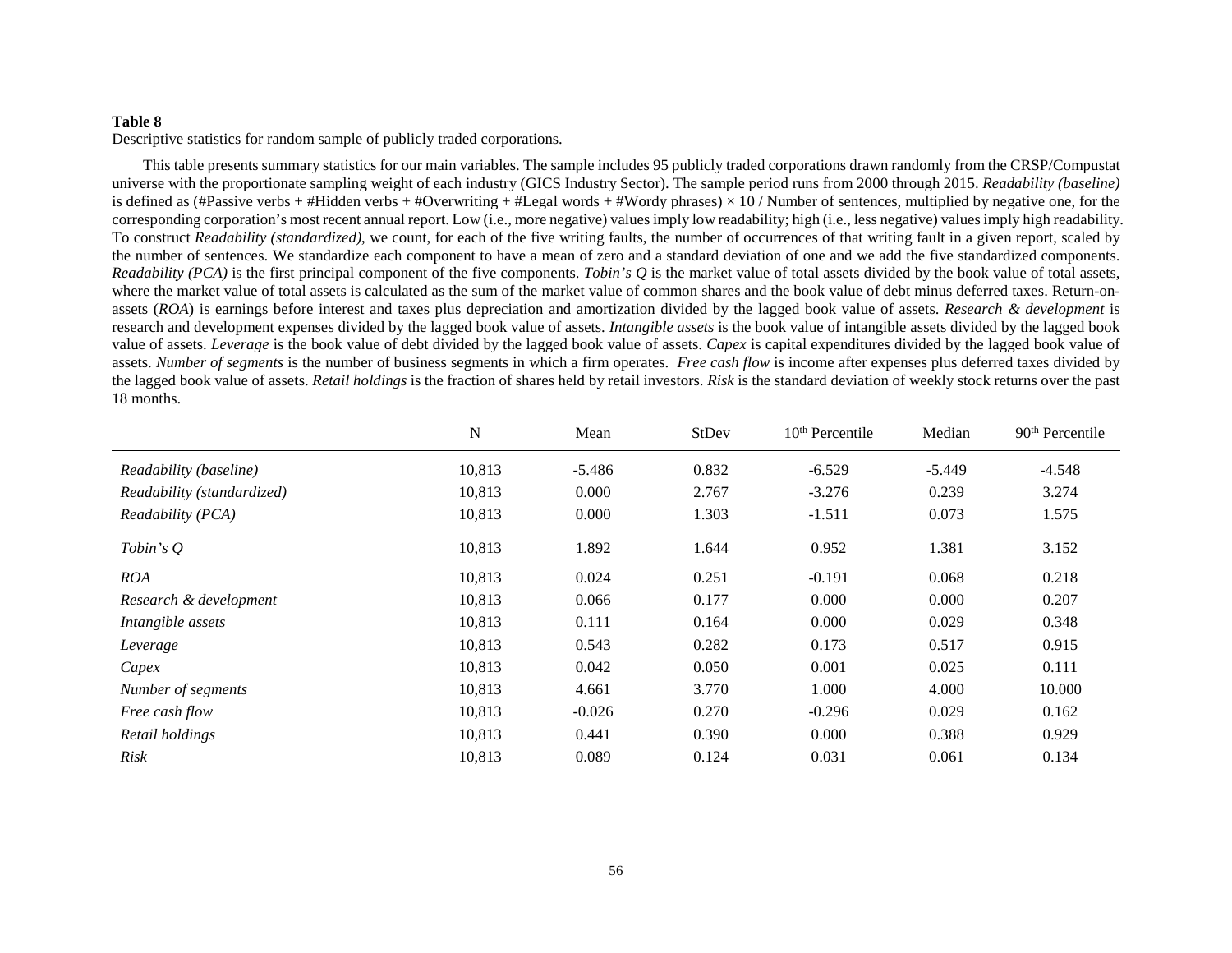**Table 8**

Descriptive statistics for random sample of publicly traded corporations.

This table presents summary statistics for our main variables. The sample includes 95 publicly traded corporations drawn randomly from the CRSP/Compustat universe with the proportionate sampling weight of each industry (GICS Industry Sector). The sample period runs from 2000 through 2015. *Readability (baseline)* is defined as (#Passive verbs + #Hidden verbs + #Overwriting + #Legal words + #Wordy phrases) × 10 / Number of sentences, multiplied by negative one, for the corresponding corporation's most recent annual report. Low (i.e., more negative) values imply low readability; high (i.e., less negative) values imply high readability. To construct *Readability (standardized)*, we count, for each of the five writing faults, the number of occurrences of that writing fault in a given report, scaled by the number of sentences. We standardize each component to have a mean of zero and a standard deviation of one and we add the five standardized components. *Readability (PCA)* is the first principal component of the five components. *Tobin's Q* is the market value of total assets divided by the book value of total assets, where the market value of total assets is calculated as the sum of the market value of common shares and the book value of debt minus deferred taxes. Return-on-assets (*ROA*) is earnings before interest and taxes plus depreciation and amortization divided by the lagged book value of assets. *Research & development* is research and development expenses divided by the lagged book value of assets. *Intangible assets* is the book value of intangible assets divided by the lagged book value of assets. *Leverage* is the book value of debt divided by the lagged book value of assets. *Capex* is capital expenditures divided by the lagged book value of assets. *Number of segments* is the number of business segments in which a firm operates. *Free cash flow* is income after expenses plus deferred taxes divided by the lagged book value of assets. *Retail holdings* is the fraction of shares held by retail investors. *Risk* is the standard deviation of weekly stock returns over the past 18 months.

| | N | Mean | StDev | 10th Percentile | Median | 90th Percentile |
|---|---|---|---|---|---|---|
| *Readability (baseline)* | 10,813 | -5.486 | 0.832 | -6.529 | -5.449 | -4.548 |
| *Readability (standardized)* | 10,813 | 0.000 | 2.767 | -3.276 | 0.239 | 3.274 |
| *Readability (PCA)* | 10,813 | 0.000 | 1.303 | -1.511 | 0.073 | 1.575 |
| *Tobin's Q* | 10,813 | 1.892 | 1.644 | 0.952 | 1.381 | 3.152 |
| *ROA* | 10,813 | 0.024 | 0.251 | -0.191 | 0.068 | 0.218 |
| *Research & development* | 10,813 | 0.066 | 0.177 | 0.000 | 0.000 | 0.207 |
| *Intangible assets* | 10,813 | 0.111 | 0.164 | 0.000 | 0.029 | 0.348 |
| *Leverage* | 10,813 | 0.543 | 0.282 | 0.173 | 0.517 | 0.915 |
| *Capex* | 10,813 | 0.042 | 0.050 | 0.001 | 0.025 | 0.111 |
| *Number of segments* | 10,813 | 4.661 | 3.770 | 1.000 | 4.000 | 10.000 |
| *Free cash flow* | 10,813 | -0.026 | 0.270 | -0.296 | 0.029 | 0.162 |
| *Retail holdings* | 10,813 | 0.441 | 0.390 | 0.000 | 0.388 | 0.929 |
| *Risk* | 10,813 | 0.089 | 0.124 | 0.031 | 0.061 | 0.134 |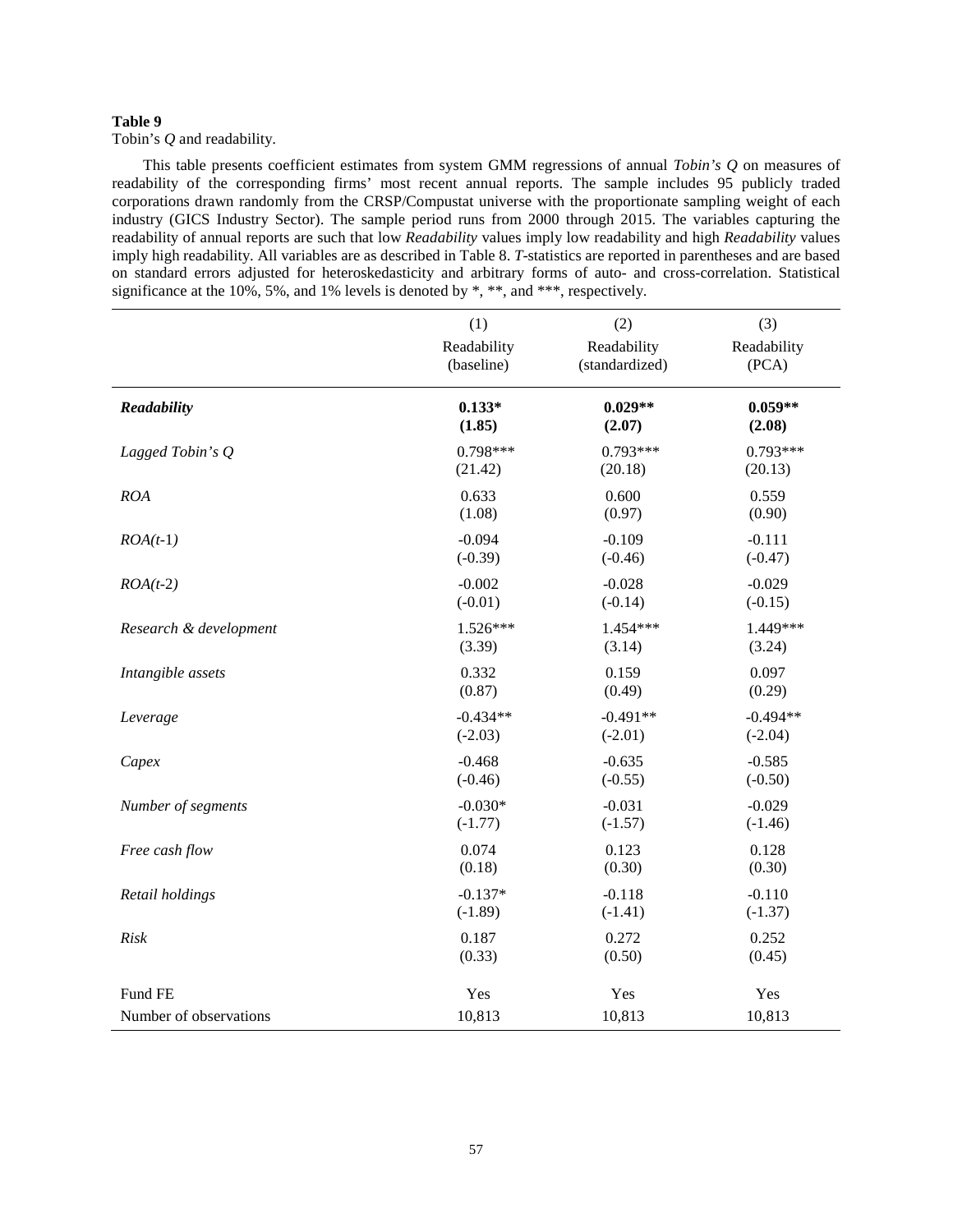**Table 9**

Tobin's *Q* and readability.

This table presents coefficient estimates from system GMM regressions of annual *Tobin's Q* on measures of readability of the corresponding firms' most recent annual reports. The sample includes 95 publicly traded corporations drawn randomly from the CRSP/Compustat universe with the proportionate sampling weight of each industry (GICS Industry Sector). The sample period runs from 2000 through 2015. The variables capturing the readability of annual reports are such that low *Readability* values imply low readability and high *Readability* values imply high readability. All variables are as described in Table 8. *T*-statistics are reported in parentheses and are based on standard errors adjusted for heteroskedasticity and arbitrary forms of auto- and cross-correlation. Statistical significance at the 10%, 5%, and 1% levels is denoted by *, **, and ***, respectively.

| | (1) Readability (baseline) | (2) Readability (standardized) | (3) Readability (PCA) |
|---|---|---|---|
| ***Readability*** | **0.133*** | **0.029**** | **0.059**** |
| | **(1.85)** | **(2.07)** | **(2.08)** |
| *Lagged Tobin's Q* | 0.798*** | 0.793*** | 0.793*** |
| | (21.42) | (20.18) | (20.13) |
| *ROA* | 0.633 | 0.600 | 0.559 |
| | (1.08) | (0.97) | (0.90) |
| *ROA(t-1)* | -0.094 | -0.109 | -0.111 |
| | (-0.39) | (-0.46) | (-0.47) |
| *ROA(t-2)* | -0.002 | -0.028 | -0.029 |
| | (-0.01) | (-0.14) | (-0.15) |
| *Research & development* | 1.526*** | 1.454*** | 1.449*** |
| | (3.39) | (3.14) | (3.24) |
| *Intangible assets* | 0.332 | 0.159 | 0.097 |
| | (0.87) | (0.49) | (0.29) |
| *Leverage* | -0.434** | -0.491** | -0.494** |
| | (-2.03) | (-2.01) | (-2.04) |
| *Capex* | -0.468 | -0.635 | -0.585 |
| | (-0.46) | (-0.55) | (-0.50) |
| *Number of segments* | -0.030* | -0.031 | -0.029 |
| | (-1.77) | (-1.57) | (-1.46) |
| *Free cash flow* | 0.074 | 0.123 | 0.128 |
| | (0.18) | (0.30) | (0.30) |
| *Retail holdings* | -0.137* | -0.118 | -0.110 |
| | (-1.89) | (-1.41) | (-1.37) |
| *Risk* | 0.187 | 0.272 | 0.252 |
| | (0.33) | (0.50) | (0.45) |
| Fund FE | Yes | Yes | Yes |
| Number of observations | 10,813 | 10,813 | 10,813 |